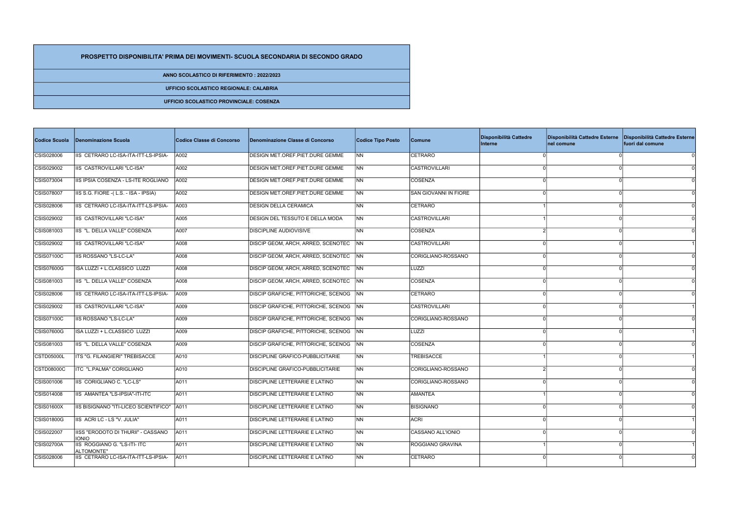# PROSPETTO DISPONIBILITA' PRIMA DEI MOVIMENTI- SCUOLA SECONDARIA DI SECONDO GRADO

**ANNO SCOLASTICO DI RIFERIMENTO : 2022/2023**

**UFFICIO SCOLASTICO REGIONALE: CALABRIA**

**UFFICIO SCOLASTICO PROVINCIALE: COSENZA**

| Codice Scuola | Denominazione Scuola | Codice Classe di Concorso | Denominazione Classe di Concorso | Codice Tipo Posto | Comune | Disponibilità Cattedre Interne | Disponibilità Cattedre Esterne nel comune | Disponibilità Cattedre Esterne fuori dal comune |
|---|---|---|---|---|---|---|---|---|
| CSIS028006 | IIS CETRARO LC-ISA-ITA-ITT-LS-IPSIA- | A002 | DESIGN MET.OREF.PIET.DURE GEMME | NN | CETRARO | 0 | 0 | 0 |
| CSIS029002 | IIS CASTROVILLARI "LC-ISA" | A002 | DESIGN MET.OREF.PIET.DURE GEMME | NN | CASTROVILLARI | 0 | 0 | 0 |
| CSIS073004 | IIS IPSIA COSENZA - LS-ITE ROGLIANO | A002 | DESIGN MET.OREF.PIET.DURE GEMME | NN | COSENZA | 0 | 0 | 0 |
| CSIS078007 | IIS S.G. FIORE -( L.S. - ISA - IPSIA) | A002 | DESIGN MET.OREF.PIET.DURE GEMME | NN | SAN GIOVANNI IN FIORE | 0 | 0 | 0 |
| CSIS028006 | IIS CETRARO LC-ISA-ITA-ITT-LS-IPSIA- | A003 | DESIGN DELLA CERAMICA | NN | CETRARO | 1 | 0 | 0 |
| CSIS029002 | IIS CASTROVILLARI "LC-ISA" | A005 | DESIGN DEL TESSUTO E DELLA MODA | NN | CASTROVILLARI | 1 | 0 | 0 |
| CSIS081003 | IIS "L. DELLA VALLE" COSENZA | A007 | DISCIPLINE AUDIOVISIVE | NN | COSENZA | 2 | 0 | 0 |
| CSIS029002 | IIS CASTROVILLARI "LC-ISA" | A008 | DISCIP GEOM, ARCH, ARRED, SCENOTEC | NN | CASTROVILLARI | 0 | 0 | 1 |
| CSIS07100C | IIS ROSSANO "LS-LC-LA" | A008 | DISCIP GEOM, ARCH, ARRED, SCENOTEC | NN | CORIGLIANO-ROSSANO | 0 | 0 | 0 |
| CSIS07600G | ISA LUZZI + L.CLASSICO LUZZI | A008 | DISCIP GEOM, ARCH, ARRED, SCENOTEC | NN | LUZZI | 0 | 0 | 0 |
| CSIS081003 | IIS "L. DELLA VALLE" COSENZA | A008 | DISCIP GEOM, ARCH, ARRED, SCENOTEC | NN | COSENZA | 0 | 0 | 0 |
| CSIS028006 | IIS CETRARO LC-ISA-ITA-ITT-LS-IPSIA- | A009 | DISCIP GRAFICHE, PITTORICHE, SCENOG | NN | CETRARO | 0 | 0 | 0 |
| CSIS029002 | IIS CASTROVILLARI "LC-ISA" | A009 | DISCIP GRAFICHE, PITTORICHE, SCENOG | NN | CASTROVILLARI | 0 | 0 | 1 |
| CSIS07100C | IIS ROSSANO "LS-LC-LA" | A009 | DISCIP GRAFICHE, PITTORICHE, SCENOG | NN | CORIGLIANO-ROSSANO | 0 | 0 | 0 |
| CSIS07600G | ISA LUZZI + L.CLASSICO LUZZI | A009 | DISCIP GRAFICHE, PITTORICHE, SCENOG | NN | LUZZI | 0 | 0 | 1 |
| CSIS081003 | IIS "L. DELLA VALLE" COSENZA | A009 | DISCIP GRAFICHE, PITTORICHE, SCENOG | NN | COSENZA | 0 | 0 | 0 |
| CSTD05000L | ITS "G. FILANGIERI" TREBISACCE | A010 | DISCIPLINE GRAFICO-PUBBLICITARIE | NN | TREBISACCE | 1 | 0 | 1 |
| CSTD08000C | ITC "L.PALMA" CORIGLIANO | A010 | DISCIPLINE GRAFICO-PUBBLICITARIE | NN | CORIGLIANO-ROSSANO | 2 | 0 | 0 |
| CSIS001006 | IIS CORIGLIANO C. "LC-LS" | A011 | DISCIPLINE LETTERARIE E LATINO | NN | CORIGLIANO-ROSSANO | 0 | 0 | 0 |
| CSIS014008 | IIS AMANTEA "LS-IPSIA"-ITI-ITC | A011 | DISCIPLINE LETTERARIE E LATINO | NN | AMANTEA | 1 | 0 | 0 |
| CSIS01600X | IIS BISIGNANO "ITI-LICEO SCIENTIFICO" | A011 | DISCIPLINE LETTERARIE E LATINO | NN | BISIGNANO | 0 | 0 | 0 |
| CSIS01800G | IIS ACRI LC - LS "V. JULIA" | A011 | DISCIPLINE LETTERARIE E LATINO | NN | ACRI | 0 | 0 | 1 |
| CSIS022007 | IISS "ERODOTO DI THURII" - CASSANO IONIO | A011 | DISCIPLINE LETTERARIE E LATINO | NN | CASSANO ALL'IONIO | 0 | 0 | 0 |
| CSIS02700A | IIS ROGGIANO G. "LS-ITI- ITC ALTOMONTE" | A011 | DISCIPLINE LETTERARIE E LATINO | NN | ROGGIANO GRAVINA | 1 | 0 | 1 |
| CSIS028006 | IIS CETRARO LC-ISA-ITA-ITT-LS-IPSIA- | A011 | DISCIPLINE LETTERARIE E LATINO | NN | CETRARO | 0 | 0 | 0 |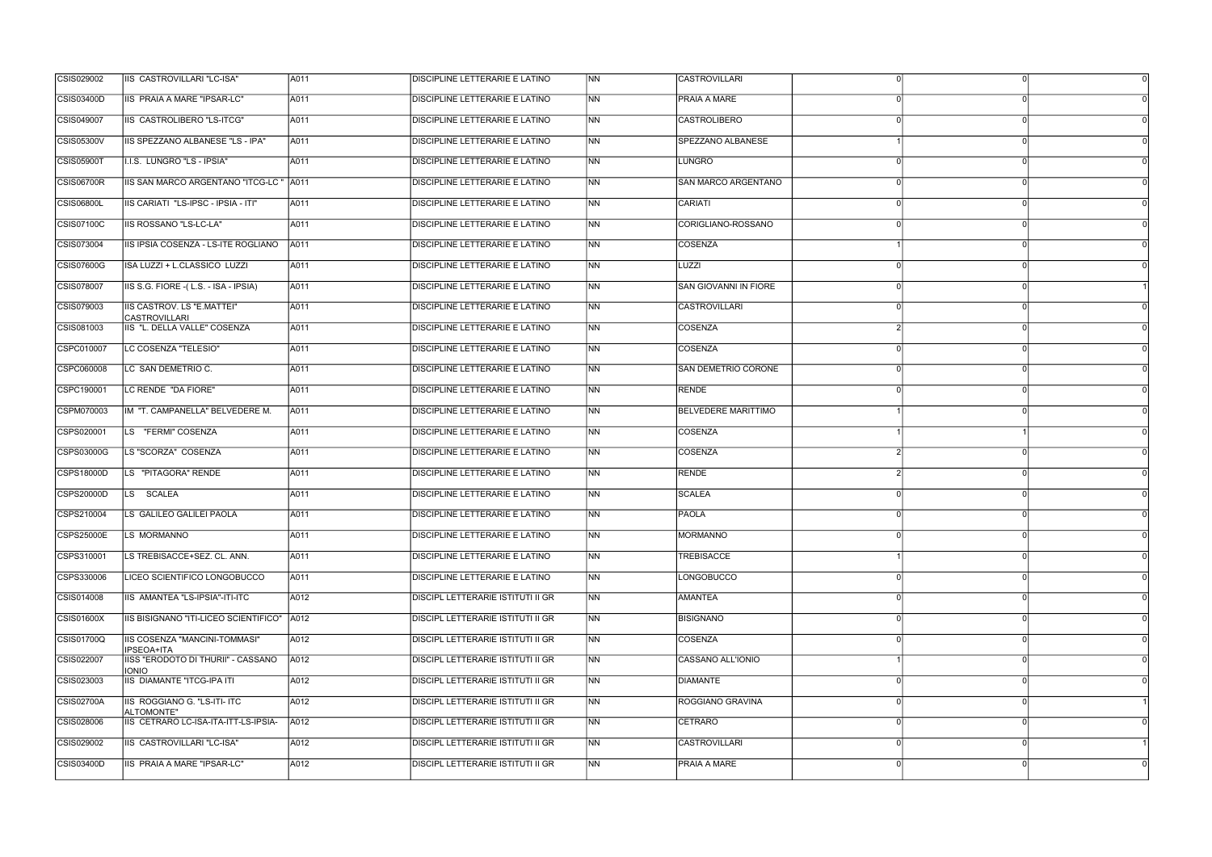| | | | | | | | | |
|---|---|---|---|---|---|---|---|---|
| CSIS029002 | IIS CASTROVILLARI "LC-ISA" | A011 | DISCIPLINE LETTERARIE E LATINO | NN | CASTROVILLARI | 0 | 0 | 0 |
| CSIS03400D | IIS PRAIA A MARE "IPSAR-LC" | A011 | DISCIPLINE LETTERARIE E LATINO | NN | PRAIA A MARE | 0 | 0 | 0 |
| CSIS049007 | IIS CASTROLIBERO "LS-ITCG" | A011 | DISCIPLINE LETTERARIE E LATINO | NN | CASTROLIBERO | 0 | 0 | 0 |
| CSIS05300V | IIS SPEZZANO ALBANESE "LS - IPA" | A011 | DISCIPLINE LETTERARIE E LATINO | NN | SPEZZANO ALBANESE | 1 | 0 | 0 |
| CSIS05900T | I.I.S. LUNGRO "LS - IPSIA" | A011 | DISCIPLINE LETTERARIE E LATINO | NN | LUNGRO | 0 | 0 | 0 |
| CSIS06700R | IIS SAN MARCO ARGENTANO "ITCG-LC " | A011 | DISCIPLINE LETTERARIE E LATINO | NN | SAN MARCO ARGENTANO | 0 | 0 | 0 |
| CSIS06800L | IIS CARIATI "LS-IPSC - IPSIA - ITI" | A011 | DISCIPLINE LETTERARIE E LATINO | NN | CARIATI | 0 | 0 | 0 |
| CSIS07100C | IIS ROSSANO "LS-LC-LA" | A011 | DISCIPLINE LETTERARIE E LATINO | NN | CORIGLIANO-ROSSANO | 0 | 0 | 0 |
| CSIS073004 | IIS IPSIA COSENZA - LS-ITE ROGLIANO | A011 | DISCIPLINE LETTERARIE E LATINO | NN | COSENZA | 1 | 0 | 0 |
| CSIS07600G | ISA LUZZI + L.CLASSICO LUZZI | A011 | DISCIPLINE LETTERARIE E LATINO | NN | LUZZI | 0 | 0 | 0 |
| CSIS078007 | IIS S.G. FIORE -( L.S. - ISA - IPSIA) | A011 | DISCIPLINE LETTERARIE E LATINO | NN | SAN GIOVANNI IN FIORE | 0 | 0 | 1 |
| CSIS079003 | IIS CASTROV. LS "E.MATTEI" CASTROVILLARI | A011 | DISCIPLINE LETTERARIE E LATINO | NN | CASTROVILLARI | 0 | 0 | 0 |
| CSIS081003 | IIS "L. DELLA VALLE" COSENZA | A011 | DISCIPLINE LETTERARIE E LATINO | NN | COSENZA | 2 | 0 | 0 |
| CSPC010007 | LC COSENZA "TELESIO" | A011 | DISCIPLINE LETTERARIE E LATINO | NN | COSENZA | 0 | 0 | 0 |
| CSPC060008 | LC SAN DEMETRIO C. | A011 | DISCIPLINE LETTERARIE E LATINO | NN | SAN DEMETRIO CORONE | 0 | 0 | 0 |
| CSPC190001 | LC RENDE "DA FIORE" | A011 | DISCIPLINE LETTERARIE E LATINO | NN | RENDE | 0 | 0 | 0 |
| CSPM070003 | IM "T. CAMPANELLA" BELVEDERE M. | A011 | DISCIPLINE LETTERARIE E LATINO | NN | BELVEDERE MARITTIMO | 1 | 0 | 0 |
| CSPS020001 | LS "FERMI" COSENZA | A011 | DISCIPLINE LETTERARIE E LATINO | NN | COSENZA | 1 | 1 | 0 |
| CSPS03000G | LS "SCORZA" COSENZA | A011 | DISCIPLINE LETTERARIE E LATINO | NN | COSENZA | 2 | 0 | 0 |
| CSPS18000D | LS "PITAGORA" RENDE | A011 | DISCIPLINE LETTERARIE E LATINO | NN | RENDE | 2 | 0 | 0 |
| CSPS20000D | LS SCALEA | A011 | DISCIPLINE LETTERARIE E LATINO | NN | SCALEA | 0 | 0 | 0 |
| CSPS210004 | LS GALILEO GALILEI PAOLA | A011 | DISCIPLINE LETTERARIE E LATINO | NN | PAOLA | 0 | 0 | 0 |
| CSPS25000E | LS MORMANNO | A011 | DISCIPLINE LETTERARIE E LATINO | NN | MORMANNO | 0 | 0 | 0 |
| CSPS310001 | LS TREBISACCE+SEZ. CL. ANN. | A011 | DISCIPLINE LETTERARIE E LATINO | NN | TREBISACCE | 1 | 0 | 0 |
| CSPS330006 | LICEO SCIENTIFICO LONGOBUCCO | A011 | DISCIPLINE LETTERARIE E LATINO | NN | LONGOBUCCO | 0 | 0 | 0 |
| CSIS014008 | IIS AMANTEA "LS-IPSIA"-ITI-ITC | A012 | DISCIPL LETTERARIE ISTITUTI II GR | NN | AMANTEA | 0 | 0 | 0 |
| CSIS01600X | IIS BISIGNANO "ITI-LICEO SCIENTIFICO" | A012 | DISCIPL LETTERARIE ISTITUTI II GR | NN | BISIGNANO | 0 | 0 | 0 |
| CSIS01700Q | IIS COSENZA "MANCINI-TOMMASI" IPSEOA+ITA | A012 | DISCIPL LETTERARIE ISTITUTI II GR | NN | COSENZA | 0 | 0 | 0 |
| CSIS022007 | IISS "ERODOTO DI THURII" - CASSANO IONIO | A012 | DISCIPL LETTERARIE ISTITUTI II GR | NN | CASSANO ALL'IONIO | 1 | 0 | 0 |
| CSIS023003 | IIS DIAMANTE "ITCG-IPA ITI | A012 | DISCIPL LETTERARIE ISTITUTI II GR | NN | DIAMANTE | 0 | 0 | 0 |
| CSIS02700A | IIS ROGGIANO G. "LS-ITI- ITC ALTOMONTE" | A012 | DISCIPL LETTERARIE ISTITUTI II GR | NN | ROGGIANO GRAVINA | 0 | 0 | 1 |
| CSIS028006 | IIS CETRARO LC-ISA-ITA-ITT-LS-IPSIA- | A012 | DISCIPL LETTERARIE ISTITUTI II GR | NN | CETRARO | 0 | 0 | 0 |
| CSIS029002 | IIS CASTROVILLARI "LC-ISA" | A012 | DISCIPL LETTERARIE ISTITUTI II GR | NN | CASTROVILLARI | 0 | 0 | 1 |
| CSIS03400D | IIS PRAIA A MARE "IPSAR-LC" | A012 | DISCIPL LETTERARIE ISTITUTI II GR | NN | PRAIA A MARE | 0 | 0 | 0 |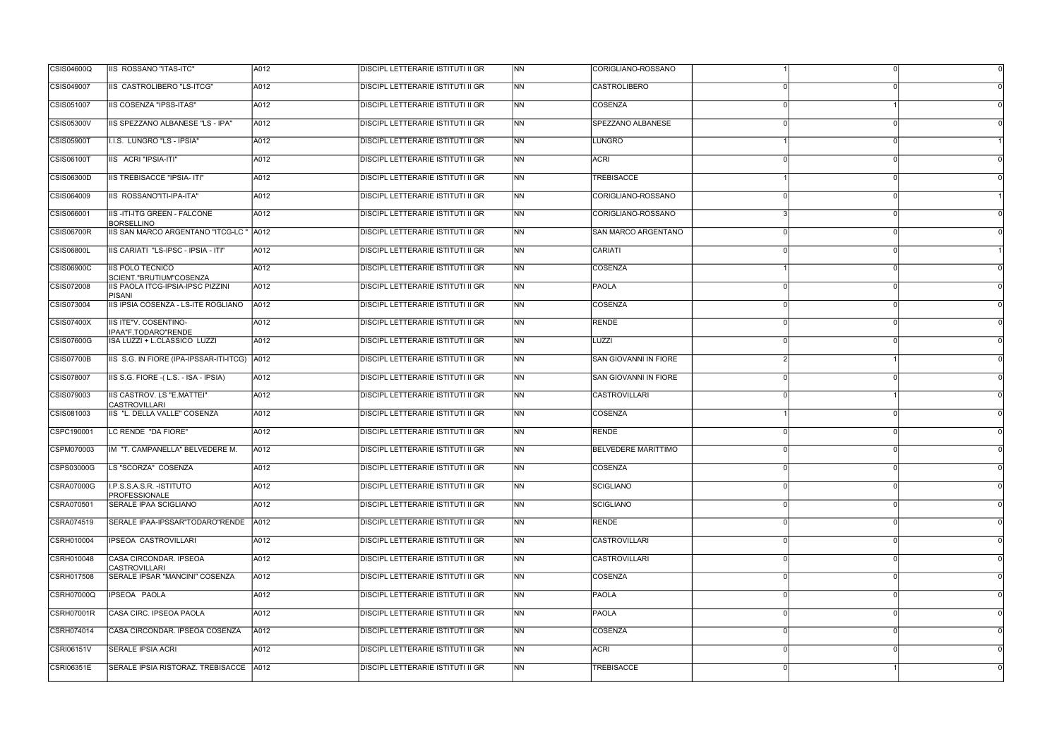| | | | | | | | | |
|---|---|---|---|---|---|---|---|---|
| CSIS04600Q | IIS ROSSANO "ITAS-ITC" | A012 | DISCIPL LETTERARIE ISTITUTI II GR | NN | CORIGLIANO-ROSSANO | 1 | 0 | 0 |
| CSIS049007 | IIS CASTROLIBERO "LS-ITCG" | A012 | DISCIPL LETTERARIE ISTITUTI II GR | NN | CASTROLIBERO | 0 | 0 | 0 |
| CSIS051007 | IIS COSENZA "IPSS-ITAS" | A012 | DISCIPL LETTERARIE ISTITUTI II GR | NN | COSENZA | 0 | 1 | 0 |
| CSIS05300V | IIS SPEZZANO ALBANESE "LS - IPA" | A012 | DISCIPL LETTERARIE ISTITUTI II GR | NN | SPEZZANO ALBANESE | 0 | 0 | 0 |
| CSIS05900T | I.I.S. LUNGRO "LS - IPSIA" | A012 | DISCIPL LETTERARIE ISTITUTI II GR | NN | LUNGRO | 1 | 0 | 1 |
| CSIS06100T | IIS ACRI "IPSIA-ITI" | A012 | DISCIPL LETTERARIE ISTITUTI II GR | NN | ACRI | 0 | 0 | 0 |
| CSIS06300D | IIS TREBISACCE "IPSIA- ITI" | A012 | DISCIPL LETTERARIE ISTITUTI II GR | NN | TREBISACCE | 1 | 0 | 0 |
| CSIS064009 | IIS ROSSANO"ITI-IPA-ITA" | A012 | DISCIPL LETTERARIE ISTITUTI II GR | NN | CORIGLIANO-ROSSANO | 0 | 0 | 1 |
| CSIS066001 | IIS -ITI-ITG GREEN - FALCONE BORSELLINO | A012 | DISCIPL LETTERARIE ISTITUTI II GR | NN | CORIGLIANO-ROSSANO | 3 | 0 | 0 |
| CSIS06700R | IIS SAN MARCO ARGENTANO "ITCG-LC " | A012 | DISCIPL LETTERARIE ISTITUTI II GR | NN | SAN MARCO ARGENTANO | 0 | 0 | 0 |
| CSIS06800L | IIS CARIATI "LS-IPSC - IPSIA - ITI" | A012 | DISCIPL LETTERARIE ISTITUTI II GR | NN | CARIATI | 0 | 0 | 1 |
| CSIS06900C | IIS POLO TECNICO SCIENT."BRUTIUM"COSENZA | A012 | DISCIPL LETTERARIE ISTITUTI II GR | NN | COSENZA | 1 | 0 | 0 |
| CSIS072008 | IIS PAOLA ITCG-IPSIA-IPSC PIZZINI PISANI | A012 | DISCIPL LETTERARIE ISTITUTI II GR | NN | PAOLA | 0 | 0 | 0 |
| CSIS073004 | IIS IPSIA COSENZA - LS-ITE ROGLIANO | A012 | DISCIPL LETTERARIE ISTITUTI II GR | NN | COSENZA | 0 | 0 | 0 |
| CSIS07400X | IIS ITE"V. COSENTINO-IPAA"F.TODARO"RENDE | A012 | DISCIPL LETTERARIE ISTITUTI II GR | NN | RENDE | 0 | 0 | 0 |
| CSIS07600G | ISA LUZZI + L.CLASSICO LUZZI | A012 | DISCIPL LETTERARIE ISTITUTI II GR | NN | LUZZI | 0 | 0 | 0 |
| CSIS07700B | IIS S.G. IN FIORE (IPA-IPSSAR-ITI-ITCG) | A012 | DISCIPL LETTERARIE ISTITUTI II GR | NN | SAN GIOVANNI IN FIORE | 2 | 1 | 0 |
| CSIS078007 | IIS S.G. FIORE -( L.S. - ISA - IPSIA) | A012 | DISCIPL LETTERARIE ISTITUTI II GR | NN | SAN GIOVANNI IN FIORE | 0 | 0 | 0 |
| CSIS079003 | IIS CASTROV. LS "E.MATTEI" CASTROVILLARI | A012 | DISCIPL LETTERARIE ISTITUTI II GR | NN | CASTROVILLARI | 0 | 1 | 0 |
| CSIS081003 | IIS "L. DELLA VALLE" COSENZA | A012 | DISCIPL LETTERARIE ISTITUTI II GR | NN | COSENZA | 1 | 0 | 0 |
| CSPC190001 | LC RENDE "DA FIORE" | A012 | DISCIPL LETTERARIE ISTITUTI II GR | NN | RENDE | 0 | 0 | 0 |
| CSPM070003 | IM "T. CAMPANELLA" BELVEDERE M. | A012 | DISCIPL LETTERARIE ISTITUTI II GR | NN | BELVEDERE MARITTIMO | 0 | 0 | 0 |
| CSPS03000G | LS "SCORZA" COSENZA | A012 | DISCIPL LETTERARIE ISTITUTI II GR | NN | COSENZA | 0 | 0 | 0 |
| CSRA07000G | I.P.S.S.A.S.R. -ISTITUTO PROFESSIONALE | A012 | DISCIPL LETTERARIE ISTITUTI II GR | NN | SCIGLIANO | 0 | 0 | 0 |
| CSRA070501 | SERALE IPAA SCIGLIANO | A012 | DISCIPL LETTERARIE ISTITUTI II GR | NN | SCIGLIANO | 0 | 0 | 0 |
| CSRA074519 | SERALE IPAA-IPSSAR"TODARO"RENDE | A012 | DISCIPL LETTERARIE ISTITUTI II GR | NN | RENDE | 0 | 0 | 0 |
| CSRH010004 | IPSEOA CASTROVILLARI | A012 | DISCIPL LETTERARIE ISTITUTI II GR | NN | CASTROVILLARI | 0 | 0 | 0 |
| CSRH010048 | CASA CIRCONDAR. IPSEOA CASTROVILLARI | A012 | DISCIPL LETTERARIE ISTITUTI II GR | NN | CASTROVILLARI | 0 | 0 | 0 |
| CSRH017508 | SERALE IPSAR "MANCINI" COSENZA | A012 | DISCIPL LETTERARIE ISTITUTI II GR | NN | COSENZA | 0 | 0 | 0 |
| CSRH07000Q | IPSEOA PAOLA | A012 | DISCIPL LETTERARIE ISTITUTI II GR | NN | PAOLA | 0 | 0 | 0 |
| CSRH07001R | CASA CIRC. IPSEOA PAOLA | A012 | DISCIPL LETTERARIE ISTITUTI II GR | NN | PAOLA | 0 | 0 | 0 |
| CSRH074014 | CASA CIRCONDAR. IPSEOA COSENZA | A012 | DISCIPL LETTERARIE ISTITUTI II GR | NN | COSENZA | 0 | 0 | 0 |
| CSRI06151V | SERALE IPSIA ACRI | A012 | DISCIPL LETTERARIE ISTITUTI II GR | NN | ACRI | 0 | 0 | 0 |
| CSRI06351E | SERALE IPSIA RISTORAZ. TREBISACCE | A012 | DISCIPL LETTERARIE ISTITUTI II GR | NN | TREBISACCE | 0 | 1 | 0 |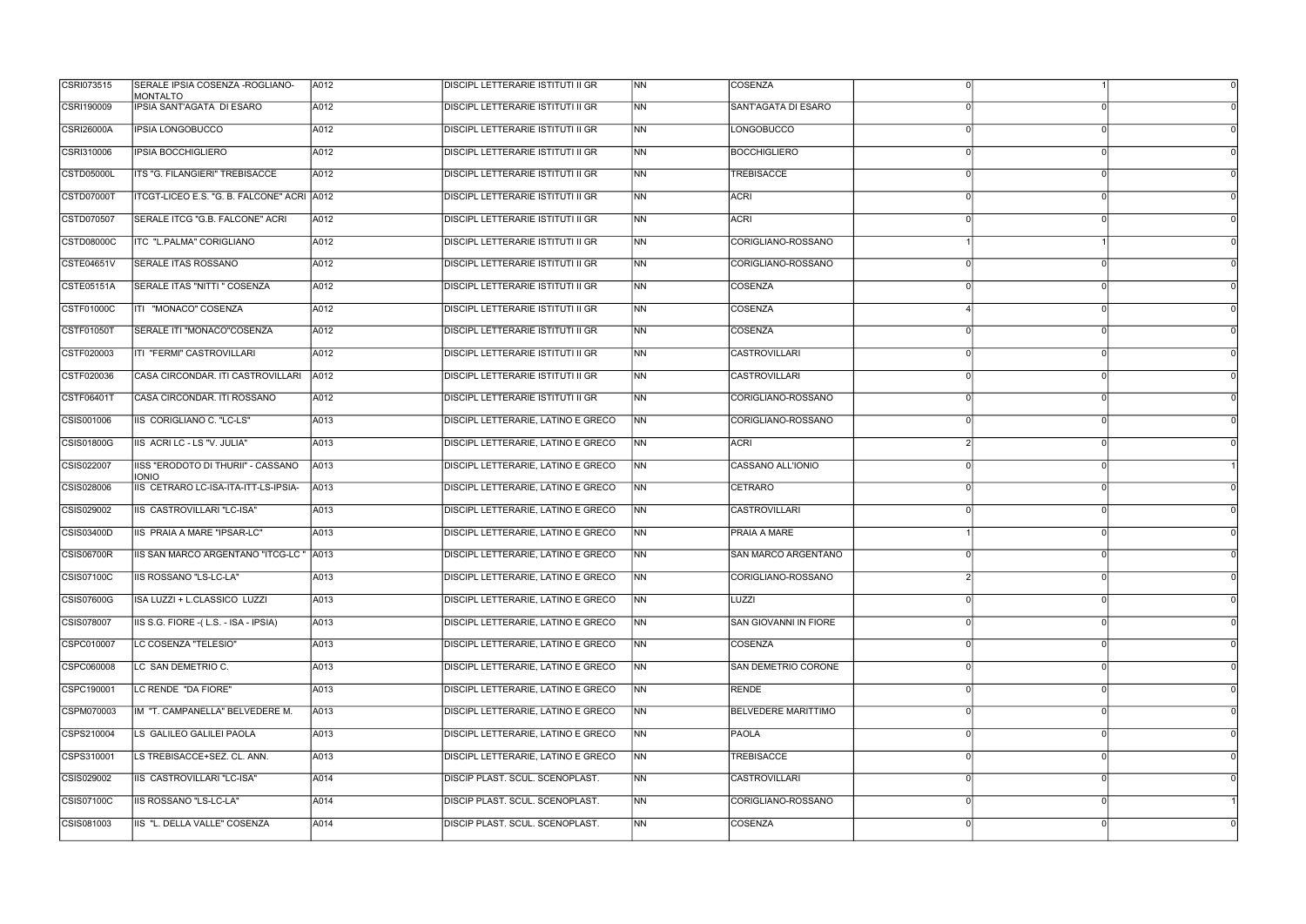| | | | | | | | | |
|---|---|---|---|---|---|---|---|---|
| CSRI073515 | SERALE IPSIA COSENZA -ROGLIANO-MONTALTO | A012 | DISCIPL LETTERARIE ISTITUTI II GR | NN | COSENZA | 0 | 1 | 0 |
| CSRI190009 | IPSIA SANT'AGATA DI ESARO | A012 | DISCIPL LETTERARIE ISTITUTI II GR | NN | SANT'AGATA DI ESARO | 0 | 0 | 0 |
| CSRI26000A | IPSIA LONGOBUCCO | A012 | DISCIPL LETTERARIE ISTITUTI II GR | NN | LONGOBUCCO | 0 | 0 | 0 |
| CSRI310006 | IPSIA BOCCHIGLIERO | A012 | DISCIPL LETTERARIE ISTITUTI II GR | NN | BOCCHIGLIERO | 0 | 0 | 0 |
| CSTD05000L | ITS "G. FILANGIERI" TREBISACCE | A012 | DISCIPL LETTERARIE ISTITUTI II GR | NN | TREBISACCE | 0 | 0 | 0 |
| CSTD07000T | ITCGT-LICEO E.S. "G. B. FALCONE" ACRI | A012 | DISCIPL LETTERARIE ISTITUTI II GR | NN | ACRI | 0 | 0 | 0 |
| CSTD070507 | SERALE ITCG "G.B. FALCONE" ACRI | A012 | DISCIPL LETTERARIE ISTITUTI II GR | NN | ACRI | 0 | 0 | 0 |
| CSTD08000C | ITC "L.PALMA" CORIGLIANO | A012 | DISCIPL LETTERARIE ISTITUTI II GR | NN | CORIGLIANO-ROSSANO | 1 | 1 | 0 |
| CSTE04651V | SERALE ITAS ROSSANO | A012 | DISCIPL LETTERARIE ISTITUTI II GR | NN | CORIGLIANO-ROSSANO | 0 | 0 | 0 |
| CSTE05151A | SERALE ITAS "NITTI " COSENZA | A012 | DISCIPL LETTERARIE ISTITUTI II GR | NN | COSENZA | 0 | 0 | 0 |
| CSTF01000C | ITI "MONACO" COSENZA | A012 | DISCIPL LETTERARIE ISTITUTI II GR | NN | COSENZA | 4 | 0 | 0 |
| CSTF01050T | SERALE ITI "MONACO"COSENZA | A012 | DISCIPL LETTERARIE ISTITUTI II GR | NN | COSENZA | 0 | 0 | 0 |
| CSTF020003 | ITI "FERMI" CASTROVILLARI | A012 | DISCIPL LETTERARIE ISTITUTI II GR | NN | CASTROVILLARI | 0 | 0 | 0 |
| CSTF020036 | CASA CIRCONDAR. ITI CASTROVILLARI | A012 | DISCIPL LETTERARIE ISTITUTI II GR | NN | CASTROVILLARI | 0 | 0 | 0 |
| CSTF06401T | CASA CIRCONDAR. ITI ROSSANO | A012 | DISCIPL LETTERARIE ISTITUTI II GR | NN | CORIGLIANO-ROSSANO | 0 | 0 | 0 |
| CSIS001006 | IIS CORIGLIANO C. "LC-LS" | A013 | DISCIPL LETTERARIE, LATINO E GRECO | NN | CORIGLIANO-ROSSANO | 0 | 0 | 0 |
| CSIS01800G | IIS ACRI LC - LS "V. JULIA" | A013 | DISCIPL LETTERARIE, LATINO E GRECO | NN | ACRI | 2 | 0 | 0 |
| CSIS022007 | IISS "ERODOTO DI THURII" - CASSANO IONIO | A013 | DISCIPL LETTERARIE, LATINO E GRECO | NN | CASSANO ALL'IONIO | 0 | 0 | 1 |
| CSIS028006 | IIS CETRARO LC-ISA-ITA-ITT-LS-IPSIA- | A013 | DISCIPL LETTERARIE, LATINO E GRECO | NN | CETRARO | 0 | 0 | 0 |
| CSIS029002 | IIS CASTROVILLARI "LC-ISA" | A013 | DISCIPL LETTERARIE, LATINO E GRECO | NN | CASTROVILLARI | 0 | 0 | 0 |
| CSIS03400D | IIS PRAIA A MARE "IPSAR-LC" | A013 | DISCIPL LETTERARIE, LATINO E GRECO | NN | PRAIA A MARE | 1 | 0 | 0 |
| CSIS06700R | IIS SAN MARCO ARGENTANO "ITCG-LC " | A013 | DISCIPL LETTERARIE, LATINO E GRECO | NN | SAN MARCO ARGENTANO | 0 | 0 | 0 |
| CSIS07100C | IIS ROSSANO "LS-LC-LA" | A013 | DISCIPL LETTERARIE, LATINO E GRECO | NN | CORIGLIANO-ROSSANO | 2 | 0 | 0 |
| CSIS07600G | ISA LUZZI + L.CLASSICO LUZZI | A013 | DISCIPL LETTERARIE, LATINO E GRECO | NN | LUZZI | 0 | 0 | 0 |
| CSIS078007 | IIS S.G. FIORE -( L.S. - ISA - IPSIA) | A013 | DISCIPL LETTERARIE, LATINO E GRECO | NN | SAN GIOVANNI IN FIORE | 0 | 0 | 0 |
| CSPC010007 | LC COSENZA "TELESIO" | A013 | DISCIPL LETTERARIE, LATINO E GRECO | NN | COSENZA | 0 | 0 | 0 |
| CSPC060008 | LC SAN DEMETRIO C. | A013 | DISCIPL LETTERARIE, LATINO E GRECO | NN | SAN DEMETRIO CORONE | 0 | 0 | 0 |
| CSPC190001 | LC RENDE "DA FIORE" | A013 | DISCIPL LETTERARIE, LATINO E GRECO | NN | RENDE | 0 | 0 | 0 |
| CSPM070003 | IM "T. CAMPANELLA" BELVEDERE M. | A013 | DISCIPL LETTERARIE, LATINO E GRECO | NN | BELVEDERE MARITTIMO | 0 | 0 | 0 |
| CSPS210004 | LS GALILEO GALILEI PAOLA | A013 | DISCIPL LETTERARIE, LATINO E GRECO | NN | PAOLA | 0 | 0 | 0 |
| CSPS310001 | LS TREBISACCE+SEZ. CL. ANN. | A013 | DISCIPL LETTERARIE, LATINO E GRECO | NN | TREBISACCE | 0 | 0 | 0 |
| CSIS029002 | IIS CASTROVILLARI "LC-ISA" | A014 | DISCIP PLAST. SCUL. SCENOPLAST. | NN | CASTROVILLARI | 0 | 0 | 0 |
| CSIS07100C | IIS ROSSANO "LS-LC-LA" | A014 | DISCIP PLAST. SCUL. SCENOPLAST. | NN | CORIGLIANO-ROSSANO | 0 | 0 | 1 |
| CSIS081003 | IIS "L. DELLA VALLE" COSENZA | A014 | DISCIP PLAST. SCUL. SCENOPLAST. | NN | COSENZA | 0 | 0 | 0 |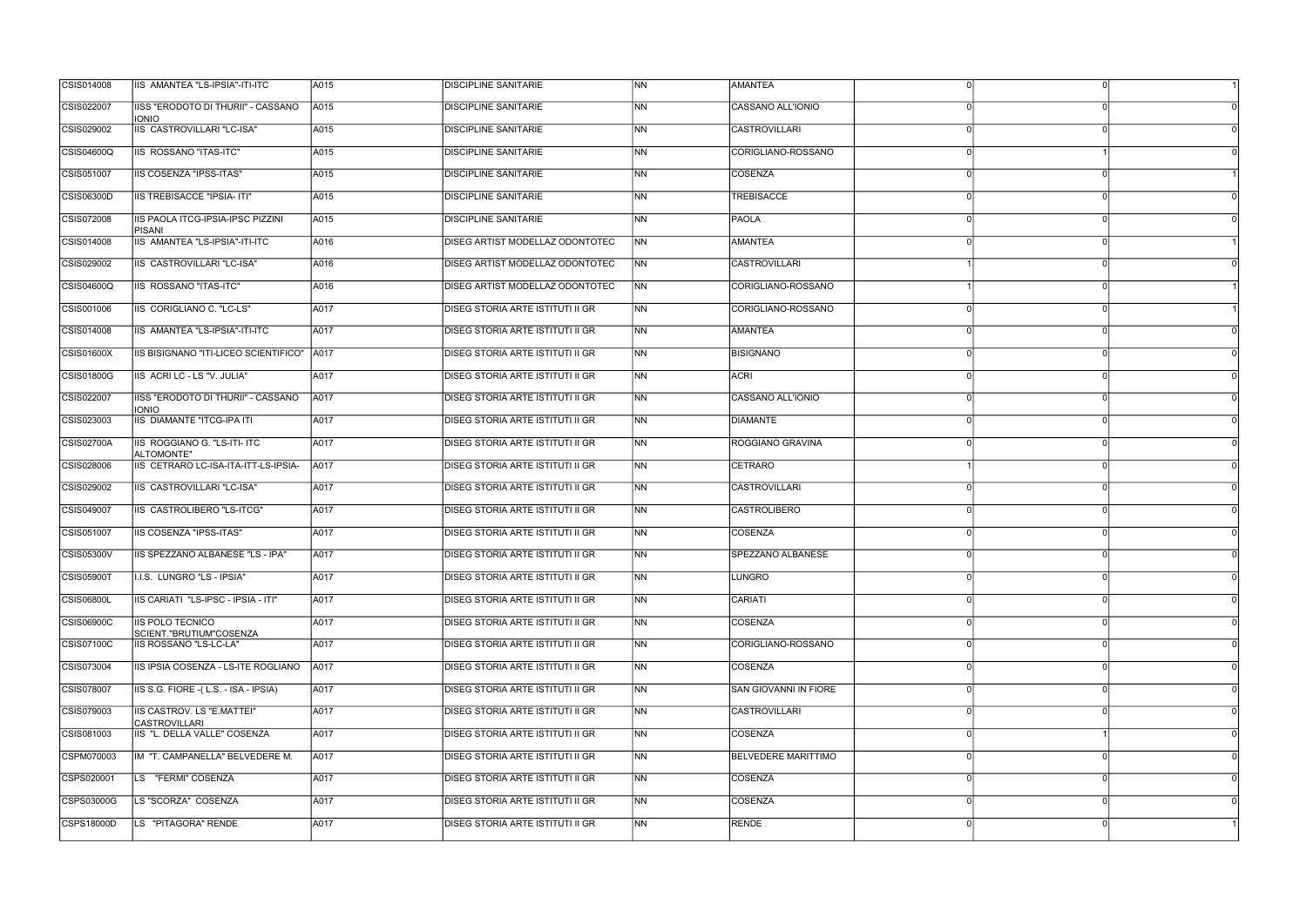| | | | | | | | | |
|---|---|---|---|---|---|---|---|---|
| CSIS014008 | IIS AMANTEA "LS-IPSIA"-ITI-ITC | A015 | DISCIPLINE SANITARIE | NN | AMANTEA | 0 | 0 | 1 |
| CSIS022007 | IISS "ERODOTO DI THURII" - CASSANO IONIO | A015 | DISCIPLINE SANITARIE | NN | CASSANO ALL'IONIO | 0 | 0 | 0 |
| CSIS029002 | IIS CASTROVILLARI "LC-ISA" | A015 | DISCIPLINE SANITARIE | NN | CASTROVILLARI | 0 | 0 | 0 |
| CSIS04600Q | IIS ROSSANO "ITAS-ITC" | A015 | DISCIPLINE SANITARIE | NN | CORIGLIANO-ROSSANO | 0 | 1 | 0 |
| CSIS051007 | IIS COSENZA "IPSS-ITAS" | A015 | DISCIPLINE SANITARIE | NN | COSENZA | 0 | 0 | 1 |
| CSIS06300D | IIS TREBISACCE "IPSIA- ITI" | A015 | DISCIPLINE SANITARIE | NN | TREBISACCE | 0 | 0 | 0 |
| CSIS072008 | IIS PAOLA ITCG-IPSIA-IPSC PIZZINI PISANI | A015 | DISCIPLINE SANITARIE | NN | PAOLA | 0 | 0 | 0 |
| CSIS014008 | IIS AMANTEA "LS-IPSIA"-ITI-ITC | A016 | DISEG ARTIST MODELLAZ ODONTOTEC | NN | AMANTEA | 0 | 0 | 1 |
| CSIS029002 | IIS CASTROVILLARI "LC-ISA" | A016 | DISEG ARTIST MODELLAZ ODONTOTEC | NN | CASTROVILLARI | 1 | 0 | 0 |
| CSIS04600Q | IIS ROSSANO "ITAS-ITC" | A016 | DISEG ARTIST MODELLAZ ODONTOTEC | NN | CORIGLIANO-ROSSANO | 1 | 0 | 1 |
| CSIS001006 | IIS CORIGLIANO C. "LC-LS" | A017 | DISEG STORIA ARTE ISTITUTI II GR | NN | CORIGLIANO-ROSSANO | 0 | 0 | 1 |
| CSIS014008 | IIS AMANTEA "LS-IPSIA"-ITI-ITC | A017 | DISEG STORIA ARTE ISTITUTI II GR | NN | AMANTEA | 0 | 0 | 0 |
| CSIS01600X | IIS BISIGNANO "ITI-LICEO SCIENTIFICO" | A017 | DISEG STORIA ARTE ISTITUTI II GR | NN | BISIGNANO | 0 | 0 | 0 |
| CSIS01800G | IIS ACRI LC - LS "V. JULIA" | A017 | DISEG STORIA ARTE ISTITUTI II GR | NN | ACRI | 0 | 0 | 0 |
| CSIS022007 | IISS "ERODOTO DI THURII" - CASSANO IONIO | A017 | DISEG STORIA ARTE ISTITUTI II GR | NN | CASSANO ALL'IONIO | 0 | 0 | 0 |
| CSIS023003 | IIS DIAMANTE "ITCG-IPA ITI | A017 | DISEG STORIA ARTE ISTITUTI II GR | NN | DIAMANTE | 0 | 0 | 0 |
| CSIS02700A | IIS ROGGIANO G. "LS-ITI- ITC ALTOMONTE" | A017 | DISEG STORIA ARTE ISTITUTI II GR | NN | ROGGIANO GRAVINA | 0 | 0 | 0 |
| CSIS028006 | IIS CETRARO LC-ISA-ITA-ITT-LS-IPSIA- | A017 | DISEG STORIA ARTE ISTITUTI II GR | NN | CETRARO | 1 | 0 | 0 |
| CSIS029002 | IIS CASTROVILLARI "LC-ISA" | A017 | DISEG STORIA ARTE ISTITUTI II GR | NN | CASTROVILLARI | 0 | 0 | 0 |
| CSIS049007 | IIS CASTROLIBERO "LS-ITCG" | A017 | DISEG STORIA ARTE ISTITUTI II GR | NN | CASTROLIBERO | 0 | 0 | 0 |
| CSIS051007 | IIS COSENZA "IPSS-ITAS" | A017 | DISEG STORIA ARTE ISTITUTI II GR | NN | COSENZA | 0 | 0 | 0 |
| CSIS05300V | IIS SPEZZANO ALBANESE "LS - IPA" | A017 | DISEG STORIA ARTE ISTITUTI II GR | NN | SPEZZANO ALBANESE | 0 | 0 | 0 |
| CSIS05900T | I.I.S. LUNGRO "LS - IPSIA" | A017 | DISEG STORIA ARTE ISTITUTI II GR | NN | LUNGRO | 0 | 0 | 0 |
| CSIS06800L | IIS CARIATI "LS-IPSC - IPSIA - ITI" | A017 | DISEG STORIA ARTE ISTITUTI II GR | NN | CARIATI | 0 | 0 | 0 |
| CSIS06900C | IIS POLO TECNICO SCIENT."BRUTIUM"COSENZA | A017 | DISEG STORIA ARTE ISTITUTI II GR | NN | COSENZA | 0 | 0 | 0 |
| CSIS07100C | IIS ROSSANO "LS-LC-LA" | A017 | DISEG STORIA ARTE ISTITUTI II GR | NN | CORIGLIANO-ROSSANO | 0 | 0 | 0 |
| CSIS073004 | IIS IPSIA COSENZA - LS-ITE ROGLIANO | A017 | DISEG STORIA ARTE ISTITUTI II GR | NN | COSENZA | 0 | 0 | 0 |
| CSIS078007 | IIS S.G. FIORE -( L.S. - ISA - IPSIA) | A017 | DISEG STORIA ARTE ISTITUTI II GR | NN | SAN GIOVANNI IN FIORE | 0 | 0 | 0 |
| CSIS079003 | IIS CASTROV. LS "E.MATTEI" CASTROVILLARI | A017 | DISEG STORIA ARTE ISTITUTI II GR | NN | CASTROVILLARI | 0 | 0 | 0 |
| CSIS081003 | IIS "L. DELLA VALLE" COSENZA | A017 | DISEG STORIA ARTE ISTITUTI II GR | NN | COSENZA | 0 | 1 | 0 |
| CSPM070003 | IM "T. CAMPANELLA" BELVEDERE M. | A017 | DISEG STORIA ARTE ISTITUTI II GR | NN | BELVEDERE MARITTIMO | 0 | 0 | 0 |
| CSPS020001 | LS "FERMI" COSENZA | A017 | DISEG STORIA ARTE ISTITUTI II GR | NN | COSENZA | 0 | 0 | 0 |
| CSPS03000G | LS "SCORZA" COSENZA | A017 | DISEG STORIA ARTE ISTITUTI II GR | NN | COSENZA | 0 | 0 | 0 |
| CSPS18000D | LS "PITAGORA" RENDE | A017 | DISEG STORIA ARTE ISTITUTI II GR | NN | RENDE | 0 | 0 | 1 |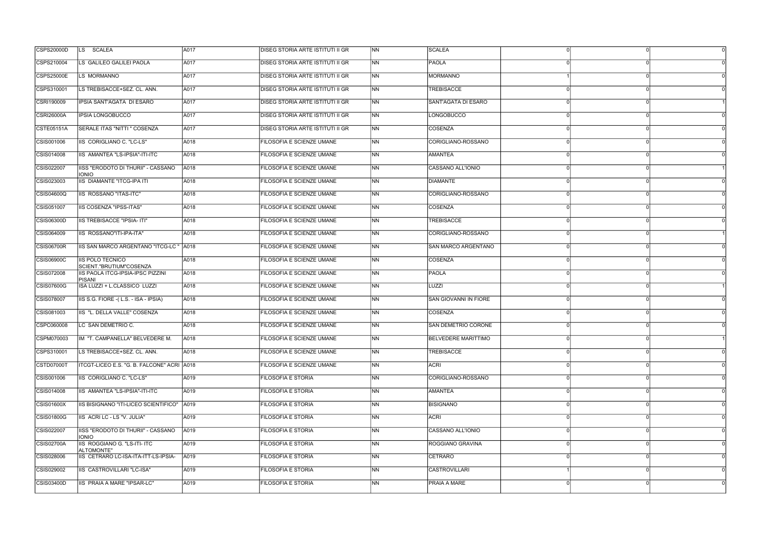| | | | | | | | | |
|---|---|---|---|---|---|---|---|---|
| CSPS20000D | LS SCALEA | A017 | DISEG STORIA ARTE ISTITUTI II GR | NN | SCALEA | 0 | 0 | 0 |
| CSPS210004 | LS GALILEO GALILEI PAOLA | A017 | DISEG STORIA ARTE ISTITUTI II GR | NN | PAOLA | 0 | 0 | 0 |
| CSPS25000E | LS MORMANNO | A017 | DISEG STORIA ARTE ISTITUTI II GR | NN | MORMANNO | 1 | 0 | 0 |
| CSPS310001 | LS TREBISACCE+SEZ. CL. ANN. | A017 | DISEG STORIA ARTE ISTITUTI II GR | NN | TREBISACCE | 0 | 0 | 0 |
| CSRI190009 | IPSIA SANT'AGATA DI ESARO | A017 | DISEG STORIA ARTE ISTITUTI II GR | NN | SANT'AGATA DI ESARO | 0 | 0 | 1 |
| CSRI26000A | IPSIA LONGOBUCCO | A017 | DISEG STORIA ARTE ISTITUTI II GR | NN | LONGOBUCCO | 0 | 0 | 0 |
| CSTE05151A | SERALE ITAS "NITTI " COSENZA | A017 | DISEG STORIA ARTE ISTITUTI II GR | NN | COSENZA | 0 | 0 | 0 |
| CSIS001006 | IIS CORIGLIANO C. "LC-LS" | A018 | FILOSOFIA E SCIENZE UMANE | NN | CORIGLIANO-ROSSANO | 0 | 0 | 0 |
| CSIS014008 | IIS AMANTEA "LS-IPSIA"-ITI-ITC | A018 | FILOSOFIA E SCIENZE UMANE | NN | AMANTEA | 0 | 0 | 0 |
| CSIS022007 | IISS "ERODOTO DI THURII" - CASSANO IONIO | A018 | FILOSOFIA E SCIENZE UMANE | NN | CASSANO ALL'IONIO | 0 | 0 | 1 |
| CSIS023003 | IIS DIAMANTE "ITCG-IPA ITI | A018 | FILOSOFIA E SCIENZE UMANE | NN | DIAMANTE | 0 | 0 | 0 |
| CSIS04600Q | IIS ROSSANO "ITAS-ITC" | A018 | FILOSOFIA E SCIENZE UMANE | NN | CORIGLIANO-ROSSANO | 0 | 0 | 0 |
| CSIS051007 | IIS COSENZA "IPSS-ITAS" | A018 | FILOSOFIA E SCIENZE UMANE | NN | COSENZA | 0 | 0 | 0 |
| CSIS06300D | IIS TREBISACCE "IPSIA- ITI" | A018 | FILOSOFIA E SCIENZE UMANE | NN | TREBISACCE | 0 | 0 | 0 |
| CSIS064009 | IIS ROSSANO"ITI-IPA-ITA" | A018 | FILOSOFIA E SCIENZE UMANE | NN | CORIGLIANO-ROSSANO | 0 | 0 | 1 |
| CSIS06700R | IIS SAN MARCO ARGENTANO "ITCG-LC " | A018 | FILOSOFIA E SCIENZE UMANE | NN | SAN MARCO ARGENTANO | 0 | 0 | 0 |
| CSIS06900C | IIS POLO TECNICO SCIENT."BRUTIUM"COSENZA | A018 | FILOSOFIA E SCIENZE UMANE | NN | COSENZA | 0 | 0 | 0 |
| CSIS072008 | IIS PAOLA ITCG-IPSIA-IPSC PIZZINI PISANI | A018 | FILOSOFIA E SCIENZE UMANE | NN | PAOLA | 0 | 0 | 0 |
| CSIS07600G | ISA LUZZI + L.CLASSICO LUZZI | A018 | FILOSOFIA E SCIENZE UMANE | NN | LUZZI | 0 | 0 | 1 |
| CSIS078007 | IIS S.G. FIORE -( L.S. - ISA - IPSIA) | A018 | FILOSOFIA E SCIENZE UMANE | NN | SAN GIOVANNI IN FIORE | 0 | 0 | 0 |
| CSIS081003 | IIS "L. DELLA VALLE" COSENZA | A018 | FILOSOFIA E SCIENZE UMANE | NN | COSENZA | 0 | 0 | 0 |
| CSPC060008 | LC SAN DEMETRIO C. | A018 | FILOSOFIA E SCIENZE UMANE | NN | SAN DEMETRIO CORONE | 0 | 0 | 0 |
| CSPM070003 | IM "T. CAMPANELLA" BELVEDERE M. | A018 | FILOSOFIA E SCIENZE UMANE | NN | BELVEDERE MARITTIMO | 0 | 0 | 1 |
| CSPS310001 | LS TREBISACCE+SEZ. CL. ANN. | A018 | FILOSOFIA E SCIENZE UMANE | NN | TREBISACCE | 0 | 0 | 0 |
| CSTD07000T | ITCGT-LICEO E.S. "G. B. FALCONE" ACRI | A018 | FILOSOFIA E SCIENZE UMANE | NN | ACRI | 0 | 0 | 0 |
| CSIS001006 | IIS CORIGLIANO C. "LC-LS" | A019 | FILOSOFIA E STORIA | NN | CORIGLIANO-ROSSANO | 0 | 0 | 0 |
| CSIS014008 | IIS AMANTEA "LS-IPSIA"-ITI-ITC | A019 | FILOSOFIA E STORIA | NN | AMANTEA | 0 | 0 | 0 |
| CSIS01600X | IIS BISIGNANO "ITI-LICEO SCIENTIFICO" | A019 | FILOSOFIA E STORIA | NN | BISIGNANO | 0 | 0 | 0 |
| CSIS01800G | IIS ACRI LC - LS "V. JULIA" | A019 | FILOSOFIA E STORIA | NN | ACRI | 0 | 0 | 0 |
| CSIS022007 | IISS "ERODOTO DI THURII" - CASSANO IONIO | A019 | FILOSOFIA E STORIA | NN | CASSANO ALL'IONIO | 0 | 0 | 0 |
| CSIS02700A | IIS ROGGIANO G. "LS-ITI- ITC ALTOMONTE" | A019 | FILOSOFIA E STORIA | NN | ROGGIANO GRAVINA | 0 | 0 | 0 |
| CSIS028006 | IIS CETRARO LC-ISA-ITA-ITT-LS-IPSIA- | A019 | FILOSOFIA E STORIA | NN | CETRARO | 0 | 0 | 0 |
| CSIS029002 | IIS CASTROVILLARI "LC-ISA" | A019 | FILOSOFIA E STORIA | NN | CASTROVILLARI | 1 | 0 | 0 |
| CSIS03400D | IIS PRAIA A MARE "IPSAR-LC" | A019 | FILOSOFIA E STORIA | NN | PRAIA A MARE | 0 | 0 | 0 |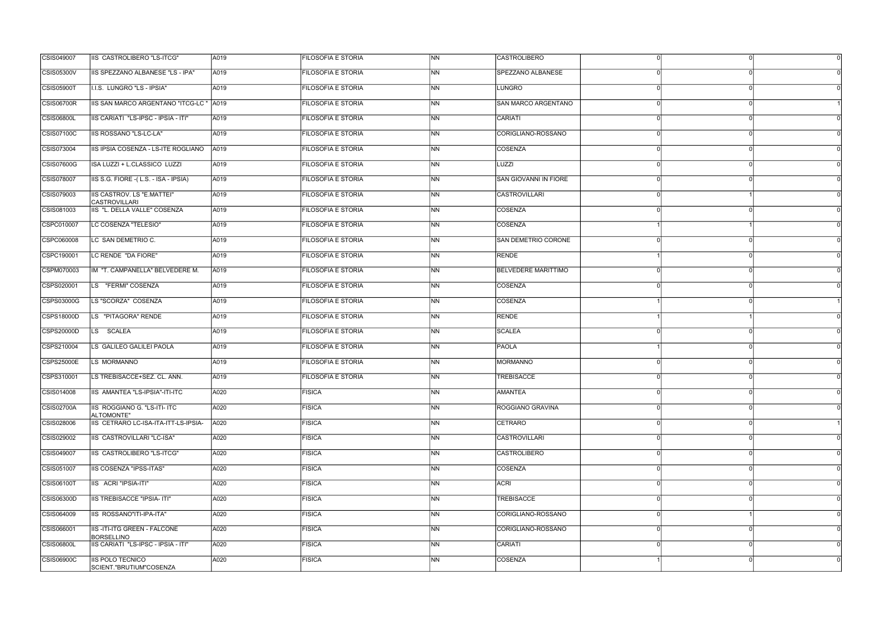| | | | | | | | | |
|---|---|---|---|---|---|---|---|---|
| CSIS049007 | IIS CASTROLIBERO "LS-ITCG" | A019 | FILOSOFIA E STORIA | NN | CASTROLIBERO | 0 | 0 | 0 |
| CSIS05300V | IIS SPEZZANO ALBANESE "LS - IPA" | A019 | FILOSOFIA E STORIA | NN | SPEZZANO ALBANESE | 0 | 0 | 0 |
| CSIS05900T | I.I.S. LUNGRO "LS - IPSIA" | A019 | FILOSOFIA E STORIA | NN | LUNGRO | 0 | 0 | 0 |
| CSIS06700R | IIS SAN MARCO ARGENTANO "ITCG-LC " | A019 | FILOSOFIA E STORIA | NN | SAN MARCO ARGENTANO | 0 | 0 | 1 |
| CSIS06800L | IIS CARIATI "LS-IPSC - IPSIA - ITI" | A019 | FILOSOFIA E STORIA | NN | CARIATI | 0 | 0 | 0 |
| CSIS07100C | IIS ROSSANO "LS-LC-LA" | A019 | FILOSOFIA E STORIA | NN | CORIGLIANO-ROSSANO | 0 | 0 | 0 |
| CSIS073004 | IIS IPSIA COSENZA - LS-ITE ROGLIANO | A019 | FILOSOFIA E STORIA | NN | COSENZA | 0 | 0 | 0 |
| CSIS07600G | ISA LUZZI + L.CLASSICO LUZZI | A019 | FILOSOFIA E STORIA | NN | LUZZI | 0 | 0 | 0 |
| CSIS078007 | IIS S.G. FIORE -( L.S. - ISA - IPSIA) | A019 | FILOSOFIA E STORIA | NN | SAN GIOVANNI IN FIORE | 0 | 0 | 0 |
| CSIS079003 | IIS CASTROV. LS "E.MATTEI" CASTROVILLARI | A019 | FILOSOFIA E STORIA | NN | CASTROVILLARI | 0 | 1 | 0 |
| CSIS081003 | IIS "L. DELLA VALLE" COSENZA | A019 | FILOSOFIA E STORIA | NN | COSENZA | 0 | 0 | 0 |
| CSPC010007 | LC COSENZA "TELESIO" | A019 | FILOSOFIA E STORIA | NN | COSENZA | 1 | 1 | 0 |
| CSPC060008 | LC SAN DEMETRIO C. | A019 | FILOSOFIA E STORIA | NN | SAN DEMETRIO CORONE | 0 | 0 | 0 |
| CSPC190001 | LC RENDE "DA FIORE" | A019 | FILOSOFIA E STORIA | NN | RENDE | 1 | 0 | 0 |
| CSPM070003 | IM "T. CAMPANELLA" BELVEDERE M. | A019 | FILOSOFIA E STORIA | NN | BELVEDERE MARITTIMO | 0 | 0 | 0 |
| CSPS020001 | LS "FERMI" COSENZA | A019 | FILOSOFIA E STORIA | NN | COSENZA | 0 | 0 | 0 |
| CSPS03000G | LS "SCORZA" COSENZA | A019 | FILOSOFIA E STORIA | NN | COSENZA | 1 | 0 | 1 |
| CSPS18000D | LS "PITAGORA" RENDE | A019 | FILOSOFIA E STORIA | NN | RENDE | 1 | 1 | 0 |
| CSPS20000D | LS SCALEA | A019 | FILOSOFIA E STORIA | NN | SCALEA | 0 | 0 | 0 |
| CSPS210004 | LS GALILEO GALILEI PAOLA | A019 | FILOSOFIA E STORIA | NN | PAOLA | 1 | 0 | 0 |
| CSPS25000E | LS MORMANNO | A019 | FILOSOFIA E STORIA | NN | MORMANNO | 0 | 0 | 0 |
| CSPS310001 | LS TREBISACCE+SEZ. CL. ANN. | A019 | FILOSOFIA E STORIA | NN | TREBISACCE | 0 | 0 | 0 |
| CSIS014008 | IIS AMANTEA "LS-IPSIA"-ITI-ITC | A020 | FISICA | NN | AMANTEA | 0 | 0 | 0 |
| CSIS02700A | IIS ROGGIANO G. "LS-ITI- ITC ALTOMONTE" | A020 | FISICA | NN | ROGGIANO GRAVINA | 0 | 0 | 0 |
| CSIS028006 | IIS CETRARO LC-ISA-ITA-ITT-LS-IPSIA- | A020 | FISICA | NN | CETRARO | 0 | 0 | 1 |
| CSIS029002 | IIS CASTROVILLARI "LC-ISA" | A020 | FISICA | NN | CASTROVILLARI | 0 | 0 | 0 |
| CSIS049007 | IIS CASTROLIBERO "LS-ITCG" | A020 | FISICA | NN | CASTROLIBERO | 0 | 0 | 0 |
| CSIS051007 | IIS COSENZA "IPSS-ITAS" | A020 | FISICA | NN | COSENZA | 0 | 0 | 0 |
| CSIS06100T | IIS ACRI "IPSIA-ITI" | A020 | FISICA | NN | ACRI | 0 | 0 | 0 |
| CSIS06300D | IIS TREBISACCE "IPSIA- ITI" | A020 | FISICA | NN | TREBISACCE | 0 | 0 | 0 |
| CSIS064009 | IIS ROSSANO"ITI-IPA-ITA" | A020 | FISICA | NN | CORIGLIANO-ROSSANO | 0 | 1 | 0 |
| CSIS066001 | IIS -ITI-ITG GREEN - FALCONE BORSELLINO | A020 | FISICA | NN | CORIGLIANO-ROSSANO | 0 | 0 | 0 |
| CSIS06800L | IIS CARIATI "LS-IPSC - IPSIA - ITI" | A020 | FISICA | NN | CARIATI | 0 | 0 | 0 |
| CSIS06900C | IIS POLO TECNICO SCIENT."BRUTIUM"COSENZA | A020 | FISICA | NN | COSENZA | 1 | 0 | 0 |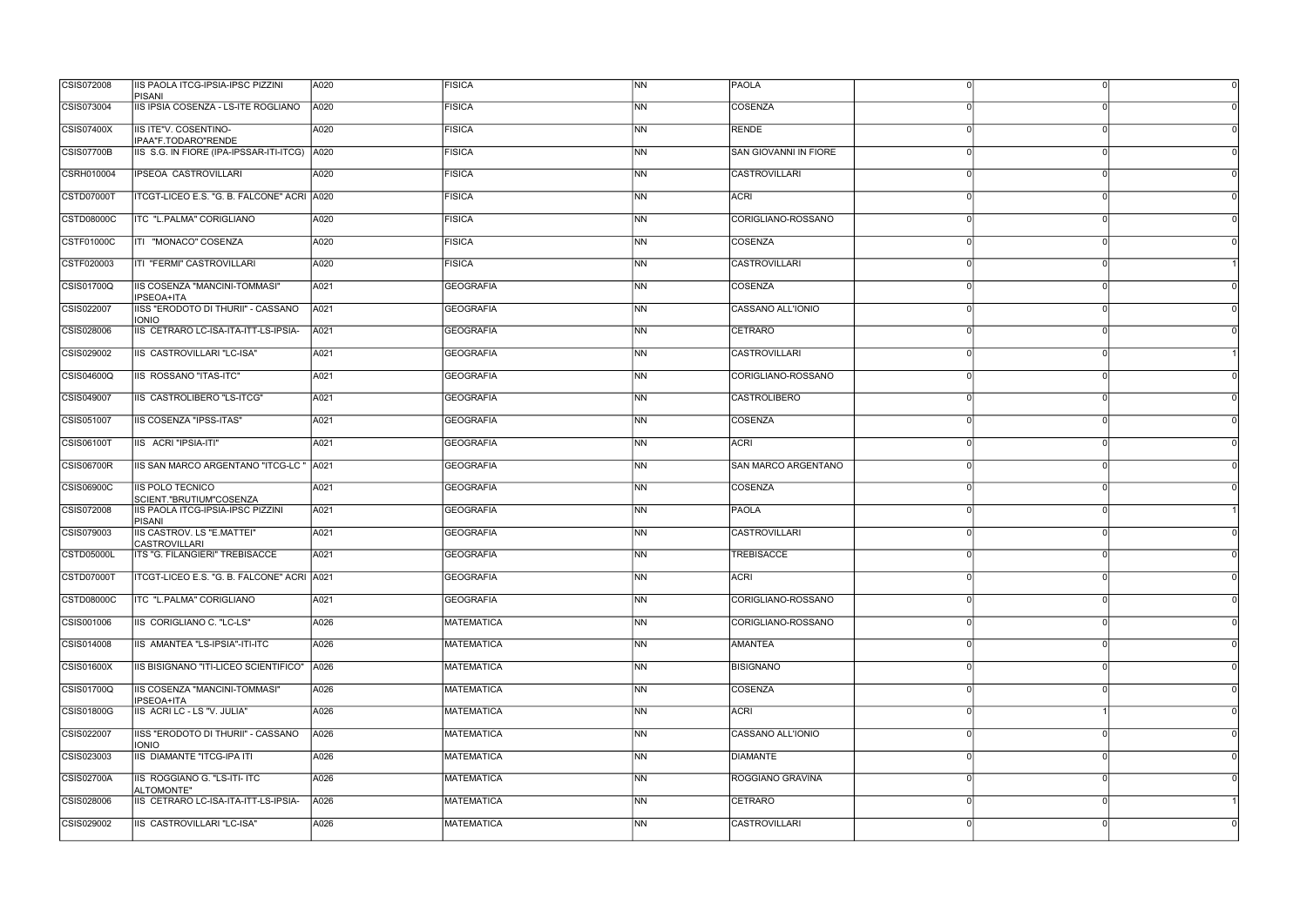| | | | | | | | | |
|---|---|---|---|---|---|---|---|---|
| CSIS072008 | IIS PAOLA ITCG-IPSIA-IPSC PIZZINI PISANI | A020 | FISICA | NN | PAOLA | 0 | 0 | 0 |
| CSIS073004 | IIS IPSIA COSENZA - LS-ITE ROGLIANO | A020 | FISICA | NN | COSENZA | 0 | 0 | 0 |
| CSIS07400X | IIS ITE"V. COSENTINO-IPAA"F.TODARO"RENDE | A020 | FISICA | NN | RENDE | 0 | 0 | 0 |
| CSIS07700B | IIS S.G. IN FIORE (IPA-IPSSAR-ITI-ITCG) | A020 | FISICA | NN | SAN GIOVANNI IN FIORE | 0 | 0 | 0 |
| CSRH010004 | IPSEOA CASTROVILLARI | A020 | FISICA | NN | CASTROVILLARI | 0 | 0 | 0 |
| CSTD07000T | ITCGT-LICEO E.S. "G. B. FALCONE" ACRI | A020 | FISICA | NN | ACRI | 0 | 0 | 0 |
| CSTD08000C | ITC "L.PALMA" CORIGLIANO | A020 | FISICA | NN | CORIGLIANO-ROSSANO | 0 | 0 | 0 |
| CSTF01000C | ITI "MONACO" COSENZA | A020 | FISICA | NN | COSENZA | 0 | 0 | 0 |
| CSTF020003 | ITI "FERMI" CASTROVILLARI | A020 | FISICA | NN | CASTROVILLARI | 0 | 0 | 1 |
| CSIS01700Q | IIS COSENZA "MANCINI-TOMMASI" IPSEOA+ITA | A021 | GEOGRAFIA | NN | COSENZA | 0 | 0 | 0 |
| CSIS022007 | IISS "ERODOTO DI THURII" - CASSANO IONIO | A021 | GEOGRAFIA | NN | CASSANO ALL'IONIO | 0 | 0 | 0 |
| CSIS028006 | IIS CETRARO LC-ISA-ITA-ITT-LS-IPSIA- | A021 | GEOGRAFIA | NN | CETRARO | 0 | 0 | 0 |
| CSIS029002 | IIS CASTROVILLARI "LC-ISA" | A021 | GEOGRAFIA | NN | CASTROVILLARI | 0 | 0 | 1 |
| CSIS04600Q | IIS ROSSANO "ITAS-ITC" | A021 | GEOGRAFIA | NN | CORIGLIANO-ROSSANO | 0 | 0 | 0 |
| CSIS049007 | IIS CASTROLIBERO "LS-ITCG" | A021 | GEOGRAFIA | NN | CASTROLIBERO | 0 | 0 | 0 |
| CSIS051007 | IIS COSENZA "IPSS-ITAS" | A021 | GEOGRAFIA | NN | COSENZA | 0 | 0 | 0 |
| CSIS06100T | IIS ACRI "IPSIA-ITI" | A021 | GEOGRAFIA | NN | ACRI | 0 | 0 | 0 |
| CSIS06700R | IIS SAN MARCO ARGENTANO "ITCG-LC " | A021 | GEOGRAFIA | NN | SAN MARCO ARGENTANO | 0 | 0 | 0 |
| CSIS06900C | IIS POLO TECNICO SCIENT."BRUTIUM"COSENZA | A021 | GEOGRAFIA | NN | COSENZA | 0 | 0 | 0 |
| CSIS072008 | IIS PAOLA ITCG-IPSIA-IPSC PIZZINI PISANI | A021 | GEOGRAFIA | NN | PAOLA | 0 | 0 | 1 |
| CSIS079003 | IIS CASTROV. LS "E.MATTEI" CASTROVILLARI | A021 | GEOGRAFIA | NN | CASTROVILLARI | 0 | 0 | 0 |
| CSTD05000L | ITS "G. FILANGIERI" TREBISACCE | A021 | GEOGRAFIA | NN | TREBISACCE | 0 | 0 | 0 |
| CSTD07000T | ITCGT-LICEO E.S. "G. B. FALCONE" ACRI | A021 | GEOGRAFIA | NN | ACRI | 0 | 0 | 0 |
| CSTD08000C | ITC "L.PALMA" CORIGLIANO | A021 | GEOGRAFIA | NN | CORIGLIANO-ROSSANO | 0 | 0 | 0 |
| CSIS001006 | IIS CORIGLIANO C. "LC-LS" | A026 | MATEMATICA | NN | CORIGLIANO-ROSSANO | 0 | 0 | 0 |
| CSIS014008 | IIS AMANTEA "LS-IPSIA"-ITI-ITC | A026 | MATEMATICA | NN | AMANTEA | 0 | 0 | 0 |
| CSIS01600X | IIS BISIGNANO "ITI-LICEO SCIENTIFICO" | A026 | MATEMATICA | NN | BISIGNANO | 0 | 0 | 0 |
| CSIS01700Q | IIS COSENZA "MANCINI-TOMMASI" IPSEOA+ITA | A026 | MATEMATICA | NN | COSENZA | 0 | 0 | 0 |
| CSIS01800G | IIS ACRI LC - LS "V. JULIA" | A026 | MATEMATICA | NN | ACRI | 0 | 1 | 0 |
| CSIS022007 | IISS "ERODOTO DI THURII" - CASSANO IONIO | A026 | MATEMATICA | NN | CASSANO ALL'IONIO | 0 | 0 | 0 |
| CSIS023003 | IIS DIAMANTE "ITCG-IPA ITI | A026 | MATEMATICA | NN | DIAMANTE | 0 | 0 | 0 |
| CSIS02700A | IIS ROGGIANO G. "LS-ITI- ITC ALTOMONTE" | A026 | MATEMATICA | NN | ROGGIANO GRAVINA | 0 | 0 | 0 |
| CSIS028006 | IIS CETRARO LC-ISA-ITA-ITT-LS-IPSIA- | A026 | MATEMATICA | NN | CETRARO | 0 | 0 | 1 |
| CSIS029002 | IIS CASTROVILLARI "LC-ISA" | A026 | MATEMATICA | NN | CASTROVILLARI | 0 | 0 | 0 |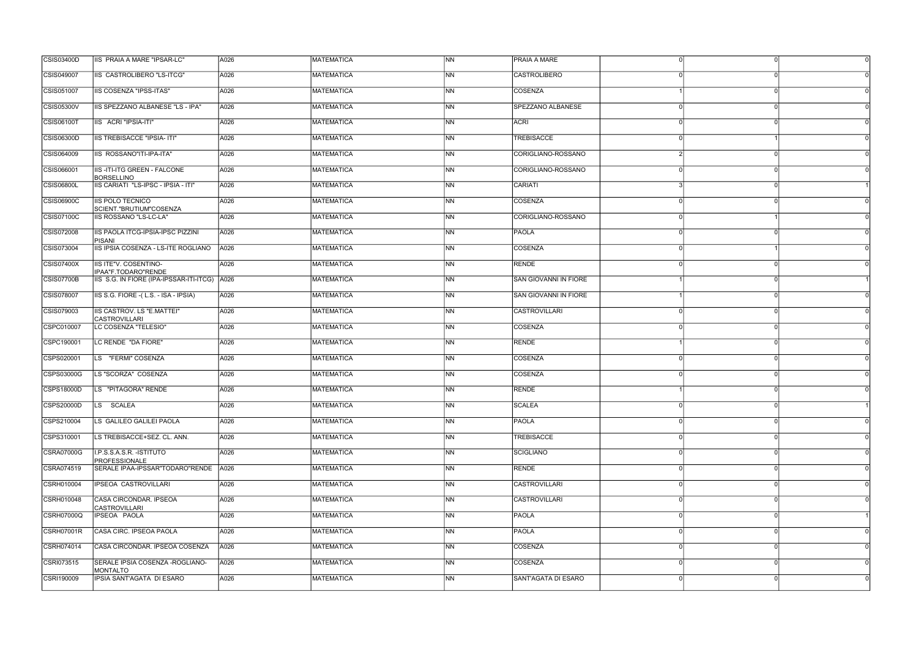| | | | | | | | | |
|---|---|---|---|---|---|---|---|---|
| CSIS03400D | IIS PRAIA A MARE "IPSAR-LC" | A026 | MATEMATICA | NN | PRAIA A MARE | 0 | 0 | 0 |
| CSIS049007 | IIS CASTROLIBERO "LS-ITCG" | A026 | MATEMATICA | NN | CASTROLIBERO | 0 | 0 | 0 |
| CSIS051007 | IIS COSENZA "IPSS-ITAS" | A026 | MATEMATICA | NN | COSENZA | 1 | 0 | 0 |
| CSIS05300V | IIS SPEZZANO ALBANESE "LS - IPA" | A026 | MATEMATICA | NN | SPEZZANO ALBANESE | 0 | 0 | 0 |
| CSIS06100T | IIS ACRI "IPSIA-ITI" | A026 | MATEMATICA | NN | ACRI | 0 | 0 | 0 |
| CSIS06300D | IIS TREBISACCE "IPSIA- ITI" | A026 | MATEMATICA | NN | TREBISACCE | 0 | 1 | 0 |
| CSIS064009 | IIS ROSSANO"ITI-IPA-ITA" | A026 | MATEMATICA | NN | CORIGLIANO-ROSSANO | 2 | 0 | 0 |
| CSIS066001 | IIS -ITI-ITG GREEN - FALCONE BORSELLINO | A026 | MATEMATICA | NN | CORIGLIANO-ROSSANO | 0 | 0 | 0 |
| CSIS06800L | IIS CARIATI "LS-IPSC - IPSIA - ITI" | A026 | MATEMATICA | NN | CARIATI | 3 | 0 | 1 |
| CSIS06900C | IIS POLO TECNICO SCIENT."BRUTIUM"COSENZA | A026 | MATEMATICA | NN | COSENZA | 0 | 0 | 0 |
| CSIS07100C | IIS ROSSANO "LS-LC-LA" | A026 | MATEMATICA | NN | CORIGLIANO-ROSSANO | 0 | 1 | 0 |
| CSIS072008 | IIS PAOLA ITCG-IPSIA-IPSC PIZZINI PISANI | A026 | MATEMATICA | NN | PAOLA | 0 | 0 | 0 |
| CSIS073004 | IIS IPSIA COSENZA - LS-ITE ROGLIANO | A026 | MATEMATICA | NN | COSENZA | 0 | 1 | 0 |
| CSIS07400X | IIS ITE"V. COSENTINO-IPAA"F.TODARO"RENDE | A026 | MATEMATICA | NN | RENDE | 0 | 0 | 0 |
| CSIS07700B | IIS S.G. IN FIORE (IPA-IPSSAR-ITI-ITCG) | A026 | MATEMATICA | NN | SAN GIOVANNI IN FIORE | 1 | 0 | 1 |
| CSIS078007 | IIS S.G. FIORE -( L.S. - ISA - IPSIA) | A026 | MATEMATICA | NN | SAN GIOVANNI IN FIORE | 1 | 0 | 0 |
| CSIS079003 | IIS CASTROV. LS "E.MATTEI" CASTROVILLARI | A026 | MATEMATICA | NN | CASTROVILLARI | 0 | 0 | 0 |
| CSPC010007 | LC COSENZA "TELESIO" | A026 | MATEMATICA | NN | COSENZA | 0 | 0 | 0 |
| CSPC190001 | LC RENDE "DA FIORE" | A026 | MATEMATICA | NN | RENDE | 1 | 0 | 0 |
| CSPS020001 | LS "FERMI" COSENZA | A026 | MATEMATICA | NN | COSENZA | 0 | 0 | 0 |
| CSPS03000G | LS "SCORZA" COSENZA | A026 | MATEMATICA | NN | COSENZA | 0 | 0 | 0 |
| CSPS18000D | LS "PITAGORA" RENDE | A026 | MATEMATICA | NN | RENDE | 1 | 0 | 0 |
| CSPS20000D | LS SCALEA | A026 | MATEMATICA | NN | SCALEA | 0 | 0 | 1 |
| CSPS210004 | LS GALILEO GALILEI PAOLA | A026 | MATEMATICA | NN | PAOLA | 0 | 0 | 0 |
| CSPS310001 | LS TREBISACCE+SEZ. CL. ANN. | A026 | MATEMATICA | NN | TREBISACCE | 0 | 0 | 0 |
| CSRA07000G | I.P.S.S.A.S.R. -ISTITUTO PROFESSIONALE | A026 | MATEMATICA | NN | SCIGLIANO | 0 | 0 | 0 |
| CSRA074519 | SERALE IPAA-IPSSAR"TODARO"RENDE | A026 | MATEMATICA | NN | RENDE | 0 | 0 | 0 |
| CSRH010004 | IPSEOA CASTROVILLARI | A026 | MATEMATICA | NN | CASTROVILLARI | 0 | 0 | 0 |
| CSRH010048 | CASA CIRCONDAR. IPSEOA CASTROVILLARI | A026 | MATEMATICA | NN | CASTROVILLARI | 0 | 0 | 0 |
| CSRH07000Q | IPSEOA PAOLA | A026 | MATEMATICA | NN | PAOLA | 0 | 0 | 1 |
| CSRH07001R | CASA CIRC. IPSEOA PAOLA | A026 | MATEMATICA | NN | PAOLA | 0 | 0 | 0 |
| CSRH074014 | CASA CIRCONDAR. IPSEOA COSENZA | A026 | MATEMATICA | NN | COSENZA | 0 | 0 | 0 |
| CSRI073515 | SERALE IPSIA COSENZA -ROGLIANO-MONTALTO | A026 | MATEMATICA | NN | COSENZA | 0 | 0 | 0 |
| CSRI190009 | IPSIA SANT'AGATA DI ESARO | A026 | MATEMATICA | NN | SANT'AGATA DI ESARO | 0 | 0 | 0 |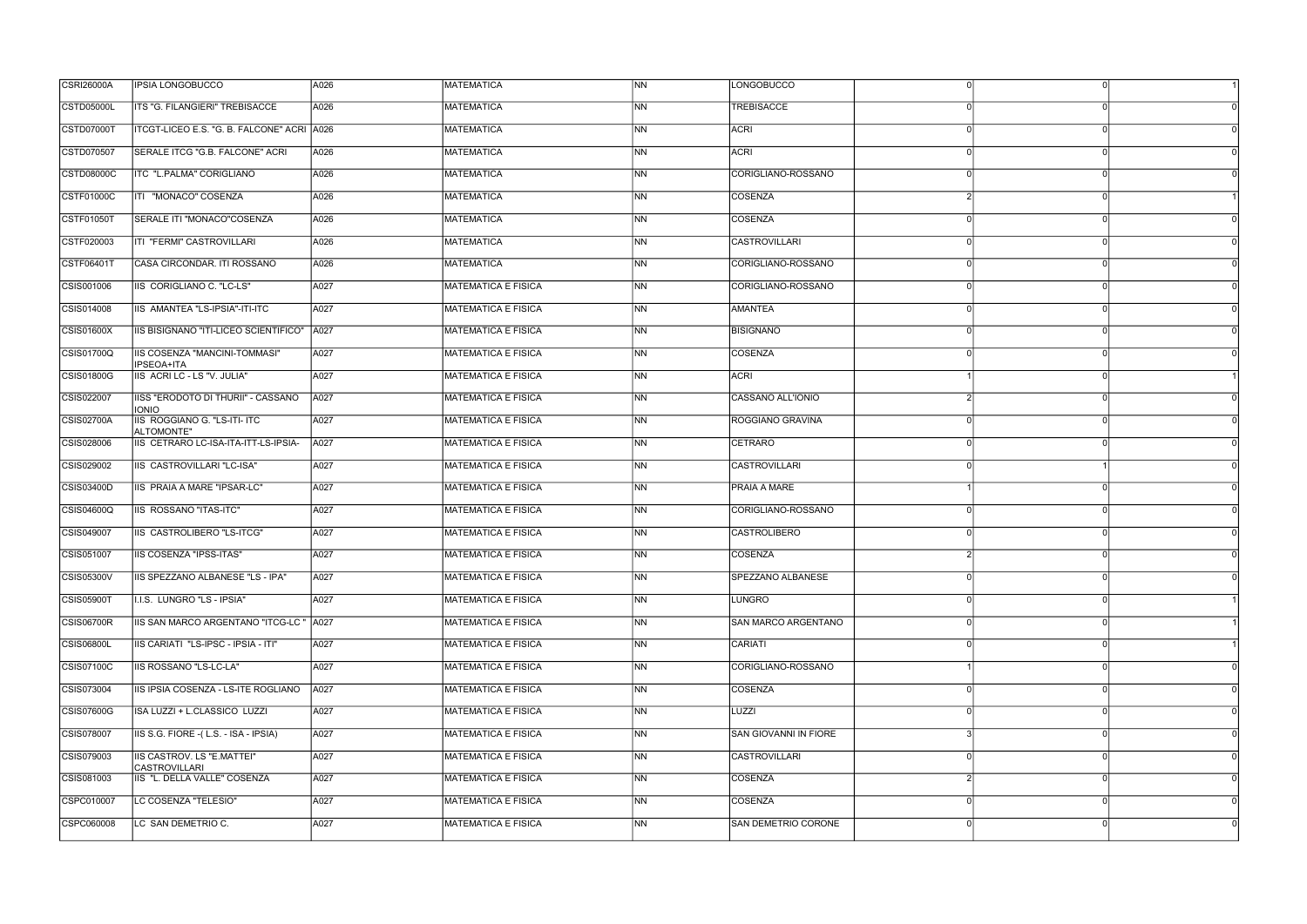| | | | | | | | | |
|---|---|---|---|---|---|---|---|---|
| CSRI26000A | IPSIA LONGOBUCCO | A026 | MATEMATICA | NN | LONGOBUCCO | 0 | 0 | 1 |
| CSTD05000L | ITS "G. FILANGIERI" TREBISACCE | A026 | MATEMATICA | NN | TREBISACCE | 0 | 0 | 0 |
| CSTD07000T | ITCGT-LICEO E.S. "G. B. FALCONE" ACRI | A026 | MATEMATICA | NN | ACRI | 0 | 0 | 0 |
| CSTD070507 | SERALE ITCG "G.B. FALCONE" ACRI | A026 | MATEMATICA | NN | ACRI | 0 | 0 | 0 |
| CSTD08000C | ITC "L.PALMA" CORIGLIANO | A026 | MATEMATICA | NN | CORIGLIANO-ROSSANO | 0 | 0 | 0 |
| CSTF01000C | ITI "MONACO" COSENZA | A026 | MATEMATICA | NN | COSENZA | 2 | 0 | 1 |
| CSTF01050T | SERALE ITI "MONACO"COSENZA | A026 | MATEMATICA | NN | COSENZA | 0 | 0 | 0 |
| CSTF020003 | ITI "FERMI" CASTROVILLARI | A026 | MATEMATICA | NN | CASTROVILLARI | 0 | 0 | 0 |
| CSTF06401T | CASA CIRCONDAR. ITI ROSSANO | A026 | MATEMATICA | NN | CORIGLIANO-ROSSANO | 0 | 0 | 0 |
| CSIS001006 | IIS CORIGLIANO C. "LC-LS" | A027 | MATEMATICA E FISICA | NN | CORIGLIANO-ROSSANO | 0 | 0 | 0 |
| CSIS014008 | IIS AMANTEA "LS-IPSIA"-ITI-ITC | A027 | MATEMATICA E FISICA | NN | AMANTEA | 0 | 0 | 0 |
| CSIS01600X | IIS BISIGNANO "ITI-LICEO SCIENTIFICO" | A027 | MATEMATICA E FISICA | NN | BISIGNANO | 0 | 0 | 0 |
| CSIS01700Q | IIS COSENZA "MANCINI-TOMMASI" IPSEOA+ITA | A027 | MATEMATICA E FISICA | NN | COSENZA | 0 | 0 | 0 |
| CSIS01800G | IIS ACRI LC - LS "V. JULIA" | A027 | MATEMATICA E FISICA | NN | ACRI | 1 | 0 | 1 |
| CSIS022007 | IISS "ERODOTO DI THURII" - CASSANO IONIO | A027 | MATEMATICA E FISICA | NN | CASSANO ALL'IONIO | 2 | 0 | 0 |
| CSIS02700A | IIS ROGGIANO G. "LS-ITI- ITC ALTOMONTE" | A027 | MATEMATICA E FISICA | NN | ROGGIANO GRAVINA | 0 | 0 | 0 |
| CSIS028006 | IIS CETRARO LC-ISA-ITA-ITT-LS-IPSIA- | A027 | MATEMATICA E FISICA | NN | CETRARO | 0 | 0 | 0 |
| CSIS029002 | IIS CASTROVILLARI "LC-ISA" | A027 | MATEMATICA E FISICA | NN | CASTROVILLARI | 0 | 1 | 0 |
| CSIS03400D | IIS PRAIA A MARE "IPSAR-LC" | A027 | MATEMATICA E FISICA | NN | PRAIA A MARE | 1 | 0 | 0 |
| CSIS04600Q | IIS ROSSANO "ITAS-ITC" | A027 | MATEMATICA E FISICA | NN | CORIGLIANO-ROSSANO | 0 | 0 | 0 |
| CSIS049007 | IIS CASTROLIBERO "LS-ITCG" | A027 | MATEMATICA E FISICA | NN | CASTROLIBERO | 0 | 0 | 0 |
| CSIS051007 | IIS COSENZA "IPSS-ITAS" | A027 | MATEMATICA E FISICA | NN | COSENZA | 2 | 0 | 0 |
| CSIS05300V | IIS SPEZZANO ALBANESE "LS - IPA" | A027 | MATEMATICA E FISICA | NN | SPEZZANO ALBANESE | 0 | 0 | 0 |
| CSIS05900T | I.I.S. LUNGRO "LS - IPSIA" | A027 | MATEMATICA E FISICA | NN | LUNGRO | 0 | 0 | 1 |
| CSIS06700R | IIS SAN MARCO ARGENTANO "ITCG-LC " | A027 | MATEMATICA E FISICA | NN | SAN MARCO ARGENTANO | 0 | 0 | 1 |
| CSIS06800L | IIS CARIATI "LS-IPSC - IPSIA - ITI" | A027 | MATEMATICA E FISICA | NN | CARIATI | 0 | 0 | 1 |
| CSIS07100C | IIS ROSSANO "LS-LC-LA" | A027 | MATEMATICA E FISICA | NN | CORIGLIANO-ROSSANO | 1 | 0 | 0 |
| CSIS073004 | IIS IPSIA COSENZA - LS-ITE ROGLIANO | A027 | MATEMATICA E FISICA | NN | COSENZA | 0 | 0 | 0 |
| CSIS07600G | ISA LUZZI + L.CLASSICO LUZZI | A027 | MATEMATICA E FISICA | NN | LUZZI | 0 | 0 | 0 |
| CSIS078007 | IIS S.G. FIORE -( L.S. - ISA - IPSIA) | A027 | MATEMATICA E FISICA | NN | SAN GIOVANNI IN FIORE | 3 | 0 | 0 |
| CSIS079003 | IIS CASTROV. LS "E.MATTEI" CASTROVILLARI | A027 | MATEMATICA E FISICA | NN | CASTROVILLARI | 0 | 0 | 0 |
| CSIS081003 | IIS "L. DELLA VALLE" COSENZA | A027 | MATEMATICA E FISICA | NN | COSENZA | 2 | 0 | 0 |
| CSPC010007 | LC COSENZA "TELESIO" | A027 | MATEMATICA E FISICA | NN | COSENZA | 0 | 0 | 0 |
| CSPC060008 | LC SAN DEMETRIO C. | A027 | MATEMATICA E FISICA | NN | SAN DEMETRIO CORONE | 0 | 0 | 0 |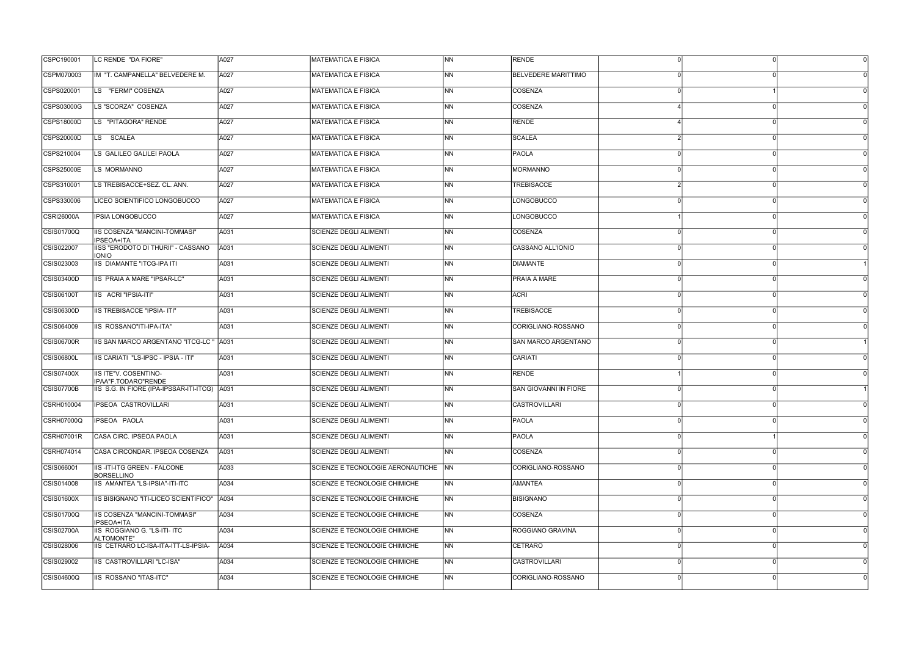| | | | | | | | | |
|---|---|---|---|---|---|---|---|---|
| CSPC190001 | LC RENDE "DA FIORE" | A027 | MATEMATICA E FISICA | NN | RENDE | 0 | 0 | 0 |
| CSPM070003 | IM "T. CAMPANELLA" BELVEDERE M. | A027 | MATEMATICA E FISICA | NN | BELVEDERE MARITTIMO | 0 | 0 | 0 |
| CSPS020001 | LS "FERMI" COSENZA | A027 | MATEMATICA E FISICA | NN | COSENZA | 0 | 1 | 0 |
| CSPS03000G | LS "SCORZA" COSENZA | A027 | MATEMATICA E FISICA | NN | COSENZA | 4 | 0 | 0 |
| CSPS18000D | LS "PITAGORA" RENDE | A027 | MATEMATICA E FISICA | NN | RENDE | 4 | 0 | 0 |
| CSPS20000D | LS SCALEA | A027 | MATEMATICA E FISICA | NN | SCALEA | 2 | 0 | 0 |
| CSPS210004 | LS GALILEO GALILEI PAOLA | A027 | MATEMATICA E FISICA | NN | PAOLA | 0 | 0 | 0 |
| CSPS25000E | LS MORMANNO | A027 | MATEMATICA E FISICA | NN | MORMANNO | 0 | 0 | 0 |
| CSPS310001 | LS TREBISACCE+SEZ. CL. ANN. | A027 | MATEMATICA E FISICA | NN | TREBISACCE | 2 | 0 | 0 |
| CSPS330006 | LICEO SCIENTIFICO LONGOBUCCO | A027 | MATEMATICA E FISICA | NN | LONGOBUCCO | 0 | 0 | 0 |
| CSRI26000A | IPSIA LONGOBUCCO | A027 | MATEMATICA E FISICA | NN | LONGOBUCCO | 1 | 0 | 0 |
| CSIS01700Q | IIS COSENZA "MANCINI-TOMMASI" IPSEOA+ITA | A031 | SCIENZE DEGLI ALIMENTI | NN | COSENZA | 0 | 0 | 0 |
| CSIS022007 | IISS "ERODOTO DI THURII" - CASSANO IONIO | A031 | SCIENZE DEGLI ALIMENTI | NN | CASSANO ALL'IONIO | 0 | 0 | 0 |
| CSIS023003 | IIS DIAMANTE "ITCG-IPA ITI | A031 | SCIENZE DEGLI ALIMENTI | NN | DIAMANTE | 0 | 0 | 1 |
| CSIS03400D | IIS PRAIA A MARE "IPSAR-LC" | A031 | SCIENZE DEGLI ALIMENTI | NN | PRAIA A MARE | 0 | 0 | 0 |
| CSIS06100T | IIS ACRI "IPSIA-ITI" | A031 | SCIENZE DEGLI ALIMENTI | NN | ACRI | 0 | 0 | 0 |
| CSIS06300D | IIS TREBISACCE "IPSIA- ITI" | A031 | SCIENZE DEGLI ALIMENTI | NN | TREBISACCE | 0 | 0 | 0 |
| CSIS064009 | IIS ROSSANO"ITI-IPA-ITA" | A031 | SCIENZE DEGLI ALIMENTI | NN | CORIGLIANO-ROSSANO | 0 | 0 | 0 |
| CSIS06700R | IIS SAN MARCO ARGENTANO "ITCG-LC " | A031 | SCIENZE DEGLI ALIMENTI | NN | SAN MARCO ARGENTANO | 0 | 0 | 1 |
| CSIS06800L | IIS CARIATI "LS-IPSC - IPSIA - ITI" | A031 | SCIENZE DEGLI ALIMENTI | NN | CARIATI | 0 | 0 | 0 |
| CSIS07400X | IIS ITE"V. COSENTINO-IPAA"F.TODARO"RENDE | A031 | SCIENZE DEGLI ALIMENTI | NN | RENDE | 1 | 0 | 0 |
| CSIS07700B | IIS S.G. IN FIORE (IPA-IPSSAR-ITI-ITCG) | A031 | SCIENZE DEGLI ALIMENTI | NN | SAN GIOVANNI IN FIORE | 0 | 0 | 1 |
| CSRH010004 | IPSEOA CASTROVILLARI | A031 | SCIENZE DEGLI ALIMENTI | NN | CASTROVILLARI | 0 | 0 | 0 |
| CSRH07000Q | IPSEOA PAOLA | A031 | SCIENZE DEGLI ALIMENTI | NN | PAOLA | 0 | 0 | 0 |
| CSRH07001R | CASA CIRC. IPSEOA PAOLA | A031 | SCIENZE DEGLI ALIMENTI | NN | PAOLA | 0 | 1 | 0 |
| CSRH074014 | CASA CIRCONDAR. IPSEOA COSENZA | A031 | SCIENZE DEGLI ALIMENTI | NN | COSENZA | 0 | 0 | 0 |
| CSIS066001 | IIS -ITI-ITG GREEN - FALCONE BORSELLINO | A033 | SCIENZE E TECNOLOGIE AERONAUTICHE | NN | CORIGLIANO-ROSSANO | 0 | 0 | 0 |
| CSIS014008 | IIS AMANTEA "LS-IPSIA"-ITI-ITC | A034 | SCIENZE E TECNOLOGIE CHIMICHE | NN | AMANTEA | 0 | 0 | 0 |
| CSIS01600X | IIS BISIGNANO "ITI-LICEO SCIENTIFICO" | A034 | SCIENZE E TECNOLOGIE CHIMICHE | NN | BISIGNANO | 0 | 0 | 0 |
| CSIS01700Q | IIS COSENZA "MANCINI-TOMMASI" IPSEOA+ITA | A034 | SCIENZE E TECNOLOGIE CHIMICHE | NN | COSENZA | 0 | 0 | 0 |
| CSIS02700A | IIS ROGGIANO G. "LS-ITI- ITC ALTOMONTE" | A034 | SCIENZE E TECNOLOGIE CHIMICHE | NN | ROGGIANO GRAVINA | 0 | 0 | 0 |
| CSIS028006 | IIS CETRARO LC-ISA-ITA-ITT-LS-IPSIA- | A034 | SCIENZE E TECNOLOGIE CHIMICHE | NN | CETRARO | 0 | 0 | 0 |
| CSIS029002 | IIS CASTROVILLARI "LC-ISA" | A034 | SCIENZE E TECNOLOGIE CHIMICHE | NN | CASTROVILLARI | 0 | 0 | 0 |
| CSIS04600Q | IIS ROSSANO "ITAS-ITC" | A034 | SCIENZE E TECNOLOGIE CHIMICHE | NN | CORIGLIANO-ROSSANO | 0 | 0 | 0 |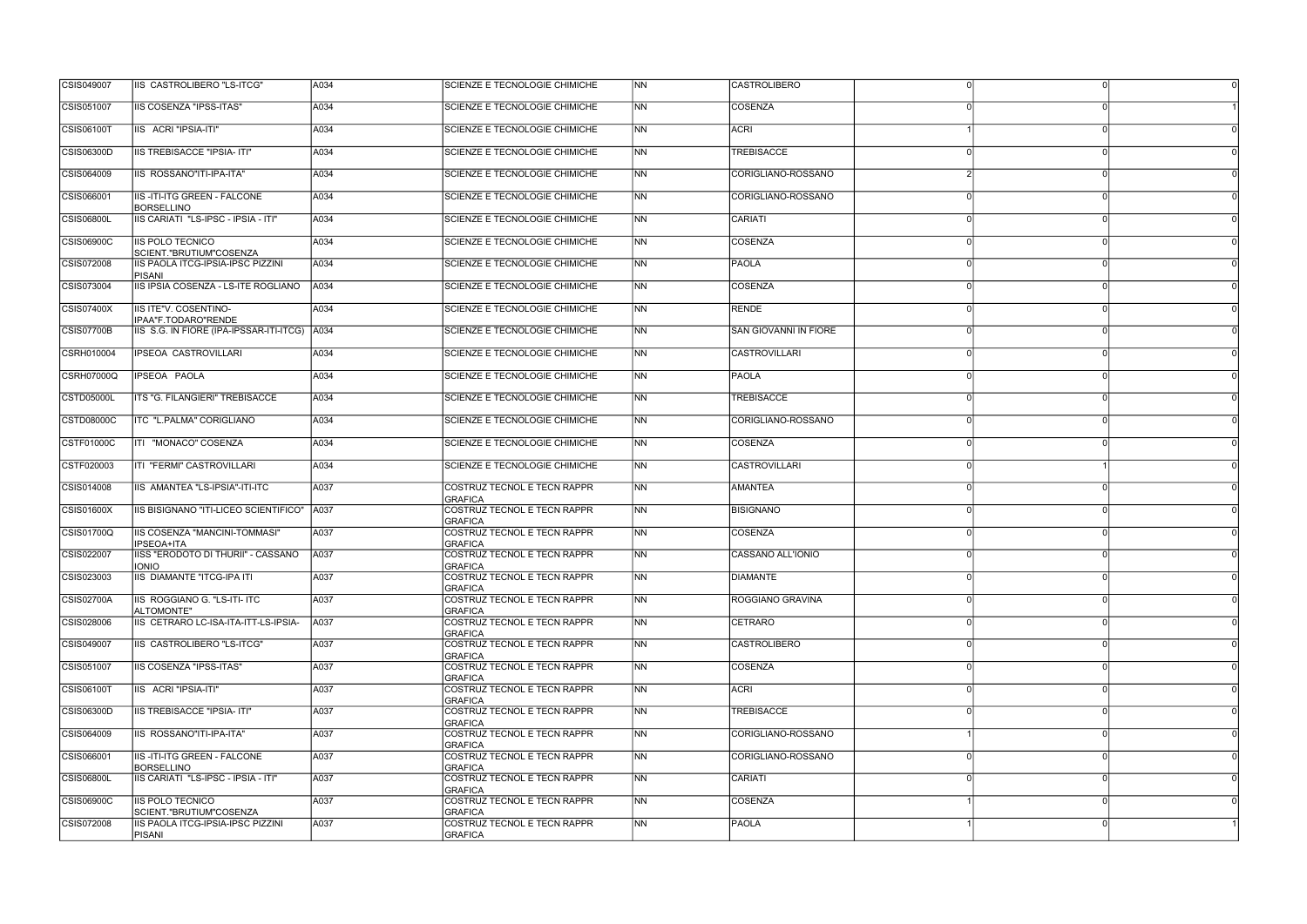| | | | | | | | | |
|---|---|---|---|---|---|---|---|---|
| CSIS049007 | IIS CASTROLIBERO "LS-ITCG" | A034 | SCIENZE E TECNOLOGIE CHIMICHE | NN | CASTROLIBERO | 0 | 0 | 0 |
| CSIS051007 | IIS COSENZA "IPSS-ITAS" | A034 | SCIENZE E TECNOLOGIE CHIMICHE | NN | COSENZA | 0 | 0 | 1 |
| CSIS06100T | IIS ACRI "IPSIA-ITI" | A034 | SCIENZE E TECNOLOGIE CHIMICHE | NN | ACRI | 1 | 0 | 0 |
| CSIS06300D | IIS TREBISACCE "IPSIA- ITI" | A034 | SCIENZE E TECNOLOGIE CHIMICHE | NN | TREBISACCE | 0 | 0 | 0 |
| CSIS064009 | IIS ROSSANO"ITI-IPA-ITA" | A034 | SCIENZE E TECNOLOGIE CHIMICHE | NN | CORIGLIANO-ROSSANO | 2 | 0 | 0 |
| CSIS066001 | IIS -ITI-ITG GREEN - FALCONE BORSELLINO | A034 | SCIENZE E TECNOLOGIE CHIMICHE | NN | CORIGLIANO-ROSSANO | 0 | 0 | 0 |
| CSIS06800L | IIS CARIATI "LS-IPSC - IPSIA - ITI" | A034 | SCIENZE E TECNOLOGIE CHIMICHE | NN | CARIATI | 0 | 0 | 0 |
| CSIS06900C | IIS POLO TECNICO SCIENT."BRUTIUM"COSENZA | A034 | SCIENZE E TECNOLOGIE CHIMICHE | NN | COSENZA | 0 | 0 | 0 |
| CSIS072008 | IIS PAOLA ITCG-IPSIA-IPSC PIZZINI PISANI | A034 | SCIENZE E TECNOLOGIE CHIMICHE | NN | PAOLA | 0 | 0 | 0 |
| CSIS073004 | IIS IPSIA COSENZA - LS-ITE ROGLIANO | A034 | SCIENZE E TECNOLOGIE CHIMICHE | NN | COSENZA | 0 | 0 | 0 |
| CSIS07400X | IIS ITE"V. COSENTINO-IPAA"F.TODARO"RENDE | A034 | SCIENZE E TECNOLOGIE CHIMICHE | NN | RENDE | 0 | 0 | 0 |
| CSIS07700B | IIS S.G. IN FIORE (IPA-IPSSAR-ITI-ITCG) | A034 | SCIENZE E TECNOLOGIE CHIMICHE | NN | SAN GIOVANNI IN FIORE | 0 | 0 | 0 |
| CSRH010004 | IPSEOA CASTROVILLARI | A034 | SCIENZE E TECNOLOGIE CHIMICHE | NN | CASTROVILLARI | 0 | 0 | 0 |
| CSRH07000Q | IPSEOA PAOLA | A034 | SCIENZE E TECNOLOGIE CHIMICHE | NN | PAOLA | 0 | 0 | 0 |
| CSTD05000L | ITS "G. FILANGIERI" TREBISACCE | A034 | SCIENZE E TECNOLOGIE CHIMICHE | NN | TREBISACCE | 0 | 0 | 0 |
| CSTD08000C | ITC "L.PALMA" CORIGLIANO | A034 | SCIENZE E TECNOLOGIE CHIMICHE | NN | CORIGLIANO-ROSSANO | 0 | 0 | 0 |
| CSTF01000C | ITI "MONACO" COSENZA | A034 | SCIENZE E TECNOLOGIE CHIMICHE | NN | COSENZA | 0 | 0 | 0 |
| CSTF020003 | ITI "FERMI" CASTROVILLARI | A034 | SCIENZE E TECNOLOGIE CHIMICHE | NN | CASTROVILLARI | 0 | 1 | 0 |
| CSIS014008 | IIS AMANTEA "LS-IPSIA"-ITI-ITC | A037 | COSTRUZ TECNOL E TECN RAPPR GRAFICA | NN | AMANTEA | 0 | 0 | 0 |
| CSIS01600X | IIS BISIGNANO "ITI-LICEO SCIENTIFICO" | A037 | COSTRUZ TECNOL E TECN RAPPR GRAFICA | NN | BISIGNANO | 0 | 0 | 0 |
| CSIS01700Q | IIS COSENZA "MANCINI-TOMMASI" IPSEOA+ITA | A037 | COSTRUZ TECNOL E TECN RAPPR GRAFICA | NN | COSENZA | 0 | 0 | 0 |
| CSIS022007 | IISS "ERODOTO DI THURII" - CASSANO IONIO | A037 | COSTRUZ TECNOL E TECN RAPPR GRAFICA | NN | CASSANO ALL'IONIO | 0 | 0 | 0 |
| CSIS023003 | IIS DIAMANTE "ITCG-IPA ITI | A037 | COSTRUZ TECNOL E TECN RAPPR GRAFICA | NN | DIAMANTE | 0 | 0 | 0 |
| CSIS02700A | IIS ROGGIANO G. "LS-ITI- ITC ALTOMONTE" | A037 | COSTRUZ TECNOL E TECN RAPPR GRAFICA | NN | ROGGIANO GRAVINA | 0 | 0 | 0 |
| CSIS028006 | IIS CETRARO LC-ISA-ITA-ITT-LS-IPSIA- | A037 | COSTRUZ TECNOL E TECN RAPPR GRAFICA | NN | CETRARO | 0 | 0 | 0 |
| CSIS049007 | IIS CASTROLIBERO "LS-ITCG" | A037 | COSTRUZ TECNOL E TECN RAPPR GRAFICA | NN | CASTROLIBERO | 0 | 0 | 0 |
| CSIS051007 | IIS COSENZA "IPSS-ITAS" | A037 | COSTRUZ TECNOL E TECN RAPPR GRAFICA | NN | COSENZA | 0 | 0 | 0 |
| CSIS06100T | IIS ACRI "IPSIA-ITI" | A037 | COSTRUZ TECNOL E TECN RAPPR GRAFICA | NN | ACRI | 0 | 0 | 0 |
| CSIS06300D | IIS TREBISACCE "IPSIA- ITI" | A037 | COSTRUZ TECNOL E TECN RAPPR GRAFICA | NN | TREBISACCE | 0 | 0 | 0 |
| CSIS064009 | IIS ROSSANO"ITI-IPA-ITA" | A037 | COSTRUZ TECNOL E TECN RAPPR GRAFICA | NN | CORIGLIANO-ROSSANO | 1 | 0 | 0 |
| CSIS066001 | IIS -ITI-ITG GREEN - FALCONE BORSELLINO | A037 | COSTRUZ TECNOL E TECN RAPPR GRAFICA | NN | CORIGLIANO-ROSSANO | 0 | 0 | 0 |
| CSIS06800L | IIS CARIATI "LS-IPSC - IPSIA - ITI" | A037 | COSTRUZ TECNOL E TECN RAPPR GRAFICA | NN | CARIATI | 0 | 0 | 0 |
| CSIS06900C | IIS POLO TECNICO SCIENT."BRUTIUM"COSENZA | A037 | COSTRUZ TECNOL E TECN RAPPR GRAFICA | NN | COSENZA | 1 | 0 | 0 |
| CSIS072008 | IIS PAOLA ITCG-IPSIA-IPSC PIZZINI PISANI | A037 | COSTRUZ TECNOL E TECN RAPPR GRAFICA | NN | PAOLA | 1 | 0 | 1 |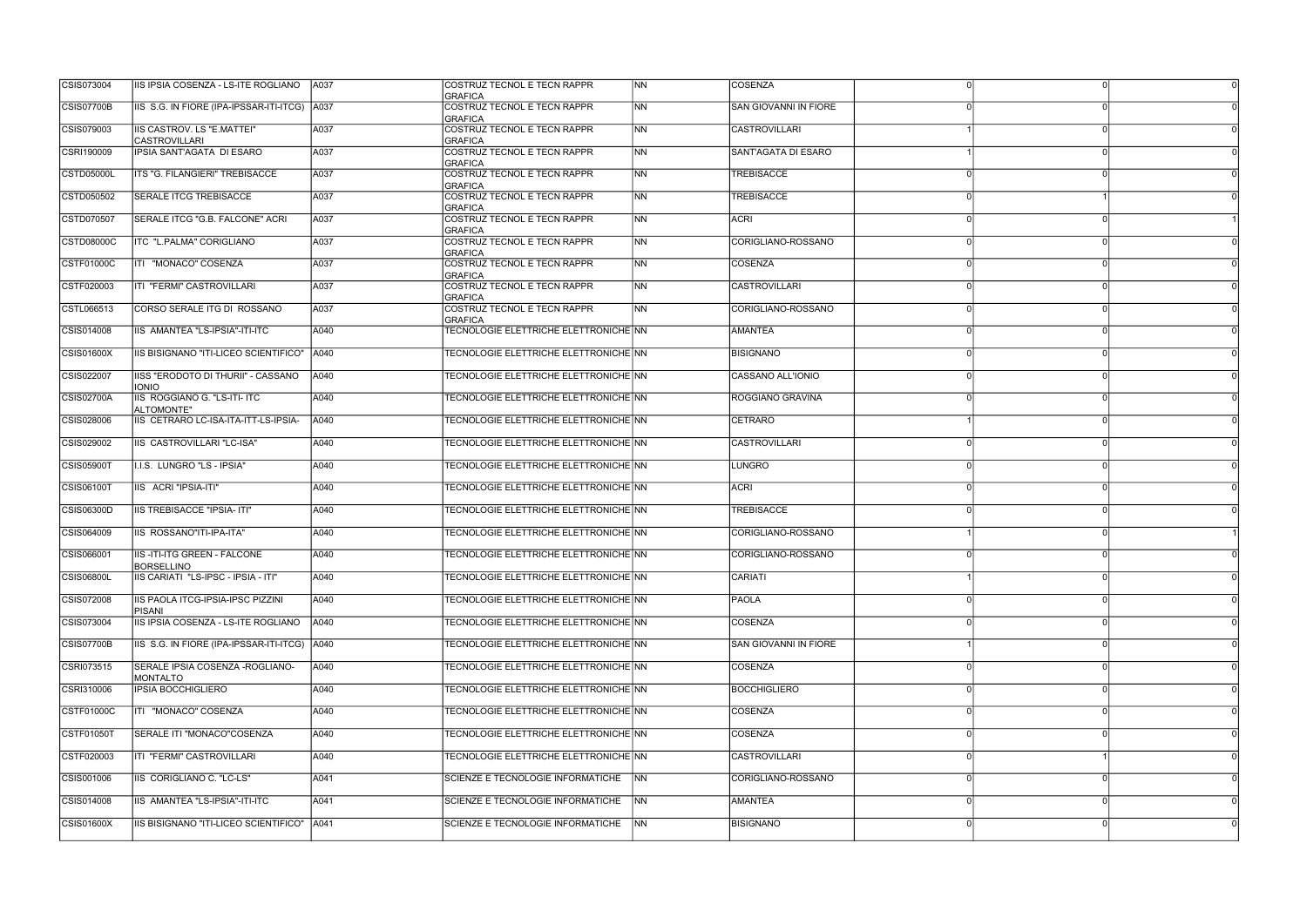| | | | | | | | | |
|---|---|---|---|---|---|---|---|---|
| CSIS073004 | IIS IPSIA COSENZA - LS-ITE ROGLIANO | A037 | COSTRUZ TECNOL E TECN RAPPR GRAFICA | NN | COSENZA | 0 | 0 | 0 |
| CSIS07700B | IIS S.G. IN FIORE (IPA-IPSSAR-ITI-ITCG) | A037 | COSTRUZ TECNOL E TECN RAPPR GRAFICA | NN | SAN GIOVANNI IN FIORE | 0 | 0 | 0 |
| CSIS079003 | IIS CASTROV. LS "E.MATTEI" CASTROVILLARI | A037 | COSTRUZ TECNOL E TECN RAPPR GRAFICA | NN | CASTROVILLARI | 1 | 0 | 0 |
| CSRI190009 | IPSIA SANT'AGATA DI ESARO | A037 | COSTRUZ TECNOL E TECN RAPPR GRAFICA | NN | SANT'AGATA DI ESARO | 1 | 0 | 0 |
| CSTD05000L | ITS "G. FILANGIERI" TREBISACCE | A037 | COSTRUZ TECNOL E TECN RAPPR GRAFICA | NN | TREBISACCE | 0 | 0 | 0 |
| CSTD050502 | SERALE ITCG TREBISACCE | A037 | COSTRUZ TECNOL E TECN RAPPR GRAFICA | NN | TREBISACCE | 0 | 1 | 0 |
| CSTD070507 | SERALE ITCG "G.B. FALCONE" ACRI | A037 | COSTRUZ TECNOL E TECN RAPPR GRAFICA | NN | ACRI | 0 | 0 | 1 |
| CSTD08000C | ITC "L.PALMA" CORIGLIANO | A037 | COSTRUZ TECNOL E TECN RAPPR GRAFICA | NN | CORIGLIANO-ROSSANO | 0 | 0 | 0 |
| CSTF01000C | ITI "MONACO" COSENZA | A037 | COSTRUZ TECNOL E TECN RAPPR GRAFICA | NN | COSENZA | 0 | 0 | 0 |
| CSTF020003 | ITI "FERMI" CASTROVILLARI | A037 | COSTRUZ TECNOL E TECN RAPPR GRAFICA | NN | CASTROVILLARI | 0 | 0 | 0 |
| CSTL066513 | CORSO SERALE ITG DI ROSSANO | A037 | COSTRUZ TECNOL E TECN RAPPR GRAFICA | NN | CORIGLIANO-ROSSANO | 0 | 0 | 0 |
| CSIS014008 | IIS AMANTEA "LS-IPSIA"-ITI-ITC | A040 | TECNOLOGIE ELETTRICHE ELETTRONICHE | NN | AMANTEA | 0 | 0 | 0 |
| CSIS01600X | IIS BISIGNANO "ITI-LICEO SCIENTIFICO" | A040 | TECNOLOGIE ELETTRICHE ELETTRONICHE | NN | BISIGNANO | 0 | 0 | 0 |
| CSIS022007 | IISS "ERODOTO DI THURII" - CASSANO IONIO | A040 | TECNOLOGIE ELETTRICHE ELETTRONICHE | NN | CASSANO ALL'IONIO | 0 | 0 | 0 |
| CSIS02700A | IIS ROGGIANO G. "LS-ITI- ITC ALTOMONTE" | A040 | TECNOLOGIE ELETTRICHE ELETTRONICHE | NN | ROGGIANO GRAVINA | 0 | 0 | 0 |
| CSIS028006 | IIS CETRARO LC-ISA-ITA-ITT-LS-IPSIA- | A040 | TECNOLOGIE ELETTRICHE ELETTRONICHE | NN | CETRARO | 1 | 0 | 0 |
| CSIS029002 | IIS CASTROVILLARI "LC-ISA" | A040 | TECNOLOGIE ELETTRICHE ELETTRONICHE | NN | CASTROVILLARI | 0 | 0 | 0 |
| CSIS05900T | I.I.S. LUNGRO "LS - IPSIA" | A040 | TECNOLOGIE ELETTRICHE ELETTRONICHE | NN | LUNGRO | 0 | 0 | 0 |
| CSIS06100T | IIS ACRI "IPSIA-ITI" | A040 | TECNOLOGIE ELETTRICHE ELETTRONICHE | NN | ACRI | 0 | 0 | 0 |
| CSIS06300D | IIS TREBISACCE "IPSIA- ITI" | A040 | TECNOLOGIE ELETTRICHE ELETTRONICHE | NN | TREBISACCE | 0 | 0 | 0 |
| CSIS064009 | IIS ROSSANO"ITI-IPA-ITA" | A040 | TECNOLOGIE ELETTRICHE ELETTRONICHE | NN | CORIGLIANO-ROSSANO | 1 | 0 | 1 |
| CSIS066001 | IIS -ITI-ITG GREEN - FALCONE BORSELLINO | A040 | TECNOLOGIE ELETTRICHE ELETTRONICHE | NN | CORIGLIANO-ROSSANO | 0 | 0 | 0 |
| CSIS06800L | IIS CARIATI "LS-IPSC - IPSIA - ITI" | A040 | TECNOLOGIE ELETTRICHE ELETTRONICHE | NN | CARIATI | 1 | 0 | 0 |
| CSIS072008 | IIS PAOLA ITCG-IPSIA-IPSC PIZZINI PISANI | A040 | TECNOLOGIE ELETTRICHE ELETTRONICHE | NN | PAOLA | 0 | 0 | 0 |
| CSIS073004 | IIS IPSIA COSENZA - LS-ITE ROGLIANO | A040 | TECNOLOGIE ELETTRICHE ELETTRONICHE | NN | COSENZA | 0 | 0 | 0 |
| CSIS07700B | IIS S.G. IN FIORE (IPA-IPSSAR-ITI-ITCG) | A040 | TECNOLOGIE ELETTRICHE ELETTRONICHE | NN | SAN GIOVANNI IN FIORE | 1 | 0 | 0 |
| CSRI073515 | SERALE IPSIA COSENZA -ROGLIANO-MONTALTO | A040 | TECNOLOGIE ELETTRICHE ELETTRONICHE | NN | COSENZA | 0 | 0 | 0 |
| CSRI310006 | IPSIA BOCCHIGLIERO | A040 | TECNOLOGIE ELETTRICHE ELETTRONICHE | NN | BOCCHIGLIERO | 0 | 0 | 0 |
| CSTF01000C | ITI "MONACO" COSENZA | A040 | TECNOLOGIE ELETTRICHE ELETTRONICHE | NN | COSENZA | 0 | 0 | 0 |
| CSTF01050T | SERALE ITI "MONACO"COSENZA | A040 | TECNOLOGIE ELETTRICHE ELETTRONICHE | NN | COSENZA | 0 | 0 | 0 |
| CSTF020003 | ITI "FERMI" CASTROVILLARI | A040 | TECNOLOGIE ELETTRICHE ELETTRONICHE | NN | CASTROVILLARI | 0 | 1 | 0 |
| CSIS001006 | IIS CORIGLIANO C. "LC-LS" | A041 | SCIENZE E TECNOLOGIE INFORMATICHE | NN | CORIGLIANO-ROSSANO | 0 | 0 | 0 |
| CSIS014008 | IIS AMANTEA "LS-IPSIA"-ITI-ITC | A041 | SCIENZE E TECNOLOGIE INFORMATICHE | NN | AMANTEA | 0 | 0 | 0 |
| CSIS01600X | IIS BISIGNANO "ITI-LICEO SCIENTIFICO" | A041 | SCIENZE E TECNOLOGIE INFORMATICHE | NN | BISIGNANO | 0 | 0 | 0 |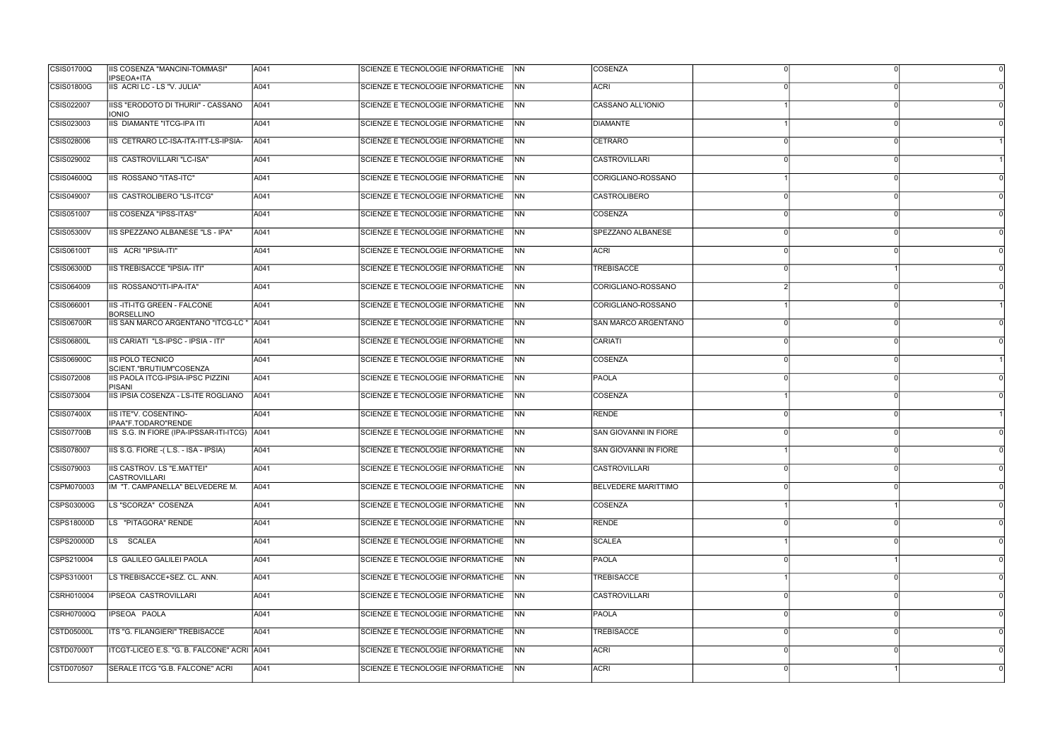| | | | | | | | | |
|---|---|---|---|---|---|---|---|---|
| CSIS01700Q | IIS COSENZA "MANCINI-TOMMASI" IPSEOA+ITA | A041 | SCIENZE E TECNOLOGIE INFORMATICHE | NN | COSENZA | 0 | 0 | 0 |
| CSIS01800G | IIS ACRI LC - LS "V. JULIA" | A041 | SCIENZE E TECNOLOGIE INFORMATICHE | NN | ACRI | 0 | 0 | 0 |
| CSIS022007 | IISS "ERODOTO DI THURII" - CASSANO IONIO | A041 | SCIENZE E TECNOLOGIE INFORMATICHE | NN | CASSANO ALL'IONIO | 1 | 0 | 0 |
| CSIS023003 | IIS DIAMANTE "ITCG-IPA ITI | A041 | SCIENZE E TECNOLOGIE INFORMATICHE | NN | DIAMANTE | 1 | 0 | 0 |
| CSIS028006 | IIS CETRARO LC-ISA-ITA-ITT-LS-IPSIA- | A041 | SCIENZE E TECNOLOGIE INFORMATICHE | NN | CETRARO | 0 | 0 | 1 |
| CSIS029002 | IIS CASTROVILLARI "LC-ISA" | A041 | SCIENZE E TECNOLOGIE INFORMATICHE | NN | CASTROVILLARI | 0 | 0 | 1 |
| CSIS04600Q | IIS ROSSANO "ITAS-ITC" | A041 | SCIENZE E TECNOLOGIE INFORMATICHE | NN | CORIGLIANO-ROSSANO | 1 | 0 | 0 |
| CSIS049007 | IIS CASTROLIBERO "LS-ITCG" | A041 | SCIENZE E TECNOLOGIE INFORMATICHE | NN | CASTROLIBERO | 0 | 0 | 0 |
| CSIS051007 | IIS COSENZA "IPSS-ITAS" | A041 | SCIENZE E TECNOLOGIE INFORMATICHE | NN | COSENZA | 0 | 0 | 0 |
| CSIS05300V | IIS SPEZZANO ALBANESE "LS - IPA" | A041 | SCIENZE E TECNOLOGIE INFORMATICHE | NN | SPEZZANO ALBANESE | 0 | 0 | 0 |
| CSIS06100T | IIS ACRI "IPSIA-ITI" | A041 | SCIENZE E TECNOLOGIE INFORMATICHE | NN | ACRI | 0 | 0 | 0 |
| CSIS06300D | IIS TREBISACCE "IPSIA- ITI" | A041 | SCIENZE E TECNOLOGIE INFORMATICHE | NN | TREBISACCE | 0 | 1 | 0 |
| CSIS064009 | IIS ROSSANO"ITI-IPA-ITA" | A041 | SCIENZE E TECNOLOGIE INFORMATICHE | NN | CORIGLIANO-ROSSANO | 2 | 0 | 0 |
| CSIS066001 | IIS -ITI-ITG GREEN - FALCONE BORSELLINO | A041 | SCIENZE E TECNOLOGIE INFORMATICHE | NN | CORIGLIANO-ROSSANO | 1 | 0 | 1 |
| CSIS06700R | IIS SAN MARCO ARGENTANO "ITCG-LC " | A041 | SCIENZE E TECNOLOGIE INFORMATICHE | NN | SAN MARCO ARGENTANO | 0 | 0 | 0 |
| CSIS06800L | IIS CARIATI "LS-IPSC - IPSIA - ITI" | A041 | SCIENZE E TECNOLOGIE INFORMATICHE | NN | CARIATI | 0 | 0 | 0 |
| CSIS06900C | IIS POLO TECNICO SCIENT."BRUTIUM"COSENZA | A041 | SCIENZE E TECNOLOGIE INFORMATICHE | NN | COSENZA | 0 | 0 | 1 |
| CSIS072008 | IIS PAOLA ITCG-IPSIA-IPSC PIZZINI PISANI | A041 | SCIENZE E TECNOLOGIE INFORMATICHE | NN | PAOLA | 0 | 0 | 0 |
| CSIS073004 | IIS IPSIA COSENZA - LS-ITE ROGLIANO | A041 | SCIENZE E TECNOLOGIE INFORMATICHE | NN | COSENZA | 1 | 0 | 0 |
| CSIS07400X | IIS ITE"V. COSENTINO-IPAA"F.TODARO"RENDE | A041 | SCIENZE E TECNOLOGIE INFORMATICHE | NN | RENDE | 0 | 0 | 1 |
| CSIS07700B | IIS S.G. IN FIORE (IPA-IPSSAR-ITI-ITCG) | A041 | SCIENZE E TECNOLOGIE INFORMATICHE | NN | SAN GIOVANNI IN FIORE | 0 | 0 | 0 |
| CSIS078007 | IIS S.G. FIORE -( L.S. - ISA - IPSIA) | A041 | SCIENZE E TECNOLOGIE INFORMATICHE | NN | SAN GIOVANNI IN FIORE | 1 | 0 | 0 |
| CSIS079003 | IIS CASTROV. LS "E.MATTEI" CASTROVILLARI | A041 | SCIENZE E TECNOLOGIE INFORMATICHE | NN | CASTROVILLARI | 0 | 0 | 0 |
| CSPM070003 | IM "T. CAMPANELLA" BELVEDERE M. | A041 | SCIENZE E TECNOLOGIE INFORMATICHE | NN | BELVEDERE MARITTIMO | 0 | 0 | 0 |
| CSPS03000G | LS "SCORZA" COSENZA | A041 | SCIENZE E TECNOLOGIE INFORMATICHE | NN | COSENZA | 1 | 1 | 0 |
| CSPS18000D | LS "PITAGORA" RENDE | A041 | SCIENZE E TECNOLOGIE INFORMATICHE | NN | RENDE | 0 | 0 | 0 |
| CSPS20000D | LS SCALEA | A041 | SCIENZE E TECNOLOGIE INFORMATICHE | NN | SCALEA | 1 | 0 | 0 |
| CSPS210004 | LS GALILEO GALILEI PAOLA | A041 | SCIENZE E TECNOLOGIE INFORMATICHE | NN | PAOLA | 0 | 1 | 0 |
| CSPS310001 | LS TREBISACCE+SEZ. CL. ANN. | A041 | SCIENZE E TECNOLOGIE INFORMATICHE | NN | TREBISACCE | 1 | 0 | 0 |
| CSRH010004 | IPSEOA CASTROVILLARI | A041 | SCIENZE E TECNOLOGIE INFORMATICHE | NN | CASTROVILLARI | 0 | 0 | 0 |
| CSRH07000Q | IPSEOA PAOLA | A041 | SCIENZE E TECNOLOGIE INFORMATICHE | NN | PAOLA | 0 | 0 | 0 |
| CSTD05000L | ITS "G. FILANGIERI" TREBISACCE | A041 | SCIENZE E TECNOLOGIE INFORMATICHE | NN | TREBISACCE | 0 | 0 | 0 |
| CSTD07000T | ITCGT-LICEO E.S. "G. B. FALCONE" ACRI | A041 | SCIENZE E TECNOLOGIE INFORMATICHE | NN | ACRI | 0 | 0 | 0 |
| CSTD070507 | SERALE ITCG "G.B. FALCONE" ACRI | A041 | SCIENZE E TECNOLOGIE INFORMATICHE | NN | ACRI | 0 | 1 | 0 |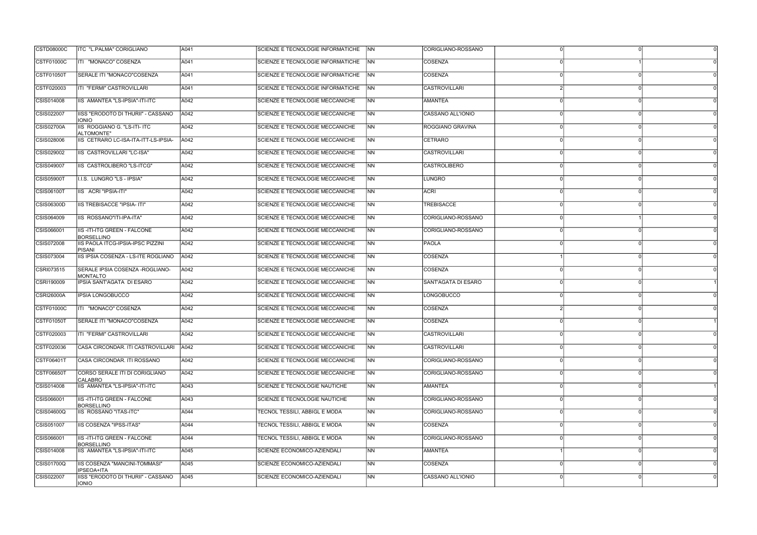| | | | | | | | | |
|---|---|---|---|---|---|---|---|---|
| CSTD08000C | ITC "L.PALMA" CORIGLIANO | A041 | SCIENZE E TECNOLOGIE INFORMATICHE | NN | CORIGLIANO-ROSSANO | 0 | 0 | 0 |
| CSTF01000C | ITI "MONACO" COSENZA | A041 | SCIENZE E TECNOLOGIE INFORMATICHE | NN | COSENZA | 0 | 1 | 0 |
| CSTF01050T | SERALE ITI "MONACO"COSENZA | A041 | SCIENZE E TECNOLOGIE INFORMATICHE | NN | COSENZA | 0 | 0 | 0 |
| CSTF020003 | ITI "FERMI" CASTROVILLARI | A041 | SCIENZE E TECNOLOGIE INFORMATICHE | NN | CASTROVILLARI | 2 | 0 | 0 |
| CSIS014008 | IIS AMANTEA "LS-IPSIA"-ITI-ITC | A042 | SCIENZE E TECNOLOGIE MECCANICHE | NN | AMANTEA | 0 | 0 | 0 |
| CSIS022007 | IISS "ERODOTO DI THURII" - CASSANO IONIO | A042 | SCIENZE E TECNOLOGIE MECCANICHE | NN | CASSANO ALL'IONIO | 0 | 0 | 0 |
| CSIS02700A | IIS ROGGIANO G. "LS-ITI- ITC ALTOMONTE" | A042 | SCIENZE E TECNOLOGIE MECCANICHE | NN | ROGGIANO GRAVINA | 0 | 0 | 0 |
| CSIS028006 | IIS CETRARO LC-ISA-ITA-ITT-LS-IPSIA- | A042 | SCIENZE E TECNOLOGIE MECCANICHE | NN | CETRARO | 0 | 0 | 0 |
| CSIS029002 | IIS CASTROVILLARI "LC-ISA" | A042 | SCIENZE E TECNOLOGIE MECCANICHE | NN | CASTROVILLARI | 0 | 0 | 0 |
| CSIS049007 | IIS CASTROLIBERO "LS-ITCG" | A042 | SCIENZE E TECNOLOGIE MECCANICHE | NN | CASTROLIBERO | 0 | 0 | 0 |
| CSIS05900T | I.I.S. LUNGRO "LS - IPSIA" | A042 | SCIENZE E TECNOLOGIE MECCANICHE | NN | LUNGRO | 0 | 0 | 0 |
| CSIS06100T | IIS ACRI "IPSIA-ITI" | A042 | SCIENZE E TECNOLOGIE MECCANICHE | NN | ACRI | 0 | 0 | 0 |
| CSIS06300D | IIS TREBISACCE "IPSIA- ITI" | A042 | SCIENZE E TECNOLOGIE MECCANICHE | NN | TREBISACCE | 0 | 0 | 0 |
| CSIS064009 | IIS ROSSANO"ITI-IPA-ITA" | A042 | SCIENZE E TECNOLOGIE MECCANICHE | NN | CORIGLIANO-ROSSANO | 0 | 1 | 0 |
| CSIS066001 | IIS -ITI-ITG GREEN - FALCONE BORSELLINO | A042 | SCIENZE E TECNOLOGIE MECCANICHE | NN | CORIGLIANO-ROSSANO | 0 | 0 | 0 |
| CSIS072008 | IIS PAOLA ITCG-IPSIA-IPSC PIZZINI PISANI | A042 | SCIENZE E TECNOLOGIE MECCANICHE | NN | PAOLA | 0 | 0 | 0 |
| CSIS073004 | IIS IPSIA COSENZA - LS-ITE ROGLIANO | A042 | SCIENZE E TECNOLOGIE MECCANICHE | NN | COSENZA | 1 | 0 | 0 |
| CSRI073515 | SERALE IPSIA COSENZA -ROGLIANO-MONTALTO | A042 | SCIENZE E TECNOLOGIE MECCANICHE | NN | COSENZA | 0 | 0 | 0 |
| CSRI190009 | IPSIA SANT'AGATA DI ESARO | A042 | SCIENZE E TECNOLOGIE MECCANICHE | NN | SANT'AGATA DI ESARO | 0 | 0 | 1 |
| CSRI26000A | IPSIA LONGOBUCCO | A042 | SCIENZE E TECNOLOGIE MECCANICHE | NN | LONGOBUCCO | 0 | 0 | 0 |
| CSTF01000C | ITI "MONACO" COSENZA | A042 | SCIENZE E TECNOLOGIE MECCANICHE | NN | COSENZA | 2 | 0 | 0 |
| CSTF01050T | SERALE ITI "MONACO"COSENZA | A042 | SCIENZE E TECNOLOGIE MECCANICHE | NN | COSENZA | 0 | 0 | 1 |
| CSTF020003 | ITI "FERMI" CASTROVILLARI | A042 | SCIENZE E TECNOLOGIE MECCANICHE | NN | CASTROVILLARI | 0 | 0 | 0 |
| CSTF020036 | CASA CIRCONDAR. ITI CASTROVILLARI | A042 | SCIENZE E TECNOLOGIE MECCANICHE | NN | CASTROVILLARI | 0 | 0 | 0 |
| CSTF06401T | CASA CIRCONDAR. ITI ROSSANO | A042 | SCIENZE E TECNOLOGIE MECCANICHE | NN | CORIGLIANO-ROSSANO | 0 | 0 | 0 |
| CSTF06650T | CORSO SERALE ITI DI CORIGLIANO CALABRO | A042 | SCIENZE E TECNOLOGIE MECCANICHE | NN | CORIGLIANO-ROSSANO | 0 | 0 | 0 |
| CSIS014008 | IIS AMANTEA "LS-IPSIA"-ITI-ITC | A043 | SCIENZE E TECNOLOGIE NAUTICHE | NN | AMANTEA | 0 | 0 | 1 |
| CSIS066001 | IIS -ITI-ITG GREEN - FALCONE BORSELLINO | A043 | SCIENZE E TECNOLOGIE NAUTICHE | NN | CORIGLIANO-ROSSANO | 0 | 0 | 0 |
| CSIS04600Q | IIS ROSSANO "ITAS-ITC" | A044 | TECNOL TESSILI, ABBIGL E MODA | NN | CORIGLIANO-ROSSANO | 0 | 0 | 0 |
| CSIS051007 | IIS COSENZA "IPSS-ITAS" | A044 | TECNOL TESSILI, ABBIGL E MODA | NN | COSENZA | 0 | 0 | 0 |
| CSIS066001 | IIS -ITI-ITG GREEN - FALCONE BORSELLINO | A044 | TECNOL TESSILI, ABBIGL E MODA | NN | CORIGLIANO-ROSSANO | 0 | 0 | 0 |
| CSIS014008 | IIS AMANTEA "LS-IPSIA"-ITI-ITC | A045 | SCIENZE ECONOMICO-AZIENDALI | NN | AMANTEA | 1 | 0 | 0 |
| CSIS01700Q | IIS COSENZA "MANCINI-TOMMASI" IPSEOA+ITA | A045 | SCIENZE ECONOMICO-AZIENDALI | NN | COSENZA | 0 | 0 | 0 |
| CSIS022007 | IISS "ERODOTO DI THURII" - CASSANO IONIO | A045 | SCIENZE ECONOMICO-AZIENDALI | NN | CASSANO ALL'IONIO | 0 | 0 | 0 |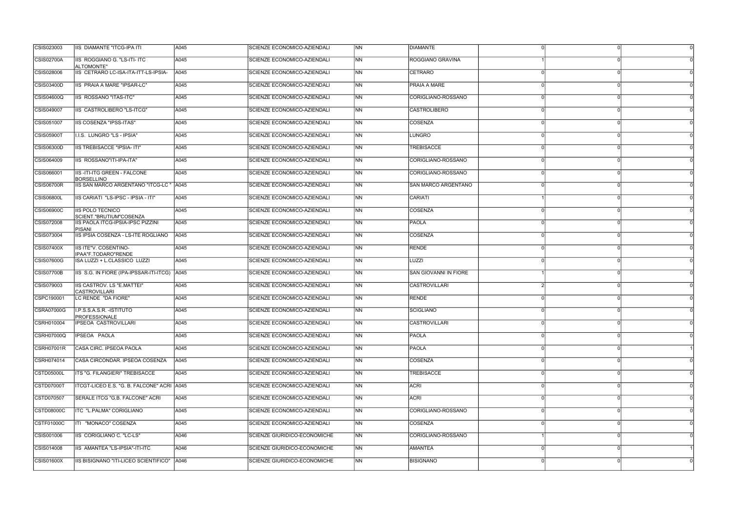| | | | | | | | | |
|---|---|---|---|---|---|---|---|---|
| CSIS023003 | IIS DIAMANTE "ITCG-IPA ITI | A045 | SCIENZE ECONOMICO-AZIENDALI | NN | DIAMANTE | 0 | 0 | 0 |
| CSIS02700A | IIS ROGGIANO G. "LS-ITI- ITC ALTOMONTE" | A045 | SCIENZE ECONOMICO-AZIENDALI | NN | ROGGIANO GRAVINA | 1 | 0 | 0 |
| CSIS028006 | IIS CETRARO LC-ISA-ITA-ITT-LS-IPSIA- | A045 | SCIENZE ECONOMICO-AZIENDALI | NN | CETRARO | 0 | 0 | 0 |
| CSIS03400D | IIS PRAIA A MARE "IPSAR-LC" | A045 | SCIENZE ECONOMICO-AZIENDALI | NN | PRAIA A MARE | 0 | 0 | 0 |
| CSIS04600Q | IIS ROSSANO "ITAS-ITC" | A045 | SCIENZE ECONOMICO-AZIENDALI | NN | CORIGLIANO-ROSSANO | 0 | 0 | 0 |
| CSIS049007 | IIS CASTROLIBERO "LS-ITCG" | A045 | SCIENZE ECONOMICO-AZIENDALI | NN | CASTROLIBERO | 0 | 0 | 0 |
| CSIS051007 | IIS COSENZA "IPSS-ITAS" | A045 | SCIENZE ECONOMICO-AZIENDALI | NN | COSENZA | 0 | 0 | 0 |
| CSIS05900T | I.I.S. LUNGRO "LS - IPSIA" | A045 | SCIENZE ECONOMICO-AZIENDALI | NN | LUNGRO | 0 | 0 | 0 |
| CSIS06300D | IIS TREBISACCE "IPSIA- ITI" | A045 | SCIENZE ECONOMICO-AZIENDALI | NN | TREBISACCE | 0 | 0 | 0 |
| CSIS064009 | IIS ROSSANO"ITI-IPA-ITA" | A045 | SCIENZE ECONOMICO-AZIENDALI | NN | CORIGLIANO-ROSSANO | 0 | 0 | 0 |
| CSIS066001 | IIS -ITI-ITG GREEN - FALCONE BORSELLINO | A045 | SCIENZE ECONOMICO-AZIENDALI | NN | CORIGLIANO-ROSSANO | 0 | 0 | 0 |
| CSIS06700R | IIS SAN MARCO ARGENTANO "ITCG-LC " | A045 | SCIENZE ECONOMICO-AZIENDALI | NN | SAN MARCO ARGENTANO | 0 | 0 | 0 |
| CSIS06800L | IIS CARIATI "LS-IPSC - IPSIA - ITI" | A045 | SCIENZE ECONOMICO-AZIENDALI | NN | CARIATI | 1 | 0 | 0 |
| CSIS06900C | IIS POLO TECNICO SCIENT."BRUTIUM"COSENZA | A045 | SCIENZE ECONOMICO-AZIENDALI | NN | COSENZA | 0 | 0 | 0 |
| CSIS072008 | IIS PAOLA ITCG-IPSIA-IPSC PIZZINI PISANI | A045 | SCIENZE ECONOMICO-AZIENDALI | NN | PAOLA | 0 | 0 | 0 |
| CSIS073004 | IIS IPSIA COSENZA - LS-ITE ROGLIANO | A045 | SCIENZE ECONOMICO-AZIENDALI | NN | COSENZA | 0 | 0 | 0 |
| CSIS07400X | IIS ITE"V. COSENTINO-IPAA"F.TODARO"RENDE | A045 | SCIENZE ECONOMICO-AZIENDALI | NN | RENDE | 0 | 0 | 0 |
| CSIS07600G | ISA LUZZI + L.CLASSICO LUZZI | A045 | SCIENZE ECONOMICO-AZIENDALI | NN | LUZZI | 0 | 0 | 0 |
| CSIS07700B | IIS S.G. IN FIORE (IPA-IPSSAR-ITI-ITCG) | A045 | SCIENZE ECONOMICO-AZIENDALI | NN | SAN GIOVANNI IN FIORE | 1 | 0 | 0 |
| CSIS079003 | IIS CASTROV. LS "E.MATTEI" CASTROVILLARI | A045 | SCIENZE ECONOMICO-AZIENDALI | NN | CASTROVILLARI | 2 | 0 | 0 |
| CSPC190001 | LC RENDE "DA FIORE" | A045 | SCIENZE ECONOMICO-AZIENDALI | NN | RENDE | 0 | 0 | 0 |
| CSRA07000G | I.P.S.S.A.S.R. -ISTITUTO PROFESSIONALE | A045 | SCIENZE ECONOMICO-AZIENDALI | NN | SCIGLIANO | 0 | 0 | 0 |
| CSRH010004 | IPSEOA CASTROVILLARI | A045 | SCIENZE ECONOMICO-AZIENDALI | NN | CASTROVILLARI | 0 | 0 | 0 |
| CSRH07000Q | IPSEOA PAOLA | A045 | SCIENZE ECONOMICO-AZIENDALI | NN | PAOLA | 0 | 0 | 0 |
| CSRH07001R | CASA CIRC. IPSEOA PAOLA | A045 | SCIENZE ECONOMICO-AZIENDALI | NN | PAOLA | 0 | 0 | 1 |
| CSRH074014 | CASA CIRCONDAR. IPSEOA COSENZA | A045 | SCIENZE ECONOMICO-AZIENDALI | NN | COSENZA | 0 | 0 | 0 |
| CSTD05000L | ITS "G. FILANGIERI" TREBISACCE | A045 | SCIENZE ECONOMICO-AZIENDALI | NN | TREBISACCE | 0 | 0 | 0 |
| CSTD07000T | ITCGT-LICEO E.S. "G. B. FALCONE" ACRI | A045 | SCIENZE ECONOMICO-AZIENDALI | NN | ACRI | 0 | 0 | 0 |
| CSTD070507 | SERALE ITCG "G.B. FALCONE" ACRI | A045 | SCIENZE ECONOMICO-AZIENDALI | NN | ACRI | 0 | 0 | 0 |
| CSTD08000C | ITC "L.PALMA" CORIGLIANO | A045 | SCIENZE ECONOMICO-AZIENDALI | NN | CORIGLIANO-ROSSANO | 0 | 0 | 0 |
| CSTF01000C | ITI "MONACO" COSENZA | A045 | SCIENZE ECONOMICO-AZIENDALI | NN | COSENZA | 0 | 0 | 0 |
| CSIS001006 | IIS CORIGLIANO C. "LC-LS" | A046 | SCIENZE GIURIDICO-ECONOMICHE | NN | CORIGLIANO-ROSSANO | 1 | 0 | 0 |
| CSIS014008 | IIS AMANTEA "LS-IPSIA"-ITI-ITC | A046 | SCIENZE GIURIDICO-ECONOMICHE | NN | AMANTEA | 0 | 0 | 1 |
| CSIS01600X | IIS BISIGNANO "ITI-LICEO SCIENTIFICO" | A046 | SCIENZE GIURIDICO-ECONOMICHE | NN | BISIGNANO | 0 | 0 | 0 |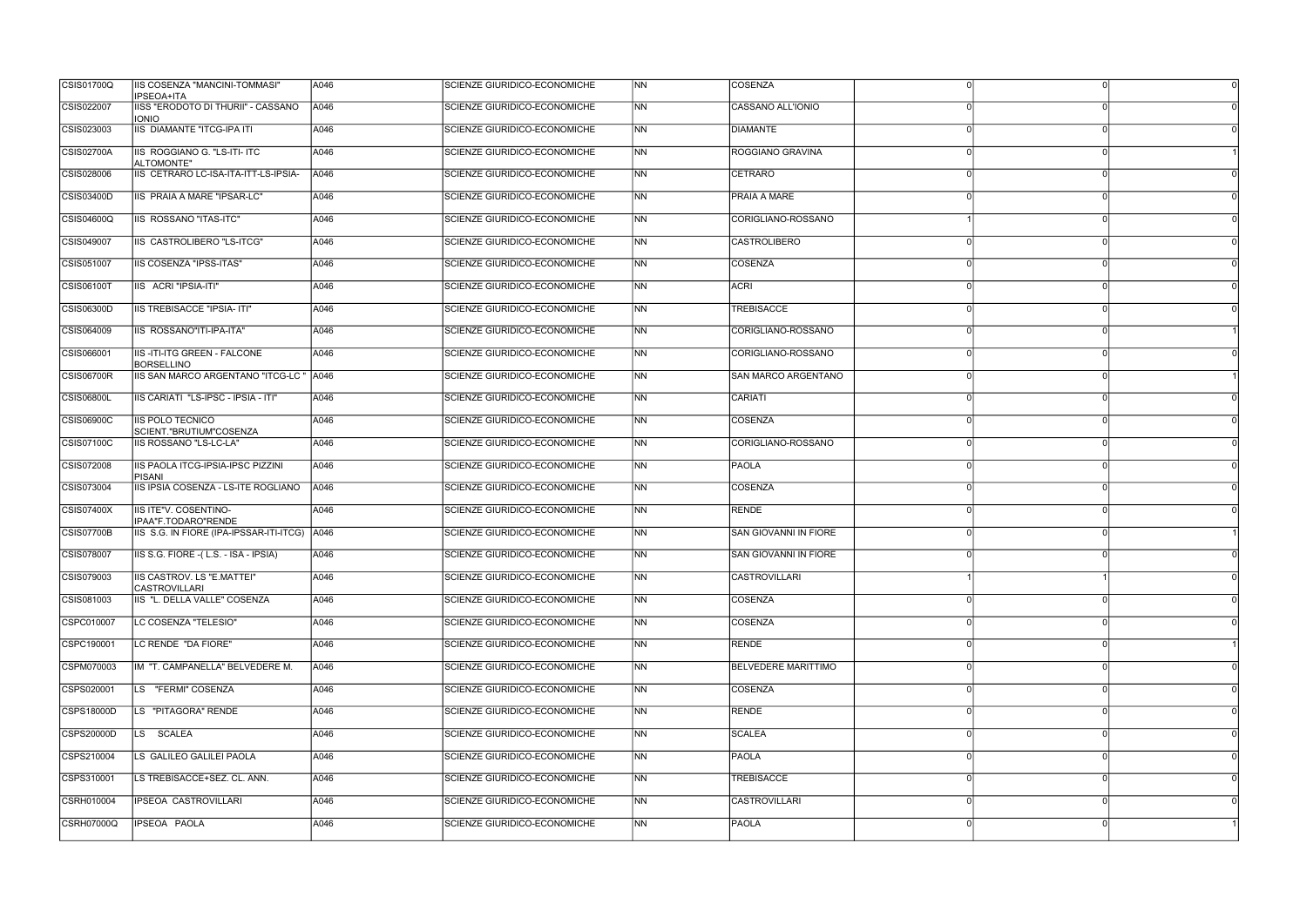| | | | | | | | | |
|---|---|---|---|---|---|---|---|---|
| CSIS01700Q | IIS COSENZA "MANCINI-TOMMASI" IPSEOA+ITA | A046 | SCIENZE GIURIDICO-ECONOMICHE | NN | COSENZA | 0 | 0 | 0 |
| CSIS022007 | IISS "ERODOTO DI THURII" - CASSANO IONIO | A046 | SCIENZE GIURIDICO-ECONOMICHE | NN | CASSANO ALL'IONIO | 0 | 0 | 0 |
| CSIS023003 | IIS DIAMANTE "ITCG-IPA ITI | A046 | SCIENZE GIURIDICO-ECONOMICHE | NN | DIAMANTE | 0 | 0 | 0 |
| CSIS02700A | IIS ROGGIANO G. "LS-ITI- ITC ALTOMONTE" | A046 | SCIENZE GIURIDICO-ECONOMICHE | NN | ROGGIANO GRAVINA | 0 | 0 | 1 |
| CSIS028006 | IIS CETRARO LC-ISA-ITA-ITT-LS-IPSIA- | A046 | SCIENZE GIURIDICO-ECONOMICHE | NN | CETRARO | 0 | 0 | 0 |
| CSIS03400D | IIS PRAIA A MARE "IPSAR-LC" | A046 | SCIENZE GIURIDICO-ECONOMICHE | NN | PRAIA A MARE | 0 | 0 | 0 |
| CSIS04600Q | IIS ROSSANO "ITAS-ITC" | A046 | SCIENZE GIURIDICO-ECONOMICHE | NN | CORIGLIANO-ROSSANO | 1 | 0 | 0 |
| CSIS049007 | IIS CASTROLIBERO "LS-ITCG" | A046 | SCIENZE GIURIDICO-ECONOMICHE | NN | CASTROLIBERO | 0 | 0 | 0 |
| CSIS051007 | IIS COSENZA "IPSS-ITAS" | A046 | SCIENZE GIURIDICO-ECONOMICHE | NN | COSENZA | 0 | 0 | 0 |
| CSIS06100T | IIS ACRI "IPSIA-ITI" | A046 | SCIENZE GIURIDICO-ECONOMICHE | NN | ACRI | 0 | 0 | 0 |
| CSIS06300D | IIS TREBISACCE "IPSIA- ITI" | A046 | SCIENZE GIURIDICO-ECONOMICHE | NN | TREBISACCE | 0 | 0 | 0 |
| CSIS064009 | IIS ROSSANO"ITI-IPA-ITA" | A046 | SCIENZE GIURIDICO-ECONOMICHE | NN | CORIGLIANO-ROSSANO | 0 | 0 | 1 |
| CSIS066001 | IIS -ITI-ITG GREEN - FALCONE BORSELLINO | A046 | SCIENZE GIURIDICO-ECONOMICHE | NN | CORIGLIANO-ROSSANO | 0 | 0 | 0 |
| CSIS06700R | IIS SAN MARCO ARGENTANO "ITCG-LC " | A046 | SCIENZE GIURIDICO-ECONOMICHE | NN | SAN MARCO ARGENTANO | 0 | 0 | 1 |
| CSIS06800L | IIS CARIATI "LS-IPSC - IPSIA - ITI" | A046 | SCIENZE GIURIDICO-ECONOMICHE | NN | CARIATI | 0 | 0 | 0 |
| CSIS06900C | IIS POLO TECNICO SCIENT."BRUTIUM"COSENZA | A046 | SCIENZE GIURIDICO-ECONOMICHE | NN | COSENZA | 0 | 0 | 0 |
| CSIS07100C | IIS ROSSANO "LS-LC-LA" | A046 | SCIENZE GIURIDICO-ECONOMICHE | NN | CORIGLIANO-ROSSANO | 0 | 0 | 0 |
| CSIS072008 | IIS PAOLA ITCG-IPSIA-IPSC PIZZINI PISANI | A046 | SCIENZE GIURIDICO-ECONOMICHE | NN | PAOLA | 0 | 0 | 0 |
| CSIS073004 | IIS IPSIA COSENZA - LS-ITE ROGLIANO | A046 | SCIENZE GIURIDICO-ECONOMICHE | NN | COSENZA | 0 | 0 | 0 |
| CSIS07400X | IIS ITE"V. COSENTINO-IPAA"F.TODARO"RENDE | A046 | SCIENZE GIURIDICO-ECONOMICHE | NN | RENDE | 0 | 0 | 0 |
| CSIS07700B | IIS S.G. IN FIORE (IPA-IPSSAR-ITI-ITCG) | A046 | SCIENZE GIURIDICO-ECONOMICHE | NN | SAN GIOVANNI IN FIORE | 0 | 0 | 1 |
| CSIS078007 | IIS S.G. FIORE -( L.S. - ISA - IPSIA) | A046 | SCIENZE GIURIDICO-ECONOMICHE | NN | SAN GIOVANNI IN FIORE | 0 | 0 | 0 |
| CSIS079003 | IIS CASTROV. LS "E.MATTEI" CASTROVILLARI | A046 | SCIENZE GIURIDICO-ECONOMICHE | NN | CASTROVILLARI | 1 | 1 | 0 |
| CSIS081003 | IIS "L. DELLA VALLE" COSENZA | A046 | SCIENZE GIURIDICO-ECONOMICHE | NN | COSENZA | 0 | 0 | 0 |
| CSPC010007 | LC COSENZA "TELESIO" | A046 | SCIENZE GIURIDICO-ECONOMICHE | NN | COSENZA | 0 | 0 | 0 |
| CSPC190001 | LC RENDE "DA FIORE" | A046 | SCIENZE GIURIDICO-ECONOMICHE | NN | RENDE | 0 | 0 | 1 |
| CSPM070003 | IM "T. CAMPANELLA" BELVEDERE M. | A046 | SCIENZE GIURIDICO-ECONOMICHE | NN | BELVEDERE MARITTIMO | 0 | 0 | 0 |
| CSPS020001 | LS "FERMI" COSENZA | A046 | SCIENZE GIURIDICO-ECONOMICHE | NN | COSENZA | 0 | 0 | 0 |
| CSPS18000D | LS "PITAGORA" RENDE | A046 | SCIENZE GIURIDICO-ECONOMICHE | NN | RENDE | 0 | 0 | 0 |
| CSPS20000D | LS SCALEA | A046 | SCIENZE GIURIDICO-ECONOMICHE | NN | SCALEA | 0 | 0 | 0 |
| CSPS210004 | LS GALILEO GALILEI PAOLA | A046 | SCIENZE GIURIDICO-ECONOMICHE | NN | PAOLA | 0 | 0 | 0 |
| CSPS310001 | LS TREBISACCE+SEZ. CL. ANN. | A046 | SCIENZE GIURIDICO-ECONOMICHE | NN | TREBISACCE | 0 | 0 | 0 |
| CSRH010004 | IPSEOA CASTROVILLARI | A046 | SCIENZE GIURIDICO-ECONOMICHE | NN | CASTROVILLARI | 0 | 0 | 0 |
| CSRH07000Q | IPSEOA PAOLA | A046 | SCIENZE GIURIDICO-ECONOMICHE | NN | PAOLA | 0 | 0 | 1 |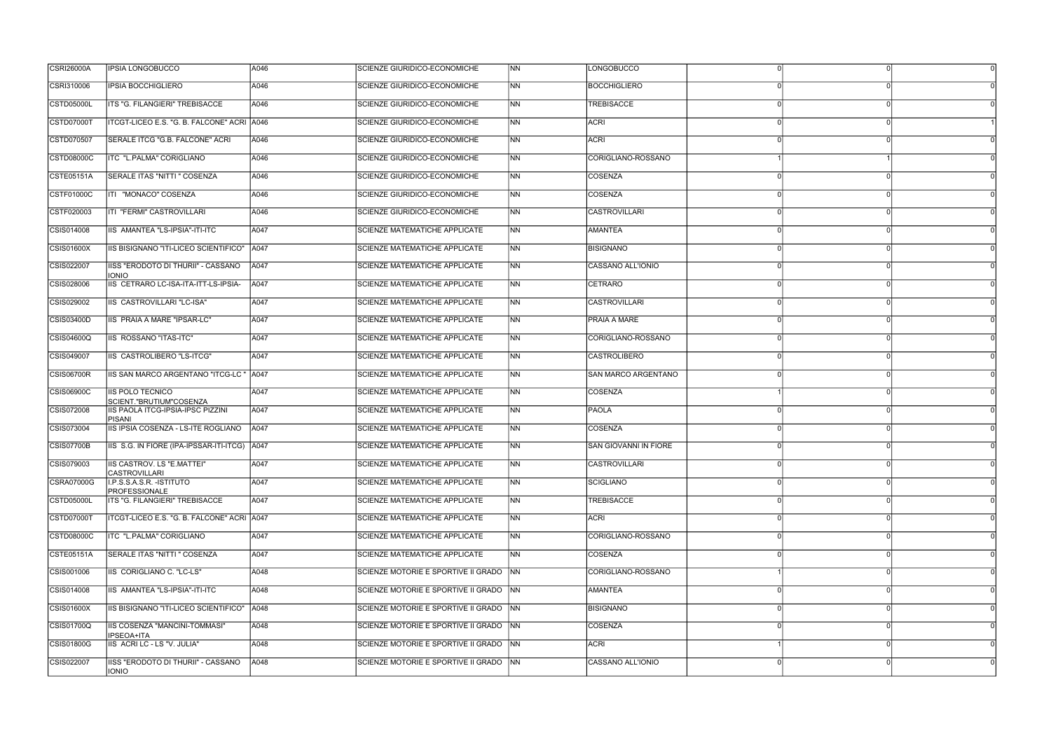| | | | | | | | | |
|---|---|---|---|---|---|---|---|---|
| CSRI26000A | IPSIA LONGOBUCCO | A046 | SCIENZE GIURIDICO-ECONOMICHE | NN | LONGOBUCCO | 0 | 0 | 0 |
| CSRI310006 | IPSIA BOCCHIGLIERO | A046 | SCIENZE GIURIDICO-ECONOMICHE | NN | BOCCHIGLIERO | 0 | 0 | 0 |
| CSTD05000L | ITS "G. FILANGIERI" TREBISACCE | A046 | SCIENZE GIURIDICO-ECONOMICHE | NN | TREBISACCE | 0 | 0 | 0 |
| CSTD07000T | ITCGT-LICEO E.S. "G. B. FALCONE" ACRI | A046 | SCIENZE GIURIDICO-ECONOMICHE | NN | ACRI | 0 | 0 | 1 |
| CSTD070507 | SERALE ITCG "G.B. FALCONE" ACRI | A046 | SCIENZE GIURIDICO-ECONOMICHE | NN | ACRI | 0 | 0 | 0 |
| CSTD08000C | ITC "L.PALMA" CORIGLIANO | A046 | SCIENZE GIURIDICO-ECONOMICHE | NN | CORIGLIANO-ROSSANO | 1 | 1 | 0 |
| CSTE05151A | SERALE ITAS "NITTI " COSENZA | A046 | SCIENZE GIURIDICO-ECONOMICHE | NN | COSENZA | 0 | 0 | 0 |
| CSTF01000C | ITI "MONACO" COSENZA | A046 | SCIENZE GIURIDICO-ECONOMICHE | NN | COSENZA | 0 | 0 | 0 |
| CSTF020003 | ITI "FERMI" CASTROVILLARI | A046 | SCIENZE GIURIDICO-ECONOMICHE | NN | CASTROVILLARI | 0 | 0 | 0 |
| CSIS014008 | IIS AMANTEA "LS-IPSIA"-ITI-ITC | A047 | SCIENZE MATEMATICHE APPLICATE | NN | AMANTEA | 0 | 0 | 0 |
| CSIS01600X | IIS BISIGNANO "ITI-LICEO SCIENTIFICO" | A047 | SCIENZE MATEMATICHE APPLICATE | NN | BISIGNANO | 0 | 0 | 0 |
| CSIS022007 | IISS "ERODOTO DI THURII" - CASSANO IONIO | A047 | SCIENZE MATEMATICHE APPLICATE | NN | CASSANO ALL'IONIO | 0 | 0 | 0 |
| CSIS028006 | IIS CETRARO LC-ISA-ITA-ITT-LS-IPSIA- | A047 | SCIENZE MATEMATICHE APPLICATE | NN | CETRARO | 0 | 0 | 0 |
| CSIS029002 | IIS CASTROVILLARI "LC-ISA" | A047 | SCIENZE MATEMATICHE APPLICATE | NN | CASTROVILLARI | 0 | 0 | 0 |
| CSIS03400D | IIS PRAIA A MARE "IPSAR-LC" | A047 | SCIENZE MATEMATICHE APPLICATE | NN | PRAIA A MARE | 0 | 0 | 0 |
| CSIS04600Q | IIS ROSSANO "ITAS-ITC" | A047 | SCIENZE MATEMATICHE APPLICATE | NN | CORIGLIANO-ROSSANO | 0 | 0 | 0 |
| CSIS049007 | IIS CASTROLIBERO "LS-ITCG" | A047 | SCIENZE MATEMATICHE APPLICATE | NN | CASTROLIBERO | 0 | 0 | 0 |
| CSIS06700R | IIS SAN MARCO ARGENTANO "ITCG-LC " | A047 | SCIENZE MATEMATICHE APPLICATE | NN | SAN MARCO ARGENTANO | 0 | 0 | 0 |
| CSIS06900C | IIS POLO TECNICO SCIENT."BRUTIUM"COSENZA | A047 | SCIENZE MATEMATICHE APPLICATE | NN | COSENZA | 1 | 0 | 0 |
| CSIS072008 | IIS PAOLA ITCG-IPSIA-IPSC PIZZINI PISANI | A047 | SCIENZE MATEMATICHE APPLICATE | NN | PAOLA | 0 | 0 | 0 |
| CSIS073004 | IIS IPSIA COSENZA - LS-ITE ROGLIANO | A047 | SCIENZE MATEMATICHE APPLICATE | NN | COSENZA | 0 | 0 | 0 |
| CSIS07700B | IIS S.G. IN FIORE (IPA-IPSSAR-ITI-ITCG) | A047 | SCIENZE MATEMATICHE APPLICATE | NN | SAN GIOVANNI IN FIORE | 0 | 0 | 0 |
| CSIS079003 | IIS CASTROV. LS "E.MATTEI" CASTROVILLARI | A047 | SCIENZE MATEMATICHE APPLICATE | NN | CASTROVILLARI | 0 | 0 | 0 |
| CSRA07000G | I.P.S.S.A.S.R. -ISTITUTO PROFESSIONALE | A047 | SCIENZE MATEMATICHE APPLICATE | NN | SCIGLIANO | 0 | 0 | 0 |
| CSTD05000L | ITS "G. FILANGIERI" TREBISACCE | A047 | SCIENZE MATEMATICHE APPLICATE | NN | TREBISACCE | 0 | 0 | 0 |
| CSTD07000T | ITCGT-LICEO E.S. "G. B. FALCONE" ACRI | A047 | SCIENZE MATEMATICHE APPLICATE | NN | ACRI | 0 | 0 | 0 |
| CSTD08000C | ITC "L.PALMA" CORIGLIANO | A047 | SCIENZE MATEMATICHE APPLICATE | NN | CORIGLIANO-ROSSANO | 0 | 0 | 0 |
| CSTE05151A | SERALE ITAS "NITTI " COSENZA | A047 | SCIENZE MATEMATICHE APPLICATE | NN | COSENZA | 0 | 0 | 0 |
| CSIS001006 | IIS CORIGLIANO C. "LC-LS" | A048 | SCIENZE MOTORIE E SPORTIVE II GRADO | NN | CORIGLIANO-ROSSANO | 1 | 0 | 0 |
| CSIS014008 | IIS AMANTEA "LS-IPSIA"-ITI-ITC | A048 | SCIENZE MOTORIE E SPORTIVE II GRADO | NN | AMANTEA | 0 | 0 | 0 |
| CSIS01600X | IIS BISIGNANO "ITI-LICEO SCIENTIFICO" | A048 | SCIENZE MOTORIE E SPORTIVE II GRADO | NN | BISIGNANO | 0 | 0 | 0 |
| CSIS01700Q | IIS COSENZA "MANCINI-TOMMASI" IPSEOA+ITA | A048 | SCIENZE MOTORIE E SPORTIVE II GRADO | NN | COSENZA | 0 | 0 | 0 |
| CSIS01800G | IIS ACRI LC - LS "V. JULIA" | A048 | SCIENZE MOTORIE E SPORTIVE II GRADO | NN | ACRI | 1 | 0 | 0 |
| CSIS022007 | IISS "ERODOTO DI THURII" - CASSANO IONIO | A048 | SCIENZE MOTORIE E SPORTIVE II GRADO | NN | CASSANO ALL'IONIO | 0 | 0 | 0 |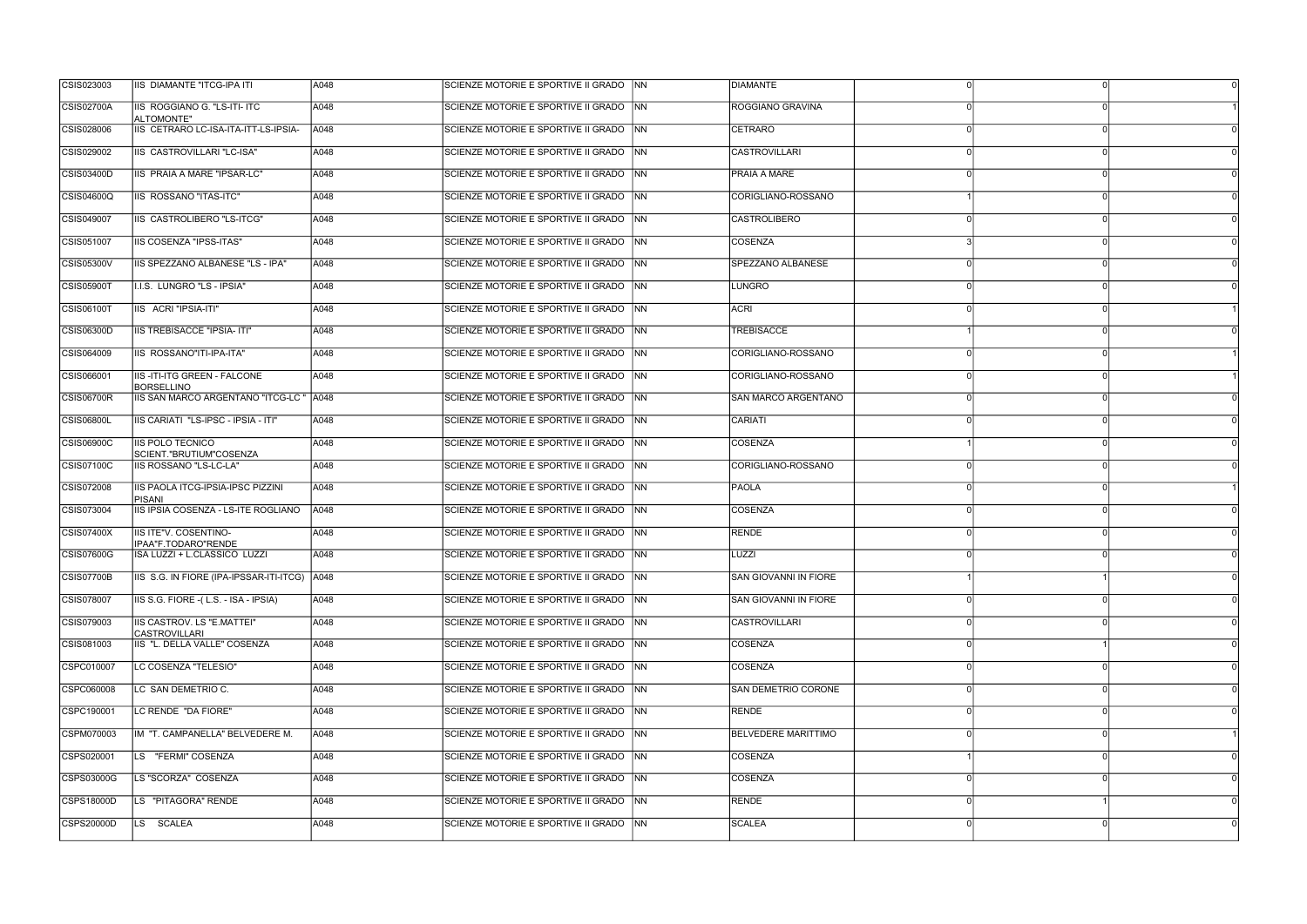| | | | | | | | | |
|---|---|---|---|---|---|---|---|---|
| CSIS023003 | IIS DIAMANTE "ITCG-IPA ITI | A048 | SCIENZE MOTORIE E SPORTIVE II GRADO | NN | DIAMANTE | 0 | 0 | 0 |
| CSIS02700A | IIS ROGGIANO G. "LS-ITI- ITC ALTOMONTE" | A048 | SCIENZE MOTORIE E SPORTIVE II GRADO | NN | ROGGIANO GRAVINA | 0 | 0 | 1 |
| CSIS028006 | IIS CETRARO LC-ISA-ITA-ITT-LS-IPSIA- | A048 | SCIENZE MOTORIE E SPORTIVE II GRADO | NN | CETRARO | 0 | 0 | 0 |
| CSIS029002 | IIS CASTROVILLARI "LC-ISA" | A048 | SCIENZE MOTORIE E SPORTIVE II GRADO | NN | CASTROVILLARI | 0 | 0 | 0 |
| CSIS03400D | IIS PRAIA A MARE "IPSAR-LC" | A048 | SCIENZE MOTORIE E SPORTIVE II GRADO | NN | PRAIA A MARE | 0 | 0 | 0 |
| CSIS04600Q | IIS ROSSANO "ITAS-ITC" | A048 | SCIENZE MOTORIE E SPORTIVE II GRADO | NN | CORIGLIANO-ROSSANO | 1 | 0 | 0 |
| CSIS049007 | IIS CASTROLIBERO "LS-ITCG" | A048 | SCIENZE MOTORIE E SPORTIVE II GRADO | NN | CASTROLIBERO | 0 | 0 | 0 |
| CSIS051007 | IIS COSENZA "IPSS-ITAS" | A048 | SCIENZE MOTORIE E SPORTIVE II GRADO | NN | COSENZA | 3 | 0 | 0 |
| CSIS05300V | IIS SPEZZANO ALBANESE "LS - IPA" | A048 | SCIENZE MOTORIE E SPORTIVE II GRADO | NN | SPEZZANO ALBANESE | 0 | 0 | 0 |
| CSIS05900T | I.I.S. LUNGRO "LS - IPSIA" | A048 | SCIENZE MOTORIE E SPORTIVE II GRADO | NN | LUNGRO | 0 | 0 | 0 |
| CSIS06100T | IIS ACRI "IPSIA-ITI" | A048 | SCIENZE MOTORIE E SPORTIVE II GRADO | NN | ACRI | 0 | 0 | 1 |
| CSIS06300D | IIS TREBISACCE "IPSIA- ITI" | A048 | SCIENZE MOTORIE E SPORTIVE II GRADO | NN | TREBISACCE | 1 | 0 | 0 |
| CSIS064009 | IIS ROSSANO"ITI-IPA-ITA" | A048 | SCIENZE MOTORIE E SPORTIVE II GRADO | NN | CORIGLIANO-ROSSANO | 0 | 0 | 1 |
| CSIS066001 | IIS -ITI-ITG GREEN - FALCONE BORSELLINO | A048 | SCIENZE MOTORIE E SPORTIVE II GRADO | NN | CORIGLIANO-ROSSANO | 0 | 0 | 1 |
| CSIS06700R | IIS SAN MARCO ARGENTANO "ITCG-LC " | A048 | SCIENZE MOTORIE E SPORTIVE II GRADO | NN | SAN MARCO ARGENTANO | 0 | 0 | 0 |
| CSIS06800L | IIS CARIATI "LS-IPSC - IPSIA - ITI" | A048 | SCIENZE MOTORIE E SPORTIVE II GRADO | NN | CARIATI | 0 | 0 | 0 |
| CSIS06900C | IIS POLO TECNICO SCIENT."BRUTIUM"COSENZA | A048 | SCIENZE MOTORIE E SPORTIVE II GRADO | NN | COSENZA | 1 | 0 | 0 |
| CSIS07100C | IIS ROSSANO "LS-LC-LA" | A048 | SCIENZE MOTORIE E SPORTIVE II GRADO | NN | CORIGLIANO-ROSSANO | 0 | 0 | 0 |
| CSIS072008 | IIS PAOLA ITCG-IPSIA-IPSC PIZZINI PISANI | A048 | SCIENZE MOTORIE E SPORTIVE II GRADO | NN | PAOLA | 0 | 0 | 1 |
| CSIS073004 | IIS IPSIA COSENZA - LS-ITE ROGLIANO | A048 | SCIENZE MOTORIE E SPORTIVE II GRADO | NN | COSENZA | 0 | 0 | 0 |
| CSIS07400X | IIS ITE"V. COSENTINO- IPAA"F.TODARO"RENDE | A048 | SCIENZE MOTORIE E SPORTIVE II GRADO | NN | RENDE | 0 | 0 | 0 |
| CSIS07600G | ISA LUZZI + L.CLASSICO LUZZI | A048 | SCIENZE MOTORIE E SPORTIVE II GRADO | NN | LUZZI | 0 | 0 | 0 |
| CSIS07700B | IIS S.G. IN FIORE (IPA-IPSSAR-ITI-ITCG) | A048 | SCIENZE MOTORIE E SPORTIVE II GRADO | NN | SAN GIOVANNI IN FIORE | 1 | 1 | 0 |
| CSIS078007 | IIS S.G. FIORE -( L.S. - ISA - IPSIA) | A048 | SCIENZE MOTORIE E SPORTIVE II GRADO | NN | SAN GIOVANNI IN FIORE | 0 | 0 | 0 |
| CSIS079003 | IIS CASTROV. LS "E.MATTEI" CASTROVILLARI | A048 | SCIENZE MOTORIE E SPORTIVE II GRADO | NN | CASTROVILLARI | 0 | 0 | 0 |
| CSIS081003 | IIS "L. DELLA VALLE" COSENZA | A048 | SCIENZE MOTORIE E SPORTIVE II GRADO | NN | COSENZA | 0 | 1 | 0 |
| CSPC010007 | LC COSENZA "TELESIO" | A048 | SCIENZE MOTORIE E SPORTIVE II GRADO | NN | COSENZA | 0 | 0 | 0 |
| CSPC060008 | LC SAN DEMETRIO C. | A048 | SCIENZE MOTORIE E SPORTIVE II GRADO | NN | SAN DEMETRIO CORONE | 0 | 0 | 0 |
| CSPC190001 | LC RENDE "DA FIORE" | A048 | SCIENZE MOTORIE E SPORTIVE II GRADO | NN | RENDE | 0 | 0 | 0 |
| CSPM070003 | IM "T. CAMPANELLA" BELVEDERE M. | A048 | SCIENZE MOTORIE E SPORTIVE II GRADO | NN | BELVEDERE MARITTIMO | 0 | 0 | 1 |
| CSPS020001 | LS "FERMI" COSENZA | A048 | SCIENZE MOTORIE E SPORTIVE II GRADO | NN | COSENZA | 1 | 0 | 0 |
| CSPS03000G | LS "SCORZA" COSENZA | A048 | SCIENZE MOTORIE E SPORTIVE II GRADO | NN | COSENZA | 0 | 0 | 0 |
| CSPS18000D | LS "PITAGORA" RENDE | A048 | SCIENZE MOTORIE E SPORTIVE II GRADO | NN | RENDE | 0 | 1 | 0 |
| CSPS20000D | LS SCALEA | A048 | SCIENZE MOTORIE E SPORTIVE II GRADO | NN | SCALEA | 0 | 0 | 0 |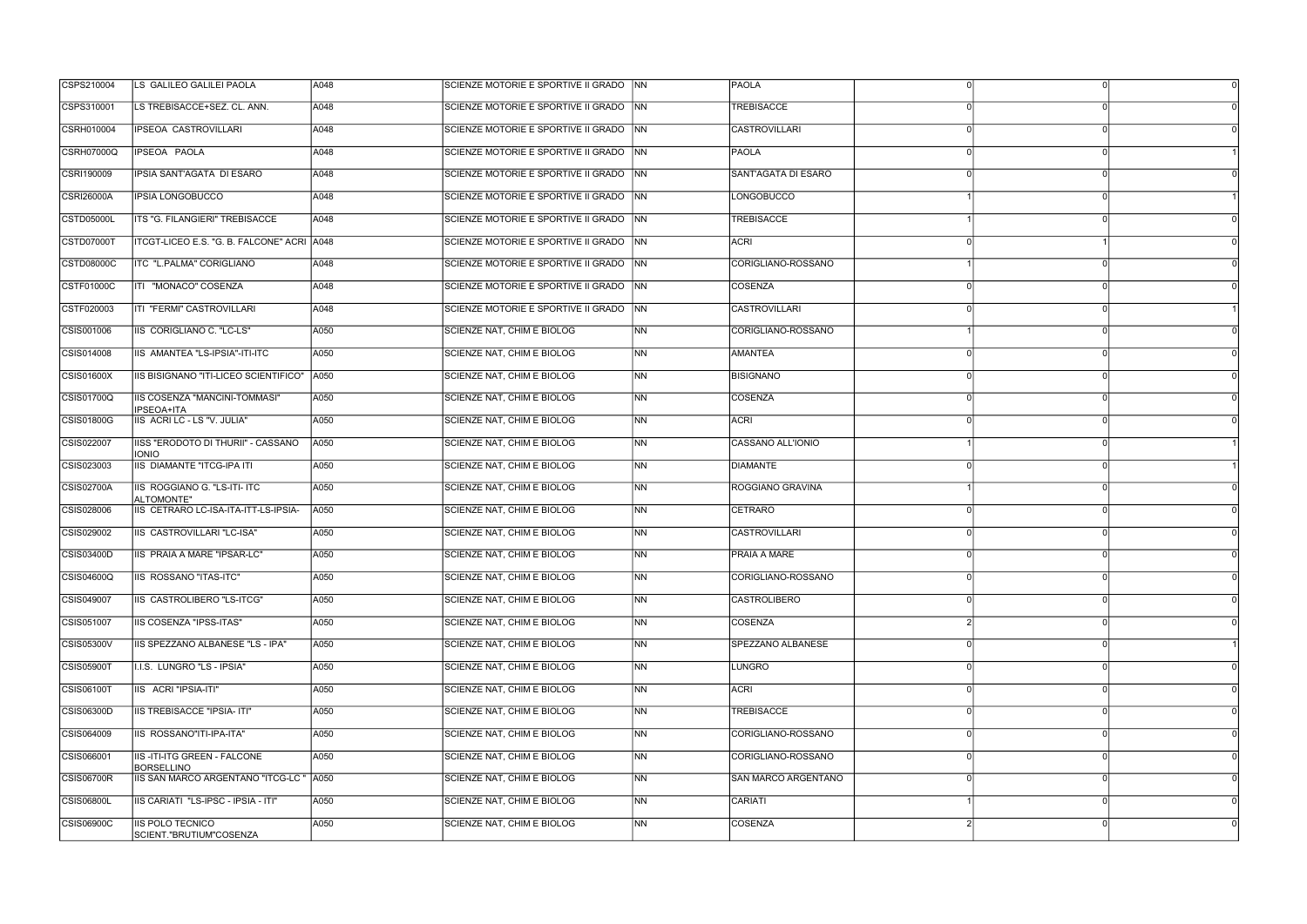| | | | | | | | | |
|---|---|---|---|---|---|---|---|---|
| CSPS210004 | LS GALILEO GALILEI PAOLA | A048 | SCIENZE MOTORIE E SPORTIVE II GRADO | NN | PAOLA | 0 | 0 | 0 |
| CSPS310001 | LS TREBISACCE+SEZ. CL. ANN. | A048 | SCIENZE MOTORIE E SPORTIVE II GRADO | NN | TREBISACCE | 0 | 0 | 0 |
| CSRH010004 | IPSEOA CASTROVILLARI | A048 | SCIENZE MOTORIE E SPORTIVE II GRADO | NN | CASTROVILLARI | 0 | 0 | 0 |
| CSRH07000Q | IPSEOA PAOLA | A048 | SCIENZE MOTORIE E SPORTIVE II GRADO | NN | PAOLA | 0 | 0 | 1 |
| CSRI190009 | IPSIA SANT'AGATA DI ESARO | A048 | SCIENZE MOTORIE E SPORTIVE II GRADO | NN | SANT'AGATA DI ESARO | 0 | 0 | 0 |
| CSRI26000A | IPSIA LONGOBUCCO | A048 | SCIENZE MOTORIE E SPORTIVE II GRADO | NN | LONGOBUCCO | 1 | 0 | 1 |
| CSTD05000L | ITS "G. FILANGIERI" TREBISACCE | A048 | SCIENZE MOTORIE E SPORTIVE II GRADO | NN | TREBISACCE | 1 | 0 | 0 |
| CSTD07000T | ITCGT-LICEO E.S. "G. B. FALCONE" ACRI | A048 | SCIENZE MOTORIE E SPORTIVE II GRADO | NN | ACRI | 0 | 1 | 0 |
| CSTD08000C | ITC "L.PALMA" CORIGLIANO | A048 | SCIENZE MOTORIE E SPORTIVE II GRADO | NN | CORIGLIANO-ROSSANO | 1 | 0 | 0 |
| CSTF01000C | ITI "MONACO" COSENZA | A048 | SCIENZE MOTORIE E SPORTIVE II GRADO | NN | COSENZA | 0 | 0 | 0 |
| CSTF020003 | ITI "FERMI" CASTROVILLARI | A048 | SCIENZE MOTORIE E SPORTIVE II GRADO | NN | CASTROVILLARI | 0 | 0 | 1 |
| CSIS001006 | IIS CORIGLIANO C. "LC-LS" | A050 | SCIENZE NAT, CHIM E BIOLOG | NN | CORIGLIANO-ROSSANO | 1 | 0 | 0 |
| CSIS014008 | IIS AMANTEA "LS-IPSIA"-ITI-ITC | A050 | SCIENZE NAT, CHIM E BIOLOG | NN | AMANTEA | 0 | 0 | 0 |
| CSIS01600X | IIS BISIGNANO "ITI-LICEO SCIENTIFICO" | A050 | SCIENZE NAT, CHIM E BIOLOG | NN | BISIGNANO | 0 | 0 | 0 |
| CSIS01700Q | IIS COSENZA "MANCINI-TOMMASI" IPSEOA+ITA | A050 | SCIENZE NAT, CHIM E BIOLOG | NN | COSENZA | 0 | 0 | 0 |
| CSIS01800G | IIS ACRI LC - LS "V. JULIA" | A050 | SCIENZE NAT, CHIM E BIOLOG | NN | ACRI | 0 | 0 | 0 |
| CSIS022007 | IISS "ERODOTO DI THURII" - CASSANO IONIO | A050 | SCIENZE NAT, CHIM E BIOLOG | NN | CASSANO ALL'IONIO | 1 | 0 | 1 |
| CSIS023003 | IIS DIAMANTE "ITCG-IPA ITI | A050 | SCIENZE NAT, CHIM E BIOLOG | NN | DIAMANTE | 0 | 0 | 1 |
| CSIS02700A | IIS ROGGIANO G. "LS-ITI- ITC ALTOMONTE" | A050 | SCIENZE NAT, CHIM E BIOLOG | NN | ROGGIANO GRAVINA | 1 | 0 | 0 |
| CSIS028006 | IIS CETRARO LC-ISA-ITA-ITT-LS-IPSIA- | A050 | SCIENZE NAT, CHIM E BIOLOG | NN | CETRARO | 0 | 0 | 0 |
| CSIS029002 | IIS CASTROVILLARI "LC-ISA" | A050 | SCIENZE NAT, CHIM E BIOLOG | NN | CASTROVILLARI | 0 | 0 | 0 |
| CSIS03400D | IIS PRAIA A MARE "IPSAR-LC" | A050 | SCIENZE NAT, CHIM E BIOLOG | NN | PRAIA A MARE | 0 | 0 | 0 |
| CSIS04600Q | IIS ROSSANO "ITAS-ITC" | A050 | SCIENZE NAT, CHIM E BIOLOG | NN | CORIGLIANO-ROSSANO | 0 | 0 | 0 |
| CSIS049007 | IIS CASTROLIBERO "LS-ITCG" | A050 | SCIENZE NAT, CHIM E BIOLOG | NN | CASTROLIBERO | 0 | 0 | 0 |
| CSIS051007 | IIS COSENZA "IPSS-ITAS" | A050 | SCIENZE NAT, CHIM E BIOLOG | NN | COSENZA | 2 | 0 | 0 |
| CSIS05300V | IIS SPEZZANO ALBANESE "LS - IPA" | A050 | SCIENZE NAT, CHIM E BIOLOG | NN | SPEZZANO ALBANESE | 0 | 0 | 1 |
| CSIS05900T | I.I.S. LUNGRO "LS - IPSIA" | A050 | SCIENZE NAT, CHIM E BIOLOG | NN | LUNGRO | 0 | 0 | 0 |
| CSIS06100T | IIS ACRI "IPSIA-ITI" | A050 | SCIENZE NAT, CHIM E BIOLOG | NN | ACRI | 0 | 0 | 0 |
| CSIS06300D | IIS TREBISACCE "IPSIA- ITI" | A050 | SCIENZE NAT, CHIM E BIOLOG | NN | TREBISACCE | 0 | 0 | 0 |
| CSIS064009 | IIS ROSSANO"ITI-IPA-ITA" | A050 | SCIENZE NAT, CHIM E BIOLOG | NN | CORIGLIANO-ROSSANO | 0 | 0 | 0 |
| CSIS066001 | IIS -ITI-ITG GREEN - FALCONE BORSELLINO | A050 | SCIENZE NAT, CHIM E BIOLOG | NN | CORIGLIANO-ROSSANO | 0 | 0 | 0 |
| CSIS06700R | IIS SAN MARCO ARGENTANO "ITCG-LC " | A050 | SCIENZE NAT, CHIM E BIOLOG | NN | SAN MARCO ARGENTANO | 0 | 0 | 0 |
| CSIS06800L | IIS CARIATI "LS-IPSC - IPSIA - ITI" | A050 | SCIENZE NAT, CHIM E BIOLOG | NN | CARIATI | 1 | 0 | 0 |
| CSIS06900C | IIS POLO TECNICO SCIENT."BRUTIUM"COSENZA | A050 | SCIENZE NAT, CHIM E BIOLOG | NN | COSENZA | 2 | 0 | 0 |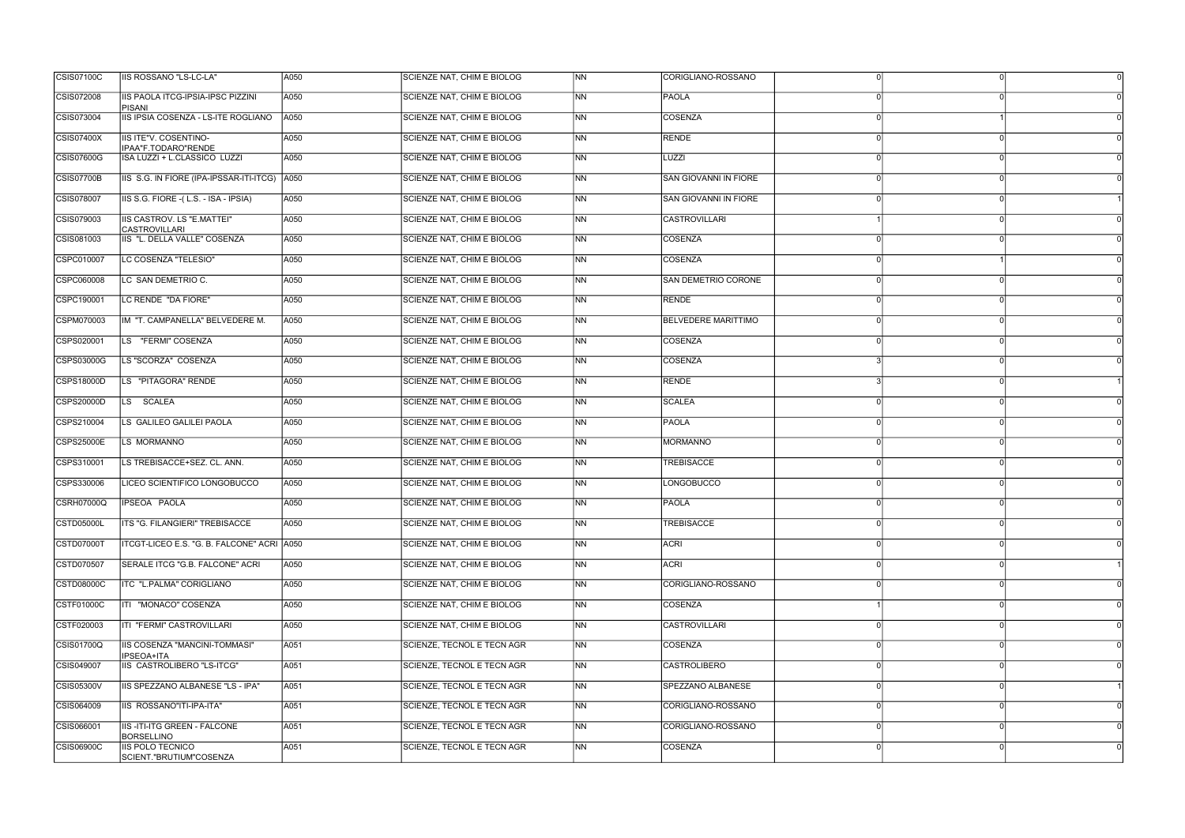| | | | | | | | | |
|---|---|---|---|---|---|---|---|---|
| CSIS07100C | IIS ROSSANO "LS-LC-LA" | A050 | SCIENZE NAT, CHIM E BIOLOG | NN | CORIGLIANO-ROSSANO | 0 | 0 | 0 |
| CSIS072008 | IIS PAOLA ITCG-IPSIA-IPSC PIZZINI PISANI | A050 | SCIENZE NAT, CHIM E BIOLOG | NN | PAOLA | 0 | 0 | 0 |
| CSIS073004 | IIS IPSIA COSENZA - LS-ITE ROGLIANO | A050 | SCIENZE NAT, CHIM E BIOLOG | NN | COSENZA | 0 | 1 | 0 |
| CSIS07400X | IIS ITE"V. COSENTINO-IPAA"F.TODARO"RENDE | A050 | SCIENZE NAT, CHIM E BIOLOG | NN | RENDE | 0 | 0 | 0 |
| CSIS07600G | ISA LUZZI + L.CLASSICO LUZZI | A050 | SCIENZE NAT, CHIM E BIOLOG | NN | LUZZI | 0 | 0 | 0 |
| CSIS07700B | IIS S.G. IN FIORE (IPA-IPSSAR-ITI-ITCG) | A050 | SCIENZE NAT, CHIM E BIOLOG | NN | SAN GIOVANNI IN FIORE | 0 | 0 | 0 |
| CSIS078007 | IIS S.G. FIORE -( L.S. - ISA - IPSIA) | A050 | SCIENZE NAT, CHIM E BIOLOG | NN | SAN GIOVANNI IN FIORE | 0 | 0 | 1 |
| CSIS079003 | IIS CASTROV. LS "E.MATTEI" CASTROVILLARI | A050 | SCIENZE NAT, CHIM E BIOLOG | NN | CASTROVILLARI | 1 | 0 | 0 |
| CSIS081003 | IIS "L. DELLA VALLE" COSENZA | A050 | SCIENZE NAT, CHIM E BIOLOG | NN | COSENZA | 0 | 0 | 0 |
| CSPC010007 | LC COSENZA "TELESIO" | A050 | SCIENZE NAT, CHIM E BIOLOG | NN | COSENZA | 0 | 1 | 0 |
| CSPC060008 | LC SAN DEMETRIO C. | A050 | SCIENZE NAT, CHIM E BIOLOG | NN | SAN DEMETRIO CORONE | 0 | 0 | 0 |
| CSPC190001 | LC RENDE "DA FIORE" | A050 | SCIENZE NAT, CHIM E BIOLOG | NN | RENDE | 0 | 0 | 0 |
| CSPM070003 | IM "T. CAMPANELLA" BELVEDERE M. | A050 | SCIENZE NAT, CHIM E BIOLOG | NN | BELVEDERE MARITTIMO | 0 | 0 | 0 |
| CSPS020001 | LS "FERMI" COSENZA | A050 | SCIENZE NAT, CHIM E BIOLOG | NN | COSENZA | 0 | 0 | 0 |
| CSPS03000G | LS "SCORZA" COSENZA | A050 | SCIENZE NAT, CHIM E BIOLOG | NN | COSENZA | 3 | 0 | 0 |
| CSPS18000D | LS "PITAGORA" RENDE | A050 | SCIENZE NAT, CHIM E BIOLOG | NN | RENDE | 3 | 0 | 1 |
| CSPS20000D | LS SCALEA | A050 | SCIENZE NAT, CHIM E BIOLOG | NN | SCALEA | 0 | 0 | 0 |
| CSPS210004 | LS GALILEO GALILEI PAOLA | A050 | SCIENZE NAT, CHIM E BIOLOG | NN | PAOLA | 0 | 0 | 0 |
| CSPS25000E | LS MORMANNO | A050 | SCIENZE NAT, CHIM E BIOLOG | NN | MORMANNO | 0 | 0 | 0 |
| CSPS310001 | LS TREBISACCE+SEZ. CL. ANN. | A050 | SCIENZE NAT, CHIM E BIOLOG | NN | TREBISACCE | 0 | 0 | 0 |
| CSPS330006 | LICEO SCIENTIFICO LONGOBUCCO | A050 | SCIENZE NAT, CHIM E BIOLOG | NN | LONGOBUCCO | 0 | 0 | 0 |
| CSRH07000Q | IPSEOA PAOLA | A050 | SCIENZE NAT, CHIM E BIOLOG | NN | PAOLA | 0 | 0 | 0 |
| CSTD05000L | ITS "G. FILANGIERI" TREBISACCE | A050 | SCIENZE NAT, CHIM E BIOLOG | NN | TREBISACCE | 0 | 0 | 0 |
| CSTD07000T | ITCGT-LICEO E.S. "G. B. FALCONE" ACRI | A050 | SCIENZE NAT, CHIM E BIOLOG | NN | ACRI | 0 | 0 | 0 |
| CSTD070507 | SERALE ITCG "G.B. FALCONE" ACRI | A050 | SCIENZE NAT, CHIM E BIOLOG | NN | ACRI | 0 | 0 | 1 |
| CSTD08000C | ITC "L.PALMA" CORIGLIANO | A050 | SCIENZE NAT, CHIM E BIOLOG | NN | CORIGLIANO-ROSSANO | 0 | 0 | 0 |
| CSTF01000C | ITI "MONACO" COSENZA | A050 | SCIENZE NAT, CHIM E BIOLOG | NN | COSENZA | 1 | 0 | 0 |
| CSTF020003 | ITI "FERMI" CASTROVILLARI | A050 | SCIENZE NAT, CHIM E BIOLOG | NN | CASTROVILLARI | 0 | 0 | 0 |
| CSIS01700Q | IIS COSENZA "MANCINI-TOMMASI" IPSEOA+ITA | A051 | SCIENZE, TECNOL E TECN AGR | NN | COSENZA | 0 | 0 | 0 |
| CSIS049007 | IIS CASTROLIBERO "LS-ITCG" | A051 | SCIENZE, TECNOL E TECN AGR | NN | CASTROLIBERO | 0 | 0 | 0 |
| CSIS05300V | IIS SPEZZANO ALBANESE "LS - IPA" | A051 | SCIENZE, TECNOL E TECN AGR | NN | SPEZZANO ALBANESE | 0 | 0 | 1 |
| CSIS064009 | IIS ROSSANO"ITI-IPA-ITA" | A051 | SCIENZE, TECNOL E TECN AGR | NN | CORIGLIANO-ROSSANO | 0 | 0 | 0 |
| CSIS066001 | IIS -ITI-ITG GREEN - FALCONE BORSELLINO | A051 | SCIENZE, TECNOL E TECN AGR | NN | CORIGLIANO-ROSSANO | 0 | 0 | 0 |
| CSIS06900C | IIS POLO TECNICO SCIENT."BRUTIUM"COSENZA | A051 | SCIENZE, TECNOL E TECN AGR | NN | COSENZA | 0 | 0 | 0 |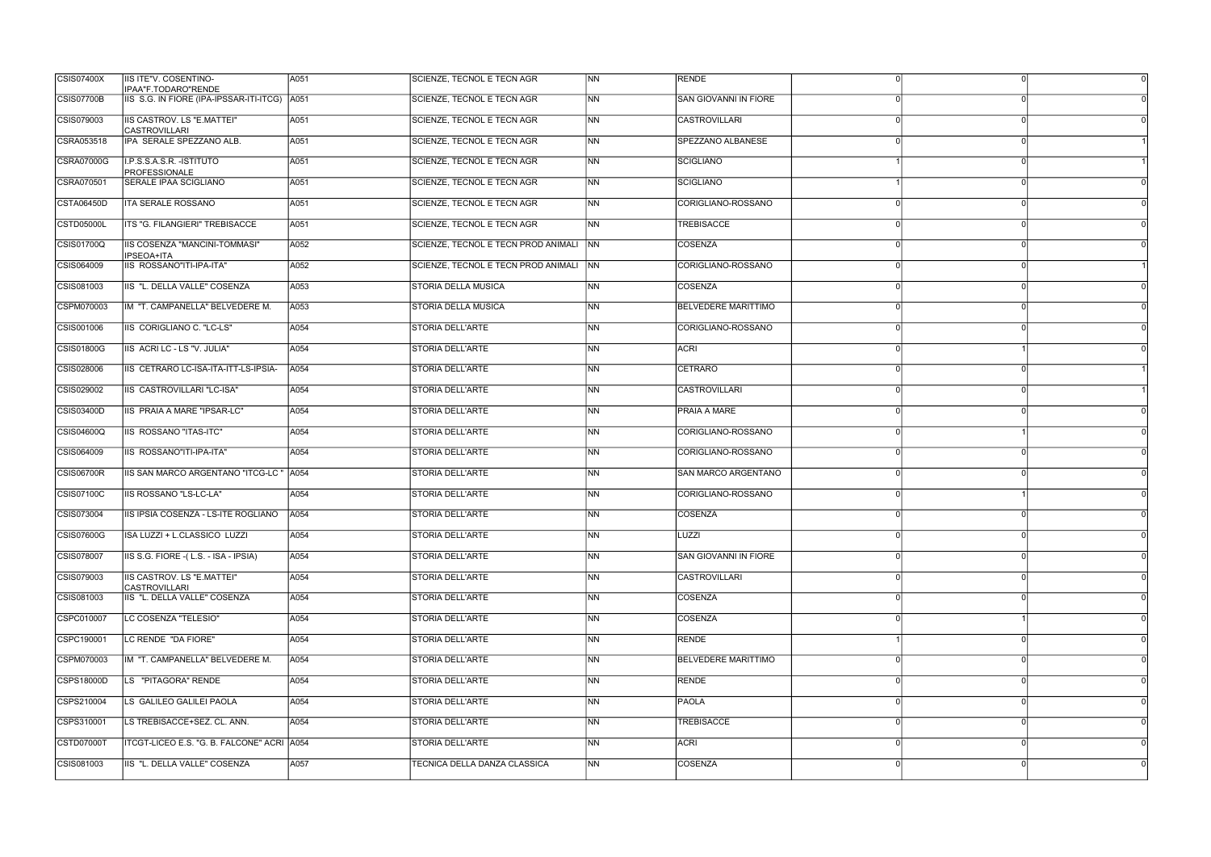| | | | | | | | | |
|---|---|---|---|---|---|---|---|---|
| CSIS07400X | IIS ITE"V. COSENTINO-IPAA"F.TODARO"RENDE | A051 | SCIENZE, TECNOL E TECN AGR | NN | RENDE | 0 | 0 | 0 |
| CSIS07700B | IIS S.G. IN FIORE (IPA-IPSSAR-ITI-ITCG) | A051 | SCIENZE, TECNOL E TECN AGR | NN | SAN GIOVANNI IN FIORE | 0 | 0 | 0 |
| CSIS079003 | IIS CASTROV. LS "E.MATTEI" CASTROVILLARI | A051 | SCIENZE, TECNOL E TECN AGR | NN | CASTROVILLARI | 0 | 0 | 0 |
| CSRA053518 | IPA SERALE SPEZZANO ALB. | A051 | SCIENZE, TECNOL E TECN AGR | NN | SPEZZANO ALBANESE | 0 | 0 | 1 |
| CSRA07000G | I.P.S.S.A.S.R. -ISTITUTO PROFESSIONALE | A051 | SCIENZE, TECNOL E TECN AGR | NN | SCIGLIANO | 1 | 0 | 1 |
| CSRA070501 | SERALE IPAA SCIGLIANO | A051 | SCIENZE, TECNOL E TECN AGR | NN | SCIGLIANO | 1 | 0 | 0 |
| CSTA06450D | ITA SERALE ROSSANO | A051 | SCIENZE, TECNOL E TECN AGR | NN | CORIGLIANO-ROSSANO | 0 | 0 | 0 |
| CSTD05000L | ITS "G. FILANGIERI" TREBISACCE | A051 | SCIENZE, TECNOL E TECN AGR | NN | TREBISACCE | 0 | 0 | 0 |
| CSIS01700Q | IIS COSENZA "MANCINI-TOMMASI" IPSEOA+ITA | A052 | SCIENZE, TECNOL E TECN PROD ANIMALI | NN | COSENZA | 0 | 0 | 0 |
| CSIS064009 | IIS ROSSANO"ITI-IPA-ITA" | A052 | SCIENZE, TECNOL E TECN PROD ANIMALI | NN | CORIGLIANO-ROSSANO | 0 | 0 | 1 |
| CSIS081003 | IIS "L. DELLA VALLE" COSENZA | A053 | STORIA DELLA MUSICA | NN | COSENZA | 0 | 0 | 0 |
| CSPM070003 | IM "T. CAMPANELLA" BELVEDERE M. | A053 | STORIA DELLA MUSICA | NN | BELVEDERE MARITTIMO | 0 | 0 | 0 |
| CSIS001006 | IIS CORIGLIANO C. "LC-LS" | A054 | STORIA DELL'ARTE | NN | CORIGLIANO-ROSSANO | 0 | 0 | 0 |
| CSIS01800G | IIS ACRI LC - LS "V. JULIA" | A054 | STORIA DELL'ARTE | NN | ACRI | 0 | 1 | 0 |
| CSIS028006 | IIS CETRARO LC-ISA-ITA-ITT-LS-IPSIA- | A054 | STORIA DELL'ARTE | NN | CETRARO | 0 | 0 | 1 |
| CSIS029002 | IIS CASTROVILLARI "LC-ISA" | A054 | STORIA DELL'ARTE | NN | CASTROVILLARI | 0 | 0 | 1 |
| CSIS03400D | IIS PRAIA A MARE "IPSAR-LC" | A054 | STORIA DELL'ARTE | NN | PRAIA A MARE | 0 | 0 | 0 |
| CSIS04600Q | IIS ROSSANO "ITAS-ITC" | A054 | STORIA DELL'ARTE | NN | CORIGLIANO-ROSSANO | 0 | 1 | 0 |
| CSIS064009 | IIS ROSSANO"ITI-IPA-ITA" | A054 | STORIA DELL'ARTE | NN | CORIGLIANO-ROSSANO | 0 | 0 | 0 |
| CSIS06700R | IIS SAN MARCO ARGENTANO "ITCG-LC " | A054 | STORIA DELL'ARTE | NN | SAN MARCO ARGENTANO | 0 | 0 | 0 |
| CSIS07100C | IIS ROSSANO "LS-LC-LA" | A054 | STORIA DELL'ARTE | NN | CORIGLIANO-ROSSANO | 0 | 1 | 0 |
| CSIS073004 | IIS IPSIA COSENZA - LS-ITE ROGLIANO | A054 | STORIA DELL'ARTE | NN | COSENZA | 0 | 0 | 0 |
| CSIS07600G | ISA LUZZI + L.CLASSICO LUZZI | A054 | STORIA DELL'ARTE | NN | LUZZI | 0 | 0 | 0 |
| CSIS078007 | IIS S.G. FIORE -( L.S. - ISA - IPSIA) | A054 | STORIA DELL'ARTE | NN | SAN GIOVANNI IN FIORE | 0 | 0 | 0 |
| CSIS079003 | IIS CASTROV. LS "E.MATTEI" CASTROVILLARI | A054 | STORIA DELL'ARTE | NN | CASTROVILLARI | 0 | 0 | 0 |
| CSIS081003 | IIS "L. DELLA VALLE" COSENZA | A054 | STORIA DELL'ARTE | NN | COSENZA | 0 | 0 | 0 |
| CSPC010007 | LC COSENZA "TELESIO" | A054 | STORIA DELL'ARTE | NN | COSENZA | 0 | 1 | 0 |
| CSPC190001 | LC RENDE "DA FIORE" | A054 | STORIA DELL'ARTE | NN | RENDE | 1 | 0 | 0 |
| CSPM070003 | IM "T. CAMPANELLA" BELVEDERE M. | A054 | STORIA DELL'ARTE | NN | BELVEDERE MARITTIMO | 0 | 0 | 0 |
| CSPS18000D | LS "PITAGORA" RENDE | A054 | STORIA DELL'ARTE | NN | RENDE | 0 | 0 | 0 |
| CSPS210004 | LS GALILEO GALILEI PAOLA | A054 | STORIA DELL'ARTE | NN | PAOLA | 0 | 0 | 0 |
| CSPS310001 | LS TREBISACCE+SEZ. CL. ANN. | A054 | STORIA DELL'ARTE | NN | TREBISACCE | 0 | 0 | 0 |
| CSTD07000T | ITCGT-LICEO E.S. "G. B. FALCONE" ACRI | A054 | STORIA DELL'ARTE | NN | ACRI | 0 | 0 | 0 |
| CSIS081003 | IIS "L. DELLA VALLE" COSENZA | A057 | TECNICA DELLA DANZA CLASSICA | NN | COSENZA | 0 | 0 | 0 |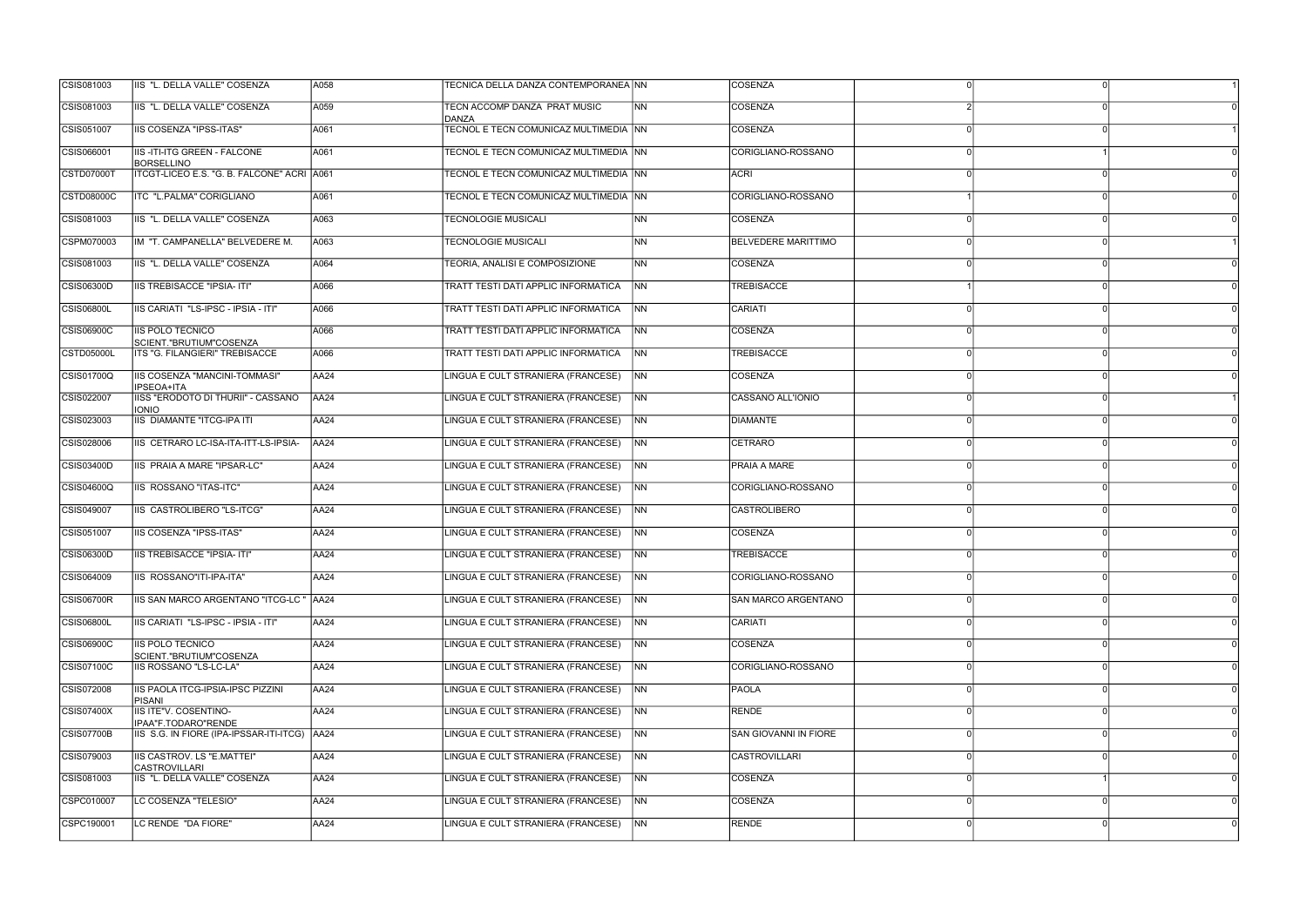| | | | | | | | | |
|---|---|---|---|---|---|---|---|---|
| CSIS081003 | IIS "L. DELLA VALLE" COSENZA | A058 | TECNICA DELLA DANZA CONTEMPORANEA | NN | COSENZA | 0 | 0 | 1 |
| CSIS081003 | IIS "L. DELLA VALLE" COSENZA | A059 | TECN ACCOMP DANZA PRAT MUSIC DANZA | NN | COSENZA | 2 | 0 | 0 |
| CSIS051007 | IIS COSENZA "IPSS-ITAS" | A061 | TECNOL E TECN COMUNICAZ MULTIMEDIA | NN | COSENZA | 0 | 0 | 1 |
| CSIS066001 | IIS -ITI-ITG GREEN - FALCONE BORSELLINO | A061 | TECNOL E TECN COMUNICAZ MULTIMEDIA | NN | CORIGLIANO-ROSSANO | 0 | 1 | 0 |
| CSTD07000T | ITCGT-LICEO E.S. "G. B. FALCONE" ACRI | A061 | TECNOL E TECN COMUNICAZ MULTIMEDIA | NN | ACRI | 0 | 0 | 0 |
| CSTD08000C | ITC "L.PALMA" CORIGLIANO | A061 | TECNOL E TECN COMUNICAZ MULTIMEDIA | NN | CORIGLIANO-ROSSANO | 1 | 0 | 0 |
| CSIS081003 | IIS "L. DELLA VALLE" COSENZA | A063 | TECNOLOGIE MUSICALI | NN | COSENZA | 0 | 0 | 0 |
| CSPM070003 | IM "T. CAMPANELLA" BELVEDERE M. | A063 | TECNOLOGIE MUSICALI | NN | BELVEDERE MARITTIMO | 0 | 0 | 1 |
| CSIS081003 | IIS "L. DELLA VALLE" COSENZA | A064 | TEORIA, ANALISI E COMPOSIZIONE | NN | COSENZA | 0 | 0 | 0 |
| CSIS06300D | IIS TREBISACCE "IPSIA- ITI" | A066 | TRATT TESTI DATI APPLIC INFORMATICA | NN | TREBISACCE | 1 | 0 | 0 |
| CSIS06800L | IIS CARIATI "LS-IPSC - IPSIA - ITI" | A066 | TRATT TESTI DATI APPLIC INFORMATICA | NN | CARIATI | 0 | 0 | 0 |
| CSIS06900C | IIS POLO TECNICO SCIENT."BRUTIUM"COSENZA | A066 | TRATT TESTI DATI APPLIC INFORMATICA | NN | COSENZA | 0 | 0 | 0 |
| CSTD05000L | ITS "G. FILANGIERI" TREBISACCE | A066 | TRATT TESTI DATI APPLIC INFORMATICA | NN | TREBISACCE | 0 | 0 | 0 |
| CSIS01700Q | IIS COSENZA "MANCINI-TOMMASI" IPSEOA+ITA | AA24 | LINGUA E CULT STRANIERA (FRANCESE) | NN | COSENZA | 0 | 0 | 0 |
| CSIS022007 | IISS "ERODOTO DI THURII" - CASSANO IONIO | AA24 | LINGUA E CULT STRANIERA (FRANCESE) | NN | CASSANO ALL'IONIO | 0 | 0 | 1 |
| CSIS023003 | IIS DIAMANTE "ITCG-IPA ITI | AA24 | LINGUA E CULT STRANIERA (FRANCESE) | NN | DIAMANTE | 0 | 0 | 0 |
| CSIS028006 | IIS CETRARO LC-ISA-ITA-ITT-LS-IPSIA- | AA24 | LINGUA E CULT STRANIERA (FRANCESE) | NN | CETRARO | 0 | 0 | 0 |
| CSIS03400D | IIS PRAIA A MARE "IPSAR-LC" | AA24 | LINGUA E CULT STRANIERA (FRANCESE) | NN | PRAIA A MARE | 0 | 0 | 0 |
| CSIS04600Q | IIS ROSSANO "ITAS-ITC" | AA24 | LINGUA E CULT STRANIERA (FRANCESE) | NN | CORIGLIANO-ROSSANO | 0 | 0 | 0 |
| CSIS049007 | IIS CASTROLIBERO "LS-ITCG" | AA24 | LINGUA E CULT STRANIERA (FRANCESE) | NN | CASTROLIBERO | 0 | 0 | 0 |
| CSIS051007 | IIS COSENZA "IPSS-ITAS" | AA24 | LINGUA E CULT STRANIERA (FRANCESE) | NN | COSENZA | 0 | 0 | 0 |
| CSIS06300D | IIS TREBISACCE "IPSIA- ITI" | AA24 | LINGUA E CULT STRANIERA (FRANCESE) | NN | TREBISACCE | 0 | 0 | 0 |
| CSIS064009 | IIS ROSSANO"ITI-IPA-ITA" | AA24 | LINGUA E CULT STRANIERA (FRANCESE) | NN | CORIGLIANO-ROSSANO | 0 | 0 | 0 |
| CSIS06700R | IIS SAN MARCO ARGENTANO "ITCG-LC " | AA24 | LINGUA E CULT STRANIERA (FRANCESE) | NN | SAN MARCO ARGENTANO | 0 | 0 | 0 |
| CSIS06800L | IIS CARIATI "LS-IPSC - IPSIA - ITI" | AA24 | LINGUA E CULT STRANIERA (FRANCESE) | NN | CARIATI | 0 | 0 | 0 |
| CSIS06900C | IIS POLO TECNICO SCIENT."BRUTIUM"COSENZA | AA24 | LINGUA E CULT STRANIERA (FRANCESE) | NN | COSENZA | 0 | 0 | 0 |
| CSIS07100C | IIS ROSSANO "LS-LC-LA" | AA24 | LINGUA E CULT STRANIERA (FRANCESE) | NN | CORIGLIANO-ROSSANO | 0 | 0 | 0 |
| CSIS072008 | IIS PAOLA ITCG-IPSIA-IPSC PIZZINI PISANI | AA24 | LINGUA E CULT STRANIERA (FRANCESE) | NN | PAOLA | 0 | 0 | 0 |
| CSIS07400X | IIS ITE"V. COSENTINO-IPAA"F.TODARO"RENDE | AA24 | LINGUA E CULT STRANIERA (FRANCESE) | NN | RENDE | 0 | 0 | 0 |
| CSIS07700B | IIS S.G. IN FIORE (IPA-IPSSAR-ITI-ITCG) | AA24 | LINGUA E CULT STRANIERA (FRANCESE) | NN | SAN GIOVANNI IN FIORE | 0 | 0 | 0 |
| CSIS079003 | IIS CASTROV. LS "E.MATTEI" CASTROVILLARI | AA24 | LINGUA E CULT STRANIERA (FRANCESE) | NN | CASTROVILLARI | 0 | 0 | 0 |
| CSIS081003 | IIS "L. DELLA VALLE" COSENZA | AA24 | LINGUA E CULT STRANIERA (FRANCESE) | NN | COSENZA | 0 | 1 | 0 |
| CSPC010007 | LC COSENZA "TELESIO" | AA24 | LINGUA E CULT STRANIERA (FRANCESE) | NN | COSENZA | 0 | 0 | 0 |
| CSPC190001 | LC RENDE "DA FIORE" | AA24 | LINGUA E CULT STRANIERA (FRANCESE) | NN | RENDE | 0 | 0 | 0 |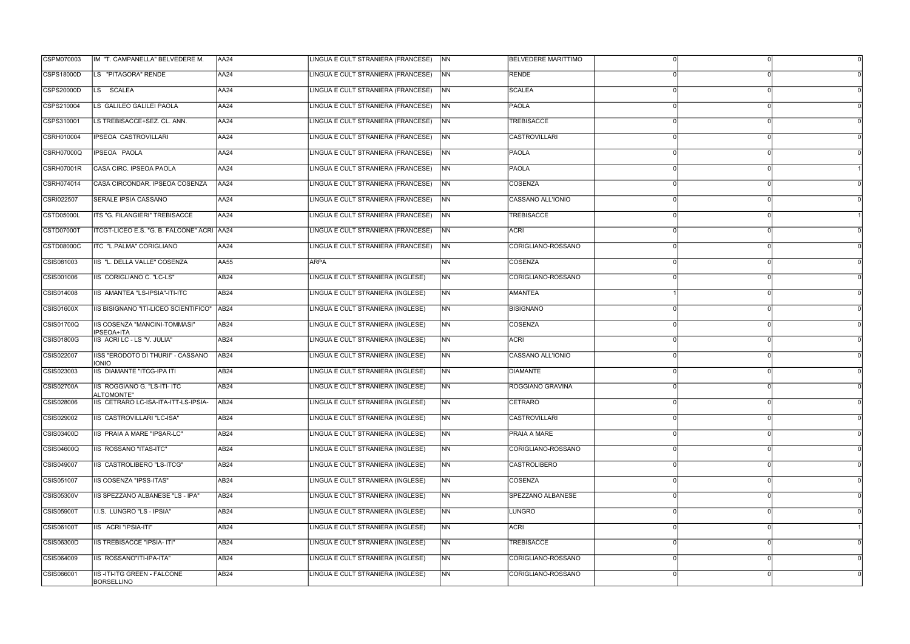| | | | | | | | | |
|---|---|---|---|---|---|---|---|---|
| CSPM070003 | IM "T. CAMPANELLA" BELVEDERE M. | AA24 | LINGUA E CULT STRANIERA (FRANCESE) | NN | BELVEDERE MARITTIMO | 0 | 0 | 0 |
| CSPS18000D | LS "PITAGORA" RENDE | AA24 | LINGUA E CULT STRANIERA (FRANCESE) | NN | RENDE | 0 | 0 | 0 |
| CSPS20000D | LS SCALEA | AA24 | LINGUA E CULT STRANIERA (FRANCESE) | NN | SCALEA | 0 | 0 | 0 |
| CSPS210004 | LS GALILEO GALILEI PAOLA | AA24 | LINGUA E CULT STRANIERA (FRANCESE) | NN | PAOLA | 0 | 0 | 0 |
| CSPS310001 | LS TREBISACCE+SEZ. CL. ANN. | AA24 | LINGUA E CULT STRANIERA (FRANCESE) | NN | TREBISACCE | 0 | 0 | 0 |
| CSRH010004 | IPSEOA CASTROVILLARI | AA24 | LINGUA E CULT STRANIERA (FRANCESE) | NN | CASTROVILLARI | 0 | 0 | 0 |
| CSRH07000Q | IPSEOA PAOLA | AA24 | LINGUA E CULT STRANIERA (FRANCESE) | NN | PAOLA | 0 | 0 | 0 |
| CSRH07001R | CASA CIRC. IPSEOA PAOLA | AA24 | LINGUA E CULT STRANIERA (FRANCESE) | NN | PAOLA | 0 | 0 | 1 |
| CSRH074014 | CASA CIRCONDAR. IPSEOA COSENZA | AA24 | LINGUA E CULT STRANIERA (FRANCESE) | NN | COSENZA | 0 | 0 | 0 |
| CSRI022507 | SERALE IPSIA CASSANO | AA24 | LINGUA E CULT STRANIERA (FRANCESE) | NN | CASSANO ALL'IONIO | 0 | 0 | 0 |
| CSTD05000L | ITS "G. FILANGIERI" TREBISACCE | AA24 | LINGUA E CULT STRANIERA (FRANCESE) | NN | TREBISACCE | 0 | 0 | 1 |
| CSTD07000T | ITCGT-LICEO E.S. "G. B. FALCONE" ACRI | AA24 | LINGUA E CULT STRANIERA (FRANCESE) | NN | ACRI | 0 | 0 | 0 |
| CSTD08000C | ITC "L.PALMA" CORIGLIANO | AA24 | LINGUA E CULT STRANIERA (FRANCESE) | NN | CORIGLIANO-ROSSANO | 0 | 0 | 0 |
| CSIS081003 | IIS "L. DELLA VALLE" COSENZA | AA55 | ARPA | NN | COSENZA | 0 | 0 | 0 |
| CSIS001006 | IIS CORIGLIANO C. "LC-LS" | AB24 | LINGUA E CULT STRANIERA (INGLESE) | NN | CORIGLIANO-ROSSANO | 0 | 0 | 0 |
| CSIS014008 | IIS AMANTEA "LS-IPSIA"-ITI-ITC | AB24 | LINGUA E CULT STRANIERA (INGLESE) | NN | AMANTEA | 1 | 0 | 0 |
| CSIS01600X | IIS BISIGNANO "ITI-LICEO SCIENTIFICO" | AB24 | LINGUA E CULT STRANIERA (INGLESE) | NN | BISIGNANO | 0 | 0 | 0 |
| CSIS01700Q | IIS COSENZA "MANCINI-TOMMASI" IPSEOA+ITA | AB24 | LINGUA E CULT STRANIERA (INGLESE) | NN | COSENZA | 0 | 0 | 0 |
| CSIS01800G | IIS ACRI LC - LS "V. JULIA" | AB24 | LINGUA E CULT STRANIERA (INGLESE) | NN | ACRI | 0 | 0 | 0 |
| CSIS022007 | IISS "ERODOTO DI THURII" - CASSANO IONIO | AB24 | LINGUA E CULT STRANIERA (INGLESE) | NN | CASSANO ALL'IONIO | 0 | 0 | 0 |
| CSIS023003 | IIS DIAMANTE "ITCG-IPA ITI | AB24 | LINGUA E CULT STRANIERA (INGLESE) | NN | DIAMANTE | 0 | 0 | 0 |
| CSIS02700A | IIS ROGGIANO G. "LS-ITI- ITC ALTOMONTE" | AB24 | LINGUA E CULT STRANIERA (INGLESE) | NN | ROGGIANO GRAVINA | 0 | 0 | 0 |
| CSIS028006 | IIS CETRARO LC-ISA-ITA-ITT-LS-IPSIA- | AB24 | LINGUA E CULT STRANIERA (INGLESE) | NN | CETRARO | 0 | 0 | 0 |
| CSIS029002 | IIS CASTROVILLARI "LC-ISA" | AB24 | LINGUA E CULT STRANIERA (INGLESE) | NN | CASTROVILLARI | 0 | 0 | 0 |
| CSIS03400D | IIS PRAIA A MARE "IPSAR-LC" | AB24 | LINGUA E CULT STRANIERA (INGLESE) | NN | PRAIA A MARE | 0 | 0 | 0 |
| CSIS04600Q | IIS ROSSANO "ITAS-ITC" | AB24 | LINGUA E CULT STRANIERA (INGLESE) | NN | CORIGLIANO-ROSSANO | 0 | 0 | 0 |
| CSIS049007 | IIS CASTROLIBERO "LS-ITCG" | AB24 | LINGUA E CULT STRANIERA (INGLESE) | NN | CASTROLIBERO | 0 | 0 | 0 |
| CSIS051007 | IIS COSENZA "IPSS-ITAS" | AB24 | LINGUA E CULT STRANIERA (INGLESE) | NN | COSENZA | 0 | 0 | 0 |
| CSIS05300V | IIS SPEZZANO ALBANESE "LS - IPA" | AB24 | LINGUA E CULT STRANIERA (INGLESE) | NN | SPEZZANO ALBANESE | 0 | 0 | 0 |
| CSIS05900T | I.I.S. LUNGRO "LS - IPSIA" | AB24 | LINGUA E CULT STRANIERA (INGLESE) | NN | LUNGRO | 0 | 0 | 0 |
| CSIS06100T | IIS ACRI "IPSIA-ITI" | AB24 | LINGUA E CULT STRANIERA (INGLESE) | NN | ACRI | 0 | 0 | 1 |
| CSIS06300D | IIS TREBISACCE "IPSIA- ITI" | AB24 | LINGUA E CULT STRANIERA (INGLESE) | NN | TREBISACCE | 0 | 0 | 0 |
| CSIS064009 | IIS ROSSANO"ITI-IPA-ITA" | AB24 | LINGUA E CULT STRANIERA (INGLESE) | NN | CORIGLIANO-ROSSANO | 0 | 0 | 0 |
| CSIS066001 | IIS -ITI-ITG GREEN - FALCONE BORSELLINO | AB24 | LINGUA E CULT STRANIERA (INGLESE) | NN | CORIGLIANO-ROSSANO | 0 | 0 | 0 |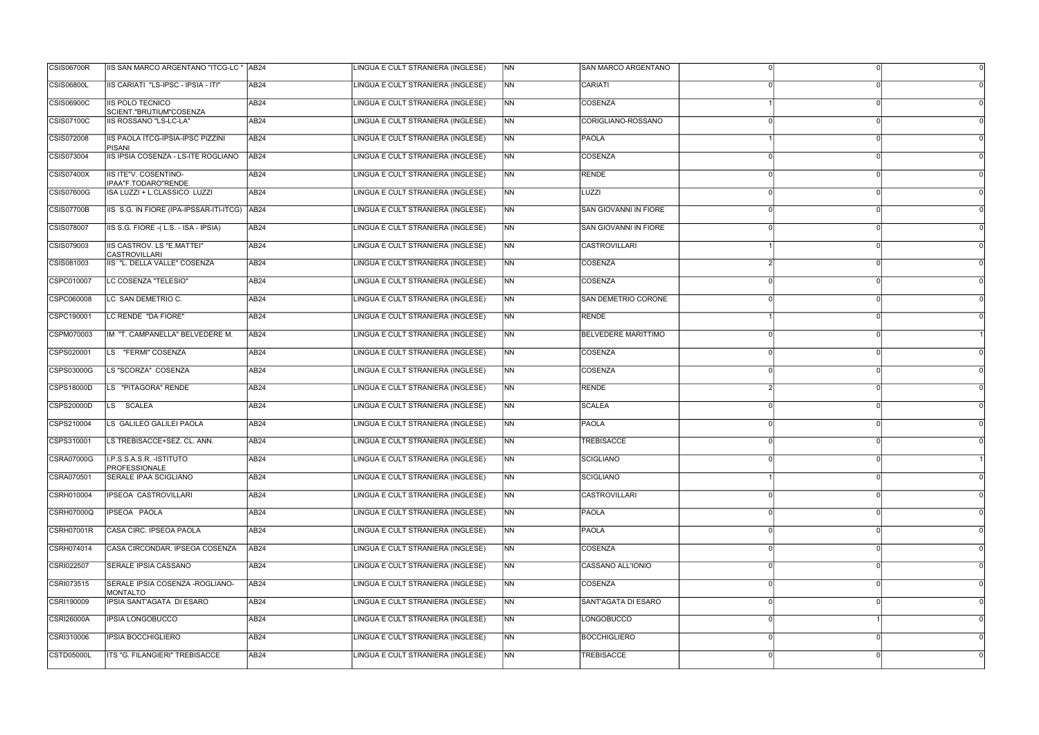| | | | | | | | | |
|---|---|---|---|---|---|---|---|---|
| CSIS06700R | IIS SAN MARCO ARGENTANO "ITCG-LC " | AB24 | LINGUA E CULT STRANIERA (INGLESE) | NN | SAN MARCO ARGENTANO | 0 | 0 | 0 |
| CSIS06800L | IIS CARIATI "LS-IPSC - IPSIA - ITI" | AB24 | LINGUA E CULT STRANIERA (INGLESE) | NN | CARIATI | 0 | 0 | 0 |
| CSIS06900C | IIS POLO TECNICO SCIENT."BRUTIUM"COSENZA | AB24 | LINGUA E CULT STRANIERA (INGLESE) | NN | COSENZA | 1 | 0 | 0 |
| CSIS07100C | IIS ROSSANO "LS-LC-LA" | AB24 | LINGUA E CULT STRANIERA (INGLESE) | NN | CORIGLIANO-ROSSANO | 0 | 0 | 0 |
| CSIS072008 | IIS PAOLA ITCG-IPSIA-IPSC PIZZINI PISANI | AB24 | LINGUA E CULT STRANIERA (INGLESE) | NN | PAOLA | 1 | 0 | 0 |
| CSIS073004 | IIS IPSIA COSENZA - LS-ITE ROGLIANO | AB24 | LINGUA E CULT STRANIERA (INGLESE) | NN | COSENZA | 0 | 0 | 0 |
| CSIS07400X | IIS ITE"V. COSENTINO-IPAA"F.TODARO"RENDE | AB24 | LINGUA E CULT STRANIERA (INGLESE) | NN | RENDE | 0 | 0 | 0 |
| CSIS07600G | ISA LUZZI + L.CLASSICO LUZZI | AB24 | LINGUA E CULT STRANIERA (INGLESE) | NN | LUZZI | 0 | 0 | 0 |
| CSIS07700B | IIS S.G. IN FIORE (IPA-IPSSAR-ITI-ITCG) | AB24 | LINGUA E CULT STRANIERA (INGLESE) | NN | SAN GIOVANNI IN FIORE | 0 | 0 | 0 |
| CSIS078007 | IIS S.G. FIORE -( L.S. - ISA - IPSIA) | AB24 | LINGUA E CULT STRANIERA (INGLESE) | NN | SAN GIOVANNI IN FIORE | 0 | 0 | 0 |
| CSIS079003 | IIS CASTROV. LS "E.MATTEI" CASTROVILLARI | AB24 | LINGUA E CULT STRANIERA (INGLESE) | NN | CASTROVILLARI | 1 | 0 | 0 |
| CSIS081003 | IIS "L. DELLA VALLE" COSENZA | AB24 | LINGUA E CULT STRANIERA (INGLESE) | NN | COSENZA | 2 | 0 | 0 |
| CSPC010007 | LC COSENZA "TELESIO" | AB24 | LINGUA E CULT STRANIERA (INGLESE) | NN | COSENZA | 0 | 0 | 0 |
| CSPC060008 | LC SAN DEMETRIO C. | AB24 | LINGUA E CULT STRANIERA (INGLESE) | NN | SAN DEMETRIO CORONE | 0 | 0 | 0 |
| CSPC190001 | LC RENDE "DA FIORE" | AB24 | LINGUA E CULT STRANIERA (INGLESE) | NN | RENDE | 1 | 0 | 0 |
| CSPM070003 | IM "T. CAMPANELLA" BELVEDERE M. | AB24 | LINGUA E CULT STRANIERA (INGLESE) | NN | BELVEDERE MARITTIMO | 0 | 0 | 1 |
| CSPS020001 | LS "FERMI" COSENZA | AB24 | LINGUA E CULT STRANIERA (INGLESE) | NN | COSENZA | 0 | 0 | 0 |
| CSPS03000G | LS "SCORZA" COSENZA | AB24 | LINGUA E CULT STRANIERA (INGLESE) | NN | COSENZA | 0 | 0 | 0 |
| CSPS18000D | LS "PITAGORA" RENDE | AB24 | LINGUA E CULT STRANIERA (INGLESE) | NN | RENDE | 2 | 0 | 0 |
| CSPS20000D | LS SCALEA | AB24 | LINGUA E CULT STRANIERA (INGLESE) | NN | SCALEA | 0 | 0 | 0 |
| CSPS210004 | LS GALILEO GALILEI PAOLA | AB24 | LINGUA E CULT STRANIERA (INGLESE) | NN | PAOLA | 0 | 0 | 0 |
| CSPS310001 | LS TREBISACCE+SEZ. CL. ANN. | AB24 | LINGUA E CULT STRANIERA (INGLESE) | NN | TREBISACCE | 0 | 0 | 0 |
| CSRA07000G | I.P.S.S.A.S.R. -ISTITUTO PROFESSIONALE | AB24 | LINGUA E CULT STRANIERA (INGLESE) | NN | SCIGLIANO | 0 | 0 | 1 |
| CSRA070501 | SERALE IPAA SCIGLIANO | AB24 | LINGUA E CULT STRANIERA (INGLESE) | NN | SCIGLIANO | 1 | 0 | 0 |
| CSRH010004 | IPSEOA CASTROVILLARI | AB24 | LINGUA E CULT STRANIERA (INGLESE) | NN | CASTROVILLARI | 0 | 0 | 0 |
| CSRH07000Q | IPSEOA PAOLA | AB24 | LINGUA E CULT STRANIERA (INGLESE) | NN | PAOLA | 0 | 0 | 0 |
| CSRH07001R | CASA CIRC. IPSEOA PAOLA | AB24 | LINGUA E CULT STRANIERA (INGLESE) | NN | PAOLA | 0 | 0 | 0 |
| CSRH074014 | CASA CIRCONDAR. IPSEOA COSENZA | AB24 | LINGUA E CULT STRANIERA (INGLESE) | NN | COSENZA | 0 | 0 | 0 |
| CSRI022507 | SERALE IPSIA CASSANO | AB24 | LINGUA E CULT STRANIERA (INGLESE) | NN | CASSANO ALL'IONIO | 0 | 0 | 0 |
| CSRI073515 | SERALE IPSIA COSENZA -ROGLIANO-MONTALTO | AB24 | LINGUA E CULT STRANIERA (INGLESE) | NN | COSENZA | 0 | 0 | 0 |
| CSRI190009 | IPSIA SANT'AGATA DI ESARO | AB24 | LINGUA E CULT STRANIERA (INGLESE) | NN | SANT'AGATA DI ESARO | 0 | 0 | 0 |
| CSRI26000A | IPSIA LONGOBUCCO | AB24 | LINGUA E CULT STRANIERA (INGLESE) | NN | LONGOBUCCO | 0 | 1 | 0 |
| CSRI310006 | IPSIA BOCCHIGLIERO | AB24 | LINGUA E CULT STRANIERA (INGLESE) | NN | BOCCHIGLIERO | 0 | 0 | 0 |
| CSTD05000L | ITS "G. FILANGIERI" TREBISACCE | AB24 | LINGUA E CULT STRANIERA (INGLESE) | NN | TREBISACCE | 0 | 0 | 0 |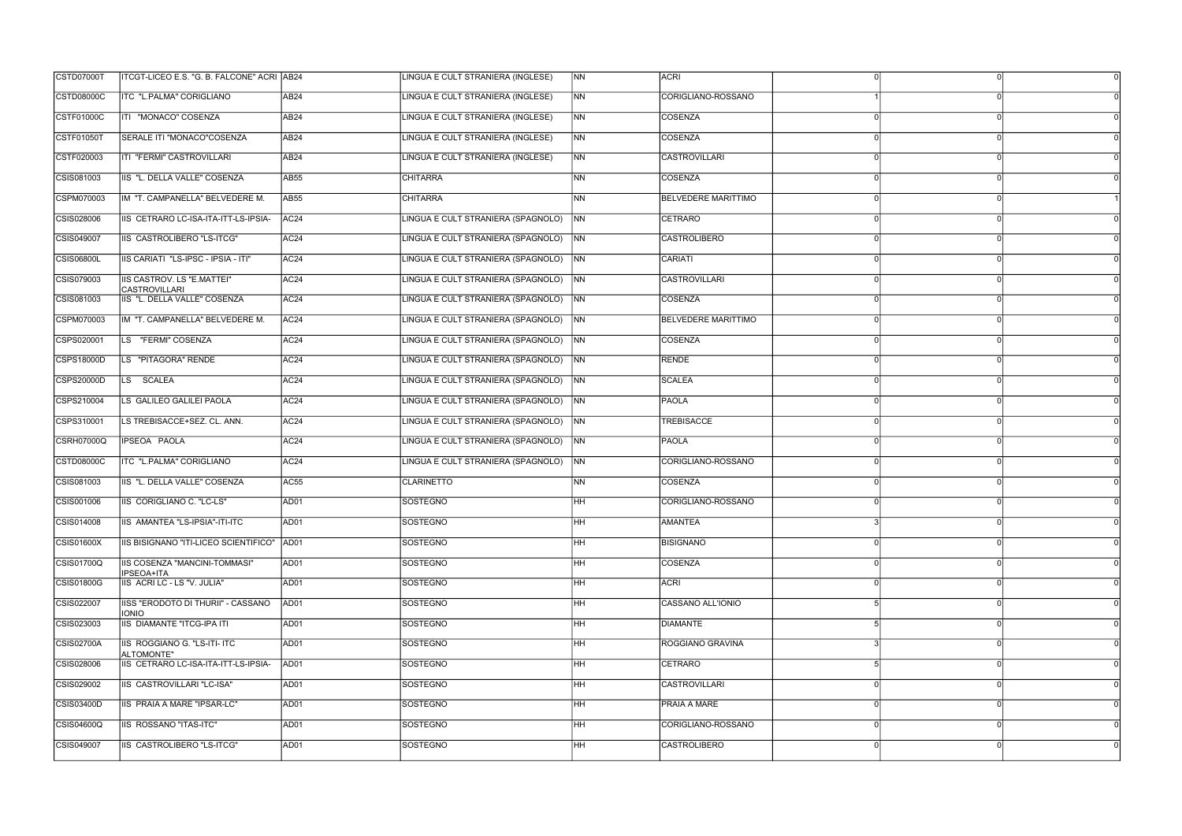| | | | | | | | | |
|---|---|---|---|---|---|---|---|---|
| CSTD07000T | ITCGT-LICEO E.S. "G. B. FALCONE" ACRI | AB24 | LINGUA E CULT STRANIERA (INGLESE) | NN | ACRI | 0 | 0 | 0 |
| CSTD08000C | ITC "L.PALMA" CORIGLIANO | AB24 | LINGUA E CULT STRANIERA (INGLESE) | NN | CORIGLIANO-ROSSANO | 1 | 0 | 0 |
| CSTF01000C | ITI "MONACO" COSENZA | AB24 | LINGUA E CULT STRANIERA (INGLESE) | NN | COSENZA | 0 | 0 | 0 |
| CSTF01050T | SERALE ITI "MONACO"COSENZA | AB24 | LINGUA E CULT STRANIERA (INGLESE) | NN | COSENZA | 0 | 0 | 0 |
| CSTF020003 | ITI "FERMI" CASTROVILLARI | AB24 | LINGUA E CULT STRANIERA (INGLESE) | NN | CASTROVILLARI | 0 | 0 | 0 |
| CSIS081003 | IIS "L. DELLA VALLE" COSENZA | AB55 | CHITARRA | NN | COSENZA | 0 | 0 | 0 |
| CSPM070003 | IM "T. CAMPANELLA" BELVEDERE M. | AB55 | CHITARRA | NN | BELVEDERE MARITTIMO | 0 | 0 | 1 |
| CSIS028006 | IIS CETRARO LC-ISA-ITA-ITT-LS-IPSIA- | AC24 | LINGUA E CULT STRANIERA (SPAGNOLO) | NN | CETRARO | 0 | 0 | 0 |
| CSIS049007 | IIS CASTROLIBERO "LS-ITCG" | AC24 | LINGUA E CULT STRANIERA (SPAGNOLO) | NN | CASTROLIBERO | 0 | 0 | 0 |
| CSIS06800L | IIS CARIATI "LS-IPSC - IPSIA - ITI" | AC24 | LINGUA E CULT STRANIERA (SPAGNOLO) | NN | CARIATI | 0 | 0 | 0 |
| CSIS079003 | IIS CASTROV. LS "E.MATTEI" CASTROVILLARI | AC24 | LINGUA E CULT STRANIERA (SPAGNOLO) | NN | CASTROVILLARI | 0 | 0 | 0 |
| CSIS081003 | IIS "L. DELLA VALLE" COSENZA | AC24 | LINGUA E CULT STRANIERA (SPAGNOLO) | NN | COSENZA | 0 | 0 | 0 |
| CSPM070003 | IM "T. CAMPANELLA" BELVEDERE M. | AC24 | LINGUA E CULT STRANIERA (SPAGNOLO) | NN | BELVEDERE MARITTIMO | 0 | 0 | 0 |
| CSPS020001 | LS "FERMI" COSENZA | AC24 | LINGUA E CULT STRANIERA (SPAGNOLO) | NN | COSENZA | 0 | 0 | 0 |
| CSPS18000D | LS "PITAGORA" RENDE | AC24 | LINGUA E CULT STRANIERA (SPAGNOLO) | NN | RENDE | 0 | 0 | 0 |
| CSPS20000D | LS SCALEA | AC24 | LINGUA E CULT STRANIERA (SPAGNOLO) | NN | SCALEA | 0 | 0 | 0 |
| CSPS210004 | LS GALILEO GALILEI PAOLA | AC24 | LINGUA E CULT STRANIERA (SPAGNOLO) | NN | PAOLA | 0 | 0 | 0 |
| CSPS310001 | LS TREBISACCE+SEZ. CL. ANN. | AC24 | LINGUA E CULT STRANIERA (SPAGNOLO) | NN | TREBISACCE | 0 | 0 | 0 |
| CSRH07000Q | IPSEOA PAOLA | AC24 | LINGUA E CULT STRANIERA (SPAGNOLO) | NN | PAOLA | 0 | 0 | 0 |
| CSTD08000C | ITC "L.PALMA" CORIGLIANO | AC24 | LINGUA E CULT STRANIERA (SPAGNOLO) | NN | CORIGLIANO-ROSSANO | 0 | 0 | 0 |
| CSIS081003 | IIS "L. DELLA VALLE" COSENZA | AC55 | CLARINETTO | NN | COSENZA | 0 | 0 | 0 |
| CSIS001006 | IIS CORIGLIANO C. "LC-LS" | AD01 | SOSTEGNO | HH | CORIGLIANO-ROSSANO | 0 | 0 | 0 |
| CSIS014008 | IIS AMANTEA "LS-IPSIA"-ITI-ITC | AD01 | SOSTEGNO | HH | AMANTEA | 3 | 0 | 0 |
| CSIS01600X | IIS BISIGNANO "ITI-LICEO SCIENTIFICO" | AD01 | SOSTEGNO | HH | BISIGNANO | 0 | 0 | 0 |
| CSIS01700Q | IIS COSENZA "MANCINI-TOMMASI" IPSEOA+ITA | AD01 | SOSTEGNO | HH | COSENZA | 0 | 0 | 0 |
| CSIS01800G | IIS ACRI LC - LS "V. JULIA" | AD01 | SOSTEGNO | HH | ACRI | 0 | 0 | 0 |
| CSIS022007 | IISS "ERODOTO DI THURII" - CASSANO IONIO | AD01 | SOSTEGNO | HH | CASSANO ALL'IONIO | 5 | 0 | 0 |
| CSIS023003 | IIS DIAMANTE "ITCG-IPA ITI | AD01 | SOSTEGNO | HH | DIAMANTE | 5 | 0 | 0 |
| CSIS02700A | IIS ROGGIANO G. "LS-ITI- ITC ALTOMONTE" | AD01 | SOSTEGNO | HH | ROGGIANO GRAVINA | 3 | 0 | 0 |
| CSIS028006 | IIS CETRARO LC-ISA-ITA-ITT-LS-IPSIA- | AD01 | SOSTEGNO | HH | CETRARO | 5 | 0 | 0 |
| CSIS029002 | IIS CASTROVILLARI "LC-ISA" | AD01 | SOSTEGNO | HH | CASTROVILLARI | 0 | 0 | 0 |
| CSIS03400D | IIS PRAIA A MARE "IPSAR-LC" | AD01 | SOSTEGNO | HH | PRAIA A MARE | 0 | 0 | 0 |
| CSIS04600Q | IIS ROSSANO "ITAS-ITC" | AD01 | SOSTEGNO | HH | CORIGLIANO-ROSSANO | 0 | 0 | 0 |
| CSIS049007 | IIS CASTROLIBERO "LS-ITCG" | AD01 | SOSTEGNO | HH | CASTROLIBERO | 0 | 0 | 0 |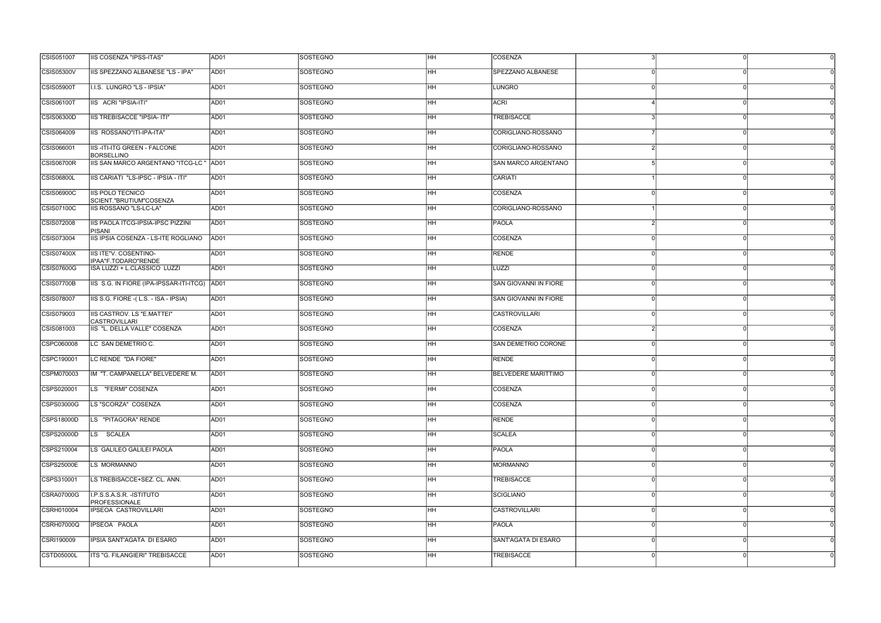| | | | | | | | | |
|---|---|---|---|---|---|---|---|---|
| CSIS051007 | IIS COSENZA "IPSS-ITAS" | AD01 | SOSTEGNO | HH | COSENZA | 3 | 0 | 0 |
| CSIS05300V | IIS SPEZZANO ALBANESE "LS - IPA" | AD01 | SOSTEGNO | HH | SPEZZANO ALBANESE | 0 | 0 | 0 |
| CSIS05900T | I.I.S. LUNGRO "LS - IPSIA" | AD01 | SOSTEGNO | HH | LUNGRO | 0 | 0 | 0 |
| CSIS06100T | IIS ACRI "IPSIA-ITI" | AD01 | SOSTEGNO | HH | ACRI | 4 | 0 | 0 |
| CSIS06300D | IIS TREBISACCE "IPSIA- ITI" | AD01 | SOSTEGNO | HH | TREBISACCE | 3 | 0 | 0 |
| CSIS064009 | IIS ROSSANO"ITI-IPA-ITA" | AD01 | SOSTEGNO | HH | CORIGLIANO-ROSSANO | 7 | 0 | 0 |
| CSIS066001 | IIS -ITI-ITG GREEN - FALCONE BORSELLINO | AD01 | SOSTEGNO | HH | CORIGLIANO-ROSSANO | 2 | 0 | 0 |
| CSIS06700R | IIS SAN MARCO ARGENTANO "ITCG-LC " | AD01 | SOSTEGNO | HH | SAN MARCO ARGENTANO | 5 | 0 | 0 |
| CSIS06800L | IIS CARIATI "LS-IPSC - IPSIA - ITI" | AD01 | SOSTEGNO | HH | CARIATI | 1 | 0 | 0 |
| CSIS06900C | IIS POLO TECNICO SCIENT."BRUTIUM"COSENZA | AD01 | SOSTEGNO | HH | COSENZA | 0 | 0 | 0 |
| CSIS07100C | IIS ROSSANO "LS-LC-LA" | AD01 | SOSTEGNO | HH | CORIGLIANO-ROSSANO | 1 | 0 | 0 |
| CSIS072008 | IIS PAOLA ITCG-IPSIA-IPSC PIZZINI PISANI | AD01 | SOSTEGNO | HH | PAOLA | 2 | 0 | 0 |
| CSIS073004 | IIS IPSIA COSENZA - LS-ITE ROGLIANO | AD01 | SOSTEGNO | HH | COSENZA | 0 | 0 | 0 |
| CSIS07400X | IIS ITE"V. COSENTINO-IPAA"F.TODARO"RENDE | AD01 | SOSTEGNO | HH | RENDE | 0 | 0 | 0 |
| CSIS07600G | ISA LUZZI + L.CLASSICO LUZZI | AD01 | SOSTEGNO | HH | LUZZI | 0 | 0 | 0 |
| CSIS07700B | IIS S.G. IN FIORE (IPA-IPSSAR-ITI-ITCG) | AD01 | SOSTEGNO | HH | SAN GIOVANNI IN FIORE | 0 | 0 | 0 |
| CSIS078007 | IIS S.G. FIORE -( L.S. - ISA - IPSIA) | AD01 | SOSTEGNO | HH | SAN GIOVANNI IN FIORE | 0 | 0 | 0 |
| CSIS079003 | IIS CASTROV. LS "E.MATTEI" CASTROVILLARI | AD01 | SOSTEGNO | HH | CASTROVILLARI | 0 | 0 | 0 |
| CSIS081003 | IIS "L. DELLA VALLE" COSENZA | AD01 | SOSTEGNO | HH | COSENZA | 2 | 0 | 0 |
| CSPC060008 | LC SAN DEMETRIO C. | AD01 | SOSTEGNO | HH | SAN DEMETRIO CORONE | 0 | 0 | 0 |
| CSPC190001 | LC RENDE "DA FIORE" | AD01 | SOSTEGNO | HH | RENDE | 0 | 0 | 0 |
| CSPM070003 | IM "T. CAMPANELLA" BELVEDERE M. | AD01 | SOSTEGNO | HH | BELVEDERE MARITTIMO | 0 | 0 | 0 |
| CSPS020001 | LS "FERMI" COSENZA | AD01 | SOSTEGNO | HH | COSENZA | 0 | 0 | 0 |
| CSPS03000G | LS "SCORZA" COSENZA | AD01 | SOSTEGNO | HH | COSENZA | 0 | 0 | 0 |
| CSPS18000D | LS "PITAGORA" RENDE | AD01 | SOSTEGNO | HH | RENDE | 0 | 0 | 0 |
| CSPS20000D | LS SCALEA | AD01 | SOSTEGNO | HH | SCALEA | 0 | 0 | 0 |
| CSPS210004 | LS GALILEO GALILEI PAOLA | AD01 | SOSTEGNO | HH | PAOLA | 0 | 0 | 0 |
| CSPS25000E | LS MORMANNO | AD01 | SOSTEGNO | HH | MORMANNO | 0 | 0 | 0 |
| CSPS310001 | LS TREBISACCE+SEZ. CL. ANN. | AD01 | SOSTEGNO | HH | TREBISACCE | 0 | 0 | 0 |
| CSRA07000G | I.P.S.S.A.S.R. -ISTITUTO PROFESSIONALE | AD01 | SOSTEGNO | HH | SCIGLIANO | 0 | 0 | 0 |
| CSRH010004 | IPSEOA CASTROVILLARI | AD01 | SOSTEGNO | HH | CASTROVILLARI | 0 | 0 | 0 |
| CSRH07000Q | IPSEOA PAOLA | AD01 | SOSTEGNO | HH | PAOLA | 0 | 0 | 0 |
| CSRI190009 | IPSIA SANT'AGATA DI ESARO | AD01 | SOSTEGNO | HH | SANT'AGATA DI ESARO | 0 | 0 | 0 |
| CSTD05000L | ITS "G. FILANGIERI" TREBISACCE | AD01 | SOSTEGNO | HH | TREBISACCE | 0 | 0 | 0 |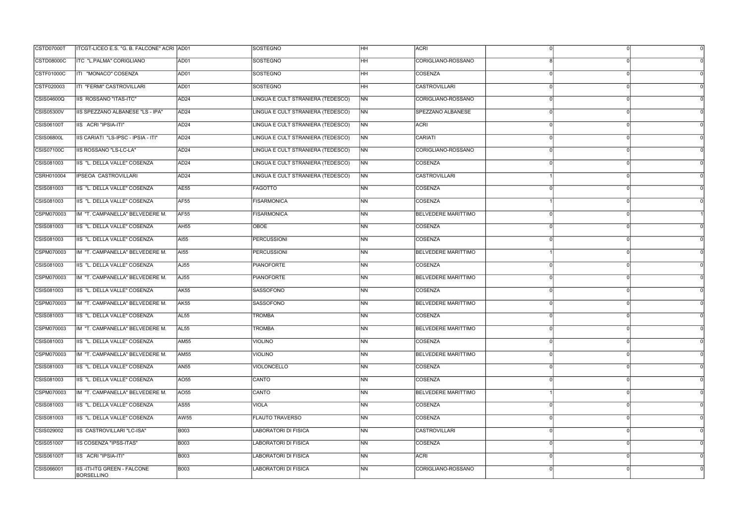| | | | | | | | | |
|---|---|---|---|---|---|---|---|---|
| CSTD07000T | ITCGT-LICEO E.S. "G. B. FALCONE" ACRI | AD01 | SOSTEGNO | HH | ACRI | 0 | 0 | 0 |
| CSTD08000C | ITC "L.PALMA" CORIGLIANO | AD01 | SOSTEGNO | HH | CORIGLIANO-ROSSANO | 8 | 0 | 0 |
| CSTF01000C | ITI "MONACO" COSENZA | AD01 | SOSTEGNO | HH | COSENZA | 0 | 0 | 0 |
| CSTF020003 | ITI "FERMI" CASTROVILLARI | AD01 | SOSTEGNO | HH | CASTROVILLARI | 0 | 0 | 0 |
| CSIS04600Q | IIS ROSSANO "ITAS-ITC" | AD24 | LINGUA E CULT STRANIERA (TEDESCO) | NN | CORIGLIANO-ROSSANO | 0 | 0 | 0 |
| CSIS05300V | IIS SPEZZANO ALBANESE "LS - IPA" | AD24 | LINGUA E CULT STRANIERA (TEDESCO) | NN | SPEZZANO ALBANESE | 0 | 0 | 0 |
| CSIS06100T | IIS ACRI "IPSIA-ITI" | AD24 | LINGUA E CULT STRANIERA (TEDESCO) | NN | ACRI | 0 | 0 | 0 |
| CSIS06800L | IIS CARIATI "LS-IPSC - IPSIA - ITI" | AD24 | LINGUA E CULT STRANIERA (TEDESCO) | NN | CARIATI | 0 | 0 | 0 |
| CSIS07100C | IIS ROSSANO "LS-LC-LA" | AD24 | LINGUA E CULT STRANIERA (TEDESCO) | NN | CORIGLIANO-ROSSANO | 0 | 0 | 0 |
| CSIS081003 | IIS "L. DELLA VALLE" COSENZA | AD24 | LINGUA E CULT STRANIERA (TEDESCO) | NN | COSENZA | 0 | 0 | 0 |
| CSRH010004 | IPSEOA CASTROVILLARI | AD24 | LINGUA E CULT STRANIERA (TEDESCO) | NN | CASTROVILLARI | 1 | 0 | 0 |
| CSIS081003 | IIS "L. DELLA VALLE" COSENZA | AE55 | FAGOTTO | NN | COSENZA | 0 | 0 | 0 |
| CSIS081003 | IIS "L. DELLA VALLE" COSENZA | AF55 | FISARMONICA | NN | COSENZA | 1 | 0 | 0 |
| CSPM070003 | IM "T. CAMPANELLA" BELVEDERE M. | AF55 | FISARMONICA | NN | BELVEDERE MARITTIMO | 0 | 0 | 1 |
| CSIS081003 | IIS "L. DELLA VALLE" COSENZA | AH55 | OBOE | NN | COSENZA | 0 | 0 | 0 |
| CSIS081003 | IIS "L. DELLA VALLE" COSENZA | AI55 | PERCUSSIONI | NN | COSENZA | 0 | 0 | 0 |
| CSPM070003 | IM "T. CAMPANELLA" BELVEDERE M. | AI55 | PERCUSSIONI | NN | BELVEDERE MARITTIMO | 1 | 0 | 0 |
| CSIS081003 | IIS "L. DELLA VALLE" COSENZA | AJ55 | PIANOFORTE | NN | COSENZA | 0 | 0 | 0 |
| CSPM070003 | IM "T. CAMPANELLA" BELVEDERE M. | AJ55 | PIANOFORTE | NN | BELVEDERE MARITTIMO | 0 | 0 | 0 |
| CSIS081003 | IIS "L. DELLA VALLE" COSENZA | AK55 | SASSOFONO | NN | COSENZA | 0 | 0 | 0 |
| CSPM070003 | IM "T. CAMPANELLA" BELVEDERE M. | AK55 | SASSOFONO | NN | BELVEDERE MARITTIMO | 0 | 0 | 0 |
| CSIS081003 | IIS "L. DELLA VALLE" COSENZA | AL55 | TROMBA | NN | COSENZA | 0 | 0 | 0 |
| CSPM070003 | IM "T. CAMPANELLA" BELVEDERE M. | AL55 | TROMBA | NN | BELVEDERE MARITTIMO | 0 | 0 | 0 |
| CSIS081003 | IIS "L. DELLA VALLE" COSENZA | AM55 | VIOLINO | NN | COSENZA | 0 | 0 | 0 |
| CSPM070003 | IM "T. CAMPANELLA" BELVEDERE M. | AM55 | VIOLINO | NN | BELVEDERE MARITTIMO | 0 | 0 | 0 |
| CSIS081003 | IIS "L. DELLA VALLE" COSENZA | AN55 | VIOLONCELLO | NN | COSENZA | 0 | 0 | 0 |
| CSIS081003 | IIS "L. DELLA VALLE" COSENZA | AO55 | CANTO | NN | COSENZA | 0 | 0 | 0 |
| CSPM070003 | IM "T. CAMPANELLA" BELVEDERE M. | AO55 | CANTO | NN | BELVEDERE MARITTIMO | 1 | 0 | 0 |
| CSIS081003 | IIS "L. DELLA VALLE" COSENZA | AS55 | VIOLA | NN | COSENZA | 0 | 0 | 0 |
| CSIS081003 | IIS "L. DELLA VALLE" COSENZA | AW55 | FLAUTO TRAVERSO | NN | COSENZA | 0 | 0 | 0 |
| CSIS029002 | IIS CASTROVILLARI "LC-ISA" | B003 | LABORATORI DI FISICA | NN | CASTROVILLARI | 0 | 0 | 0 |
| CSIS051007 | IIS COSENZA "IPSS-ITAS" | B003 | LABORATORI DI FISICA | NN | COSENZA | 0 | 0 | 0 |
| CSIS06100T | IIS ACRI "IPSIA-ITI" | B003 | LABORATORI DI FISICA | NN | ACRI | 0 | 0 | 0 |
| CSIS066001 | IIS -ITI-ITG GREEN - FALCONE BORSELLINO | B003 | LABORATORI DI FISICA | NN | CORIGLIANO-ROSSANO | 0 | 0 | 0 |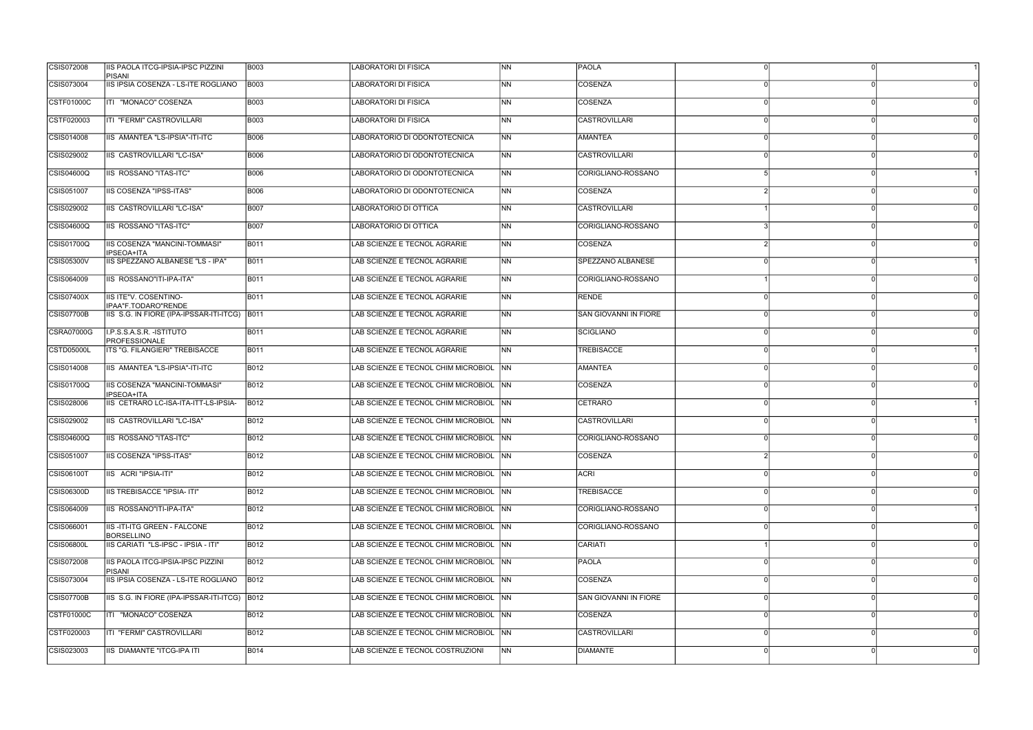| | | | | | | | | |
|---|---|---|---|---|---|---|---|---|
| CSIS072008 | IIS PAOLA ITCG-IPSIA-IPSC PIZZINI PISANI | B003 | LABORATORI DI FISICA | NN | PAOLA | 0 | 0 | 1 |
| CSIS073004 | IIS IPSIA COSENZA - LS-ITE ROGLIANO | B003 | LABORATORI DI FISICA | NN | COSENZA | 0 | 0 | 0 |
| CSTF01000C | ITI "MONACO" COSENZA | B003 | LABORATORI DI FISICA | NN | COSENZA | 0 | 0 | 0 |
| CSTF020003 | ITI "FERMI" CASTROVILLARI | B003 | LABORATORI DI FISICA | NN | CASTROVILLARI | 0 | 0 | 0 |
| CSIS014008 | IIS AMANTEA "LS-IPSIA"-ITI-ITC | B006 | LABORATORIO DI ODONTOTECNICA | NN | AMANTEA | 0 | 0 | 0 |
| CSIS029002 | IIS CASTROVILLARI "LC-ISA" | B006 | LABORATORIO DI ODONTOTECNICA | NN | CASTROVILLARI | 0 | 0 | 0 |
| CSIS04600Q | IIS ROSSANO "ITAS-ITC" | B006 | LABORATORIO DI ODONTOTECNICA | NN | CORIGLIANO-ROSSANO | 5 | 0 | 1 |
| CSIS051007 | IIS COSENZA "IPSS-ITAS" | B006 | LABORATORIO DI ODONTOTECNICA | NN | COSENZA | 2 | 0 | 0 |
| CSIS029002 | IIS CASTROVILLARI "LC-ISA" | B007 | LABORATORIO DI OTTICA | NN | CASTROVILLARI | 1 | 0 | 0 |
| CSIS04600Q | IIS ROSSANO "ITAS-ITC" | B007 | LABORATORIO DI OTTICA | NN | CORIGLIANO-ROSSANO | 3 | 0 | 0 |
| CSIS01700Q | IIS COSENZA "MANCINI-TOMMASI" IPSEOA+ITA | B011 | LAB SCIENZE E TECNOL AGRARIE | NN | COSENZA | 2 | 0 | 0 |
| CSIS05300V | IIS SPEZZANO ALBANESE "LS - IPA" | B011 | LAB SCIENZE E TECNOL AGRARIE | NN | SPEZZANO ALBANESE | 0 | 0 | 1 |
| CSIS064009 | IIS ROSSANO"ITI-IPA-ITA" | B011 | LAB SCIENZE E TECNOL AGRARIE | NN | CORIGLIANO-ROSSANO | 1 | 0 | 0 |
| CSIS07400X | IIS ITE"V. COSENTINO-IPAA"F.TODARO"RENDE | B011 | LAB SCIENZE E TECNOL AGRARIE | NN | RENDE | 0 | 0 | 0 |
| CSIS07700B | IIS S.G. IN FIORE (IPA-IPSSAR-ITI-ITCG) | B011 | LAB SCIENZE E TECNOL AGRARIE | NN | SAN GIOVANNI IN FIORE | 0 | 0 | 0 |
| CSRA07000G | I.P.S.S.A.S.R. -ISTITUTO PROFESSIONALE | B011 | LAB SCIENZE E TECNOL AGRARIE | NN | SCIGLIANO | 0 | 0 | 0 |
| CSTD05000L | ITS "G. FILANGIERI" TREBISACCE | B011 | LAB SCIENZE E TECNOL AGRARIE | NN | TREBISACCE | 0 | 0 | 1 |
| CSIS014008 | IIS AMANTEA "LS-IPSIA"-ITI-ITC | B012 | LAB SCIENZE E TECNOL CHIM MICROBIOL | NN | AMANTEA | 0 | 0 | 0 |
| CSIS01700Q | IIS COSENZA "MANCINI-TOMMASI" IPSEOA+ITA | B012 | LAB SCIENZE E TECNOL CHIM MICROBIOL | NN | COSENZA | 0 | 0 | 0 |
| CSIS028006 | IIS CETRARO LC-ISA-ITA-ITT-LS-IPSIA- | B012 | LAB SCIENZE E TECNOL CHIM MICROBIOL | NN | CETRARO | 0 | 0 | 1 |
| CSIS029002 | IIS CASTROVILLARI "LC-ISA" | B012 | LAB SCIENZE E TECNOL CHIM MICROBIOL | NN | CASTROVILLARI | 0 | 0 | 1 |
| CSIS04600Q | IIS ROSSANO "ITAS-ITC" | B012 | LAB SCIENZE E TECNOL CHIM MICROBIOL | NN | CORIGLIANO-ROSSANO | 0 | 0 | 0 |
| CSIS051007 | IIS COSENZA "IPSS-ITAS" | B012 | LAB SCIENZE E TECNOL CHIM MICROBIOL | NN | COSENZA | 2 | 0 | 0 |
| CSIS06100T | IIS ACRI "IPSIA-ITI" | B012 | LAB SCIENZE E TECNOL CHIM MICROBIOL | NN | ACRI | 0 | 0 | 0 |
| CSIS06300D | IIS TREBISACCE "IPSIA- ITI" | B012 | LAB SCIENZE E TECNOL CHIM MICROBIOL | NN | TREBISACCE | 0 | 0 | 0 |
| CSIS064009 | IIS ROSSANO"ITI-IPA-ITA" | B012 | LAB SCIENZE E TECNOL CHIM MICROBIOL | NN | CORIGLIANO-ROSSANO | 0 | 0 | 1 |
| CSIS066001 | IIS -ITI-ITG GREEN - FALCONE BORSELLINO | B012 | LAB SCIENZE E TECNOL CHIM MICROBIOL | NN | CORIGLIANO-ROSSANO | 0 | 0 | 0 |
| CSIS06800L | IIS CARIATI "LS-IPSC - IPSIA - ITI" | B012 | LAB SCIENZE E TECNOL CHIM MICROBIOL | NN | CARIATI | 1 | 0 | 0 |
| CSIS072008 | IIS PAOLA ITCG-IPSIA-IPSC PIZZINI PISANI | B012 | LAB SCIENZE E TECNOL CHIM MICROBIOL | NN | PAOLA | 0 | 0 | 0 |
| CSIS073004 | IIS IPSIA COSENZA - LS-ITE ROGLIANO | B012 | LAB SCIENZE E TECNOL CHIM MICROBIOL | NN | COSENZA | 0 | 0 | 0 |
| CSIS07700B | IIS S.G. IN FIORE (IPA-IPSSAR-ITI-ITCG) | B012 | LAB SCIENZE E TECNOL CHIM MICROBIOL | NN | SAN GIOVANNI IN FIORE | 0 | 0 | 0 |
| CSTF01000C | ITI "MONACO" COSENZA | B012 | LAB SCIENZE E TECNOL CHIM MICROBIOL | NN | COSENZA | 0 | 0 | 0 |
| CSTF020003 | ITI "FERMI" CASTROVILLARI | B012 | LAB SCIENZE E TECNOL CHIM MICROBIOL | NN | CASTROVILLARI | 0 | 0 | 0 |
| CSIS023003 | IIS DIAMANTE "ITCG-IPA ITI | B014 | LAB SCIENZE E TECNOL COSTRUZIONI | NN | DIAMANTE | 0 | 0 | 0 |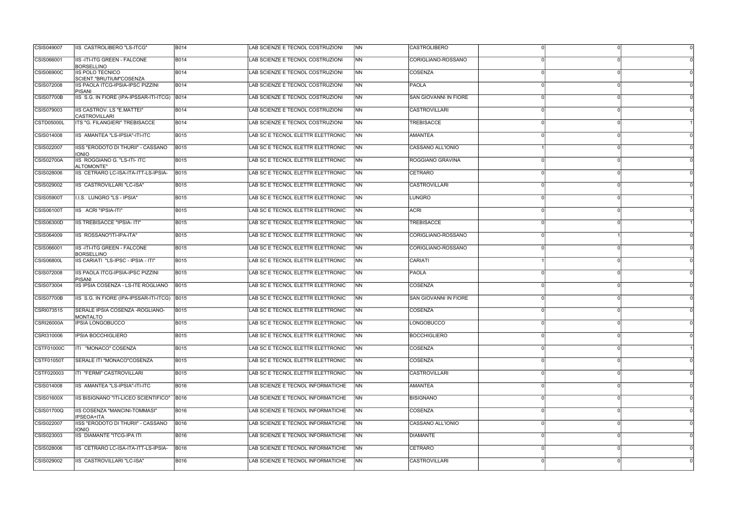| CSIS049007 | IIS CASTROLIBERO "LS-ITCG" | B014 | LAB SCIENZE E TECNOL COSTRUZIONI | NN | CASTROLIBERO | 0 | 0 | 0 |
|---|---|---|---|---|---|---|---|---|
| CSIS066001 | IIS -ITI-ITG GREEN - FALCONE BORSELLINO | B014 | LAB SCIENZE E TECNOL COSTRUZIONI | NN | CORIGLIANO-ROSSANO | 0 | 0 | 0 |
| CSIS06900C | IIS POLO TECNICO SCIENT."BRUTIUM"COSENZA | B014 | LAB SCIENZE E TECNOL COSTRUZIONI | NN | COSENZA | 0 | 0 | 0 |
| CSIS072008 | IIS PAOLA ITCG-IPSIA-IPSC PIZZINI PISANI | B014 | LAB SCIENZE E TECNOL COSTRUZIONI | NN | PAOLA | 0 | 0 | 0 |
| CSIS07700B | IIS S.G. IN FIORE (IPA-IPSSAR-ITI-ITCG) | B014 | LAB SCIENZE E TECNOL COSTRUZIONI | NN | SAN GIOVANNI IN FIORE | 0 | 0 | 0 |
| CSIS079003 | IIS CASTROV. LS "E.MATTEI" CASTROVILLARI | B014 | LAB SCIENZE E TECNOL COSTRUZIONI | NN | CASTROVILLARI | 0 | 0 | 0 |
| CSTD05000L | ITS "G. FILANGIERI" TREBISACCE | B014 | LAB SCIENZE E TECNOL COSTRUZIONI | NN | TREBISACCE | 0 | 0 | 1 |
| CSIS014008 | IIS AMANTEA "LS-IPSIA"-ITI-ITC | B015 | LAB SC E TECNOL ELETTR ELETTRONIC | NN | AMANTEA | 0 | 0 | 0 |
| CSIS022007 | IISS "ERODOTO DI THURII" - CASSANO IONIO | B015 | LAB SC E TECNOL ELETTR ELETTRONIC | NN | CASSANO ALL'IONIO | 1 | 0 | 0 |
| CSIS02700A | IIS ROGGIANO G. "LS-ITI- ITC ALTOMONTE" | B015 | LAB SC E TECNOL ELETTR ELETTRONIC | NN | ROGGIANO GRAVINA | 0 | 0 | 0 |
| CSIS028006 | IIS CETRARO LC-ISA-ITA-ITT-LS-IPSIA- | B015 | LAB SC E TECNOL ELETTR ELETTRONIC | NN | CETRARO | 0 | 0 | 0 |
| CSIS029002 | IIS CASTROVILLARI "LC-ISA" | B015 | LAB SC E TECNOL ELETTR ELETTRONIC | NN | CASTROVILLARI | 0 | 0 | 0 |
| CSIS05900T | I.I.S. LUNGRO "LS - IPSIA" | B015 | LAB SC E TECNOL ELETTR ELETTRONIC | NN | LUNGRO | 0 | 0 | 1 |
| CSIS06100T | IIS ACRI "IPSIA-ITI" | B015 | LAB SC E TECNOL ELETTR ELETTRONIC | NN | ACRI | 0 | 0 | 0 |
| CSIS06300D | IIS TREBISACCE "IPSIA- ITI" | B015 | LAB SC E TECNOL ELETTR ELETTRONIC | NN | TREBISACCE | 0 | 0 | 1 |
| CSIS064009 | IIS ROSSANO"ITI-IPA-ITA" | B015 | LAB SC E TECNOL ELETTR ELETTRONIC | NN | CORIGLIANO-ROSSANO | 0 | 1 | 0 |
| CSIS066001 | IIS -ITI-ITG GREEN - FALCONE BORSELLINO | B015 | LAB SC E TECNOL ELETTR ELETTRONIC | NN | CORIGLIANO-ROSSANO | 0 | 0 | 0 |
| CSIS06800L | IIS CARIATI "LS-IPSC - IPSIA - ITI" | B015 | LAB SC E TECNOL ELETTR ELETTRONIC | NN | CARIATI | 1 | 0 | 0 |
| CSIS072008 | IIS PAOLA ITCG-IPSIA-IPSC PIZZINI PISANI | B015 | LAB SC E TECNOL ELETTR ELETTRONIC | NN | PAOLA | 0 | 0 | 0 |
| CSIS073004 | IIS IPSIA COSENZA - LS-ITE ROGLIANO | B015 | LAB SC E TECNOL ELETTR ELETTRONIC | NN | COSENZA | 0 | 0 | 0 |
| CSIS07700B | IIS S.G. IN FIORE (IPA-IPSSAR-ITI-ITCG) | B015 | LAB SC E TECNOL ELETTR ELETTRONIC | NN | SAN GIOVANNI IN FIORE | 0 | 0 | 0 |
| CSRI073515 | SERALE IPSIA COSENZA -ROGLIANO-MONTALTO | B015 | LAB SC E TECNOL ELETTR ELETTRONIC | NN | COSENZA | 0 | 0 | 0 |
| CSRI26000A | IPSIA LONGOBUCCO | B015 | LAB SC E TECNOL ELETTR ELETTRONIC | NN | LONGOBUCCO | 0 | 0 | 0 |
| CSRI310006 | IPSIA BOCCHIGLIERO | B015 | LAB SC E TECNOL ELETTR ELETTRONIC | NN | BOCCHIGLIERO | 0 | 0 | 0 |
| CSTF01000C | ITI "MONACO" COSENZA | B015 | LAB SC E TECNOL ELETTR ELETTRONIC | NN | COSENZA | 0 | 0 | 1 |
| CSTF01050T | SERALE ITI "MONACO"COSENZA | B015 | LAB SC E TECNOL ELETTR ELETTRONIC | NN | COSENZA | 0 | 0 | 0 |
| CSTF020003 | ITI "FERMI" CASTROVILLARI | B015 | LAB SC E TECNOL ELETTR ELETTRONIC | NN | CASTROVILLARI | 0 | 0 | 0 |
| CSIS014008 | IIS AMANTEA "LS-IPSIA"-ITI-ITC | B016 | LAB SCIENZE E TECNOL INFORMATICHE | NN | AMANTEA | 0 | 0 | 0 |
| CSIS01600X | IIS BISIGNANO "ITI-LICEO SCIENTIFICO" | B016 | LAB SCIENZE E TECNOL INFORMATICHE | NN | BISIGNANO | 0 | 0 | 0 |
| CSIS01700Q | IIS COSENZA "MANCINI-TOMMASI" IPSEOA+ITA | B016 | LAB SCIENZE E TECNOL INFORMATICHE | NN | COSENZA | 0 | 0 | 0 |
| CSIS022007 | IISS "ERODOTO DI THURII" - CASSANO IONIO | B016 | LAB SCIENZE E TECNOL INFORMATICHE | NN | CASSANO ALL'IONIO | 0 | 0 | 0 |
| CSIS023003 | IIS DIAMANTE "ITCG-IPA ITI | B016 | LAB SCIENZE E TECNOL INFORMATICHE | NN | DIAMANTE | 0 | 0 | 0 |
| CSIS028006 | IIS CETRARO LC-ISA-ITA-ITT-LS-IPSIA- | B016 | LAB SCIENZE E TECNOL INFORMATICHE | NN | CETRARO | 0 | 0 | 0 |
| CSIS029002 | IIS CASTROVILLARI "LC-ISA" | B016 | LAB SCIENZE E TECNOL INFORMATICHE | NN | CASTROVILLARI | 0 | 0 | 0 |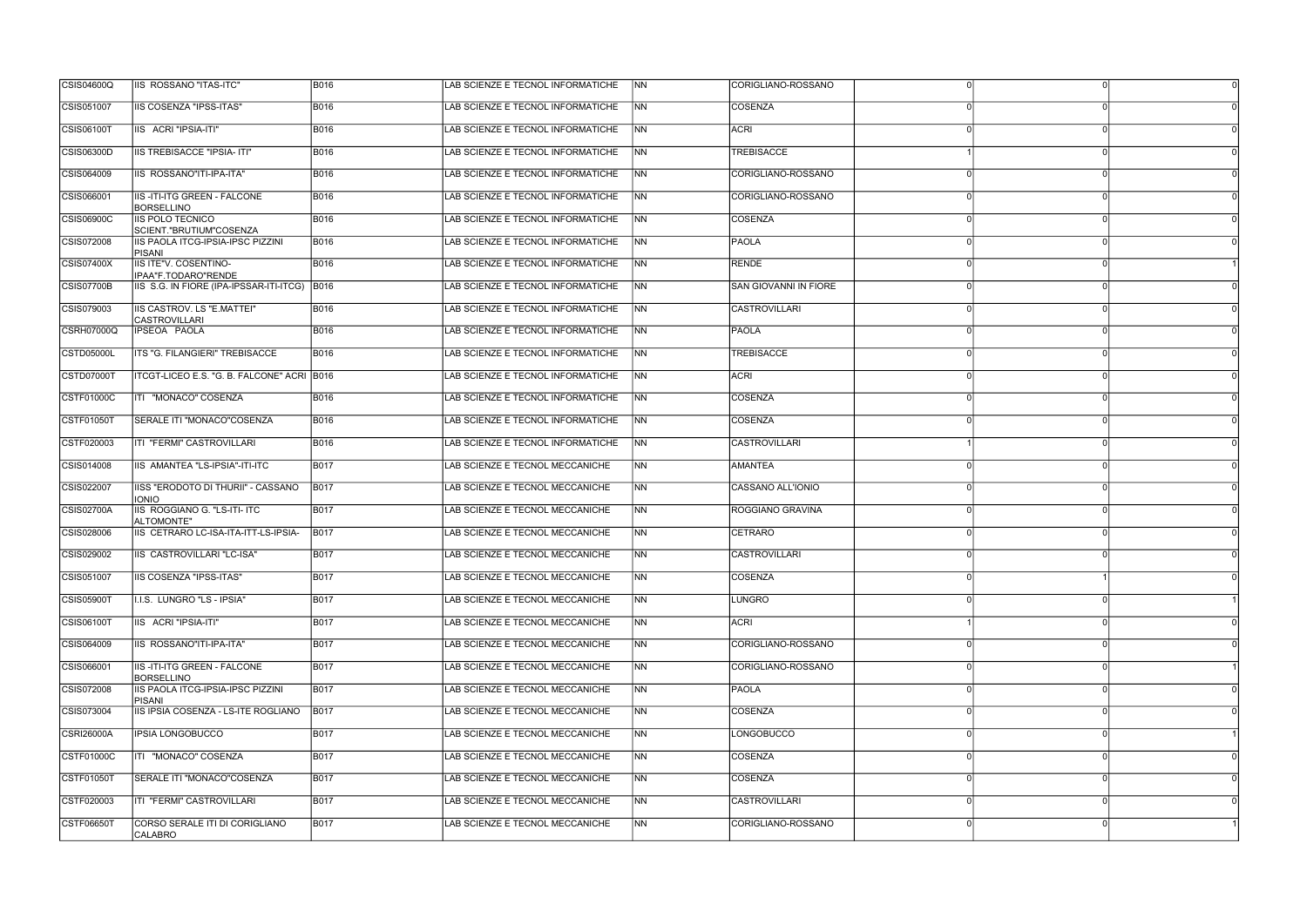| | | | | | | | | |
|---|---|---|---|---|---|---|---|---|
| CSIS04600Q | IIS ROSSANO "ITAS-ITC" | B016 | LAB SCIENZE E TECNOL INFORMATICHE | NN | CORIGLIANO-ROSSANO | 0 | 0 | 0 |
| CSIS051007 | IIS COSENZA "IPSS-ITAS" | B016 | LAB SCIENZE E TECNOL INFORMATICHE | NN | COSENZA | 0 | 0 | 0 |
| CSIS06100T | IIS ACRI "IPSIA-ITI" | B016 | LAB SCIENZE E TECNOL INFORMATICHE | NN | ACRI | 0 | 0 | 0 |
| CSIS06300D | IIS TREBISACCE "IPSIA- ITI" | B016 | LAB SCIENZE E TECNOL INFORMATICHE | NN | TREBISACCE | 1 | 0 | 0 |
| CSIS064009 | IIS ROSSANO"ITI-IPA-ITA" | B016 | LAB SCIENZE E TECNOL INFORMATICHE | NN | CORIGLIANO-ROSSANO | 0 | 0 | 0 |
| CSIS066001 | IIS -ITI-ITG GREEN - FALCONE BORSELLINO | B016 | LAB SCIENZE E TECNOL INFORMATICHE | NN | CORIGLIANO-ROSSANO | 0 | 0 | 0 |
| CSIS06900C | IIS POLO TECNICO SCIENT."BRUTIUM"COSENZA | B016 | LAB SCIENZE E TECNOL INFORMATICHE | NN | COSENZA | 0 | 0 | 0 |
| CSIS072008 | IIS PAOLA ITCG-IPSIA-IPSC PIZZINI PISANI | B016 | LAB SCIENZE E TECNOL INFORMATICHE | NN | PAOLA | 0 | 0 | 0 |
| CSIS07400X | IIS ITE"V. COSENTINO-IPAA"F.TODARO"RENDE | B016 | LAB SCIENZE E TECNOL INFORMATICHE | NN | RENDE | 0 | 0 | 1 |
| CSIS07700B | IIS S.G. IN FIORE (IPA-IPSSAR-ITI-ITCG) | B016 | LAB SCIENZE E TECNOL INFORMATICHE | NN | SAN GIOVANNI IN FIORE | 0 | 0 | 0 |
| CSIS079003 | IIS CASTROV. LS "E.MATTEI" CASTROVILLARI | B016 | LAB SCIENZE E TECNOL INFORMATICHE | NN | CASTROVILLARI | 0 | 0 | 0 |
| CSRH07000Q | IPSEOA PAOLA | B016 | LAB SCIENZE E TECNOL INFORMATICHE | NN | PAOLA | 0 | 0 | 0 |
| CSTD05000L | ITS "G. FILANGIERI" TREBISACCE | B016 | LAB SCIENZE E TECNOL INFORMATICHE | NN | TREBISACCE | 0 | 0 | 0 |
| CSTD07000T | ITCGT-LICEO E.S. "G. B. FALCONE" ACRI | B016 | LAB SCIENZE E TECNOL INFORMATICHE | NN | ACRI | 0 | 0 | 0 |
| CSTF01000C | ITI "MONACO" COSENZA | B016 | LAB SCIENZE E TECNOL INFORMATICHE | NN | COSENZA | 0 | 0 | 0 |
| CSTF01050T | SERALE ITI "MONACO"COSENZA | B016 | LAB SCIENZE E TECNOL INFORMATICHE | NN | COSENZA | 0 | 0 | 0 |
| CSTF020003 | ITI "FERMI" CASTROVILLARI | B016 | LAB SCIENZE E TECNOL INFORMATICHE | NN | CASTROVILLARI | 1 | 0 | 0 |
| CSIS014008 | IIS AMANTEA "LS-IPSIA"-ITI-ITC | B017 | LAB SCIENZE E TECNOL MECCANICHE | NN | AMANTEA | 0 | 0 | 0 |
| CSIS022007 | IISS "ERODOTO DI THURII" - CASSANO IONIO | B017 | LAB SCIENZE E TECNOL MECCANICHE | NN | CASSANO ALL'IONIO | 0 | 0 | 0 |
| CSIS02700A | IIS ROGGIANO G. "LS-ITI- ITC ALTOMONTE" | B017 | LAB SCIENZE E TECNOL MECCANICHE | NN | ROGGIANO GRAVINA | 0 | 0 | 0 |
| CSIS028006 | IIS CETRARO LC-ISA-ITA-ITT-LS-IPSIA- | B017 | LAB SCIENZE E TECNOL MECCANICHE | NN | CETRARO | 0 | 0 | 0 |
| CSIS029002 | IIS CASTROVILLARI "LC-ISA" | B017 | LAB SCIENZE E TECNOL MECCANICHE | NN | CASTROVILLARI | 0 | 0 | 0 |
| CSIS051007 | IIS COSENZA "IPSS-ITAS" | B017 | LAB SCIENZE E TECNOL MECCANICHE | NN | COSENZA | 0 | 1 | 0 |
| CSIS05900T | I.I.S. LUNGRO "LS - IPSIA" | B017 | LAB SCIENZE E TECNOL MECCANICHE | NN | LUNGRO | 0 | 0 | 1 |
| CSIS06100T | IIS ACRI "IPSIA-ITI" | B017 | LAB SCIENZE E TECNOL MECCANICHE | NN | ACRI | 1 | 0 | 0 |
| CSIS064009 | IIS ROSSANO"ITI-IPA-ITA" | B017 | LAB SCIENZE E TECNOL MECCANICHE | NN | CORIGLIANO-ROSSANO | 0 | 0 | 0 |
| CSIS066001 | IIS -ITI-ITG GREEN - FALCONE BORSELLINO | B017 | LAB SCIENZE E TECNOL MECCANICHE | NN | CORIGLIANO-ROSSANO | 0 | 0 | 1 |
| CSIS072008 | IIS PAOLA ITCG-IPSIA-IPSC PIZZINI PISANI | B017 | LAB SCIENZE E TECNOL MECCANICHE | NN | PAOLA | 0 | 0 | 0 |
| CSIS073004 | IIS IPSIA COSENZA - LS-ITE ROGLIANO | B017 | LAB SCIENZE E TECNOL MECCANICHE | NN | COSENZA | 0 | 0 | 0 |
| CSRI26000A | IPSIA LONGOBUCCO | B017 | LAB SCIENZE E TECNOL MECCANICHE | NN | LONGOBUCCO | 0 | 0 | 1 |
| CSTF01000C | ITI "MONACO" COSENZA | B017 | LAB SCIENZE E TECNOL MECCANICHE | NN | COSENZA | 0 | 0 | 0 |
| CSTF01050T | SERALE ITI "MONACO"COSENZA | B017 | LAB SCIENZE E TECNOL MECCANICHE | NN | COSENZA | 0 | 0 | 0 |
| CSTF020003 | ITI "FERMI" CASTROVILLARI | B017 | LAB SCIENZE E TECNOL MECCANICHE | NN | CASTROVILLARI | 0 | 0 | 0 |
| CSTF06650T | CORSO SERALE ITI DI CORIGLIANO CALABRO | B017 | LAB SCIENZE E TECNOL MECCANICHE | NN | CORIGLIANO-ROSSANO | 0 | 0 | 1 |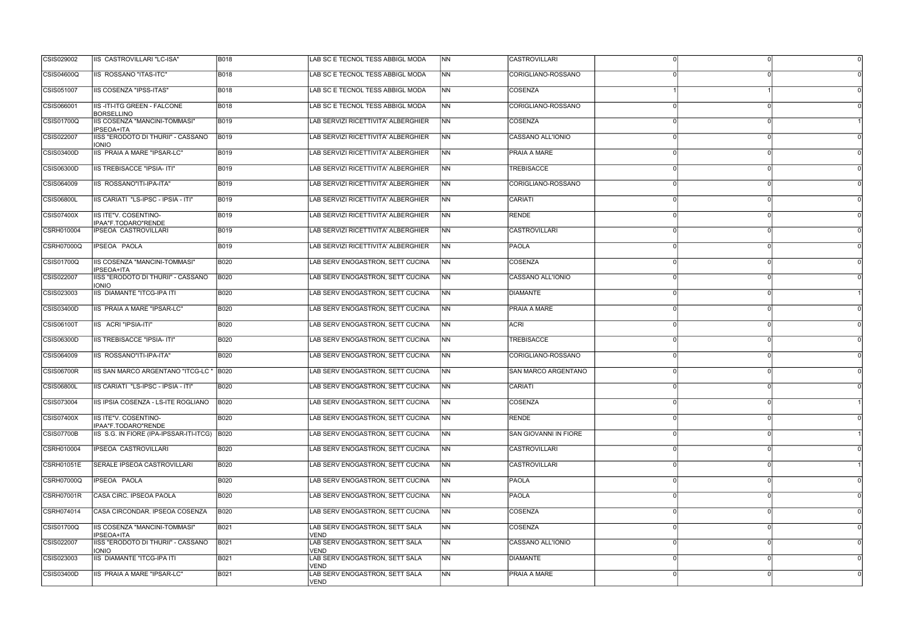| | | | | | | | | |
|---|---|---|---|---|---|---|---|---|
| CSIS029002 | IIS CASTROVILLARI "LC-ISA" | B018 | LAB SC E TECNOL TESS ABBIGL MODA | NN | CASTROVILLARI | 0 | 0 | 0 |
| CSIS04600Q | IIS ROSSANO "ITAS-ITC" | B018 | LAB SC E TECNOL TESS ABBIGL MODA | NN | CORIGLIANO-ROSSANO | 0 | 0 | 0 |
| CSIS051007 | IIS COSENZA "IPSS-ITAS" | B018 | LAB SC E TECNOL TESS ABBIGL MODA | NN | COSENZA | 1 | 1 | 0 |
| CSIS066001 | IIS -ITI-ITG GREEN - FALCONE BORSELLINO | B018 | LAB SC E TECNOL TESS ABBIGL MODA | NN | CORIGLIANO-ROSSANO | 0 | 0 | 0 |
| CSIS01700Q | IIS COSENZA "MANCINI-TOMMASI" IPSEOA+ITA | B019 | LAB SERVIZI RICETTIVITA' ALBERGHIER | NN | COSENZA | 0 | 0 | 1 |
| CSIS022007 | IISS "ERODOTO DI THURII" - CASSANO IONIO | B019 | LAB SERVIZI RICETTIVITA' ALBERGHIER | NN | CASSANO ALL'IONIO | 0 | 0 | 0 |
| CSIS03400D | IIS PRAIA A MARE "IPSAR-LC" | B019 | LAB SERVIZI RICETTIVITA' ALBERGHIER | NN | PRAIA A MARE | 0 | 0 | 0 |
| CSIS06300D | IIS TREBISACCE "IPSIA- ITI" | B019 | LAB SERVIZI RICETTIVITA' ALBERGHIER | NN | TREBISACCE | 0 | 0 | 0 |
| CSIS064009 | IIS ROSSANO"ITI-IPA-ITA" | B019 | LAB SERVIZI RICETTIVITA' ALBERGHIER | NN | CORIGLIANO-ROSSANO | 0 | 0 | 0 |
| CSIS06800L | IIS CARIATI "LS-IPSC - IPSIA - ITI" | B019 | LAB SERVIZI RICETTIVITA' ALBERGHIER | NN | CARIATI | 0 | 0 | 0 |
| CSIS07400X | IIS ITE"V. COSENTINO- IPAA"F.TODARO"RENDE | B019 | LAB SERVIZI RICETTIVITA' ALBERGHIER | NN | RENDE | 0 | 0 | 0 |
| CSRH010004 | IPSEOA CASTROVILLARI | B019 | LAB SERVIZI RICETTIVITA' ALBERGHIER | NN | CASTROVILLARI | 0 | 0 | 0 |
| CSRH07000Q | IPSEOA PAOLA | B019 | LAB SERVIZI RICETTIVITA' ALBERGHIER | NN | PAOLA | 0 | 0 | 0 |
| CSIS01700Q | IIS COSENZA "MANCINI-TOMMASI" IPSEOA+ITA | B020 | LAB SERV ENOGASTRON, SETT CUCINA | NN | COSENZA | 0 | 0 | 0 |
| CSIS022007 | IISS "ERODOTO DI THURII" - CASSANO IONIO | B020 | LAB SERV ENOGASTRON, SETT CUCINA | NN | CASSANO ALL'IONIO | 0 | 0 | 0 |
| CSIS023003 | IIS DIAMANTE "ITCG-IPA ITI | B020 | LAB SERV ENOGASTRON, SETT CUCINA | NN | DIAMANTE | 0 | 0 | 1 |
| CSIS03400D | IIS PRAIA A MARE "IPSAR-LC" | B020 | LAB SERV ENOGASTRON, SETT CUCINA | NN | PRAIA A MARE | 0 | 0 | 0 |
| CSIS06100T | IIS ACRI "IPSIA-ITI" | B020 | LAB SERV ENOGASTRON, SETT CUCINA | NN | ACRI | 0 | 0 | 0 |
| CSIS06300D | IIS TREBISACCE "IPSIA- ITI" | B020 | LAB SERV ENOGASTRON, SETT CUCINA | NN | TREBISACCE | 0 | 0 | 0 |
| CSIS064009 | IIS ROSSANO"ITI-IPA-ITA" | B020 | LAB SERV ENOGASTRON, SETT CUCINA | NN | CORIGLIANO-ROSSANO | 0 | 0 | 0 |
| CSIS06700R | IIS SAN MARCO ARGENTANO "ITCG-LC " | B020 | LAB SERV ENOGASTRON, SETT CUCINA | NN | SAN MARCO ARGENTANO | 0 | 0 | 0 |
| CSIS06800L | IIS CARIATI "LS-IPSC - IPSIA - ITI" | B020 | LAB SERV ENOGASTRON, SETT CUCINA | NN | CARIATI | 0 | 0 | 0 |
| CSIS073004 | IIS IPSIA COSENZA - LS-ITE ROGLIANO | B020 | LAB SERV ENOGASTRON, SETT CUCINA | NN | COSENZA | 0 | 0 | 1 |
| CSIS07400X | IIS ITE"V. COSENTINO- IPAA"F.TODARO"RENDE | B020 | LAB SERV ENOGASTRON, SETT CUCINA | NN | RENDE | 0 | 0 | 0 |
| CSIS07700B | IIS S.G. IN FIORE (IPA-IPSSAR-ITI-ITCG) | B020 | LAB SERV ENOGASTRON, SETT CUCINA | NN | SAN GIOVANNI IN FIORE | 0 | 0 | 1 |
| CSRH010004 | IPSEOA CASTROVILLARI | B020 | LAB SERV ENOGASTRON, SETT CUCINA | NN | CASTROVILLARI | 0 | 0 | 0 |
| CSRH01051E | SERALE IPSEOA CASTROVILLARI | B020 | LAB SERV ENOGASTRON, SETT CUCINA | NN | CASTROVILLARI | 0 | 0 | 1 |
| CSRH07000Q | IPSEOA PAOLA | B020 | LAB SERV ENOGASTRON, SETT CUCINA | NN | PAOLA | 0 | 0 | 0 |
| CSRH07001R | CASA CIRC. IPSEOA PAOLA | B020 | LAB SERV ENOGASTRON, SETT CUCINA | NN | PAOLA | 0 | 0 | 0 |
| CSRH074014 | CASA CIRCONDAR. IPSEOA COSENZA | B020 | LAB SERV ENOGASTRON, SETT CUCINA | NN | COSENZA | 0 | 0 | 0 |
| CSIS01700Q | IIS COSENZA "MANCINI-TOMMASI" IPSEOA+ITA | B021 | LAB SERV ENOGASTRON, SETT SALA VEND | NN | COSENZA | 0 | 0 | 0 |
| CSIS022007 | IISS "ERODOTO DI THURII" - CASSANO IONIO | B021 | LAB SERV ENOGASTRON, SETT SALA VEND | NN | CASSANO ALL'IONIO | 0 | 0 | 0 |
| CSIS023003 | IIS DIAMANTE "ITCG-IPA ITI | B021 | LAB SERV ENOGASTRON, SETT SALA VEND | NN | DIAMANTE | 0 | 0 | 0 |
| CSIS03400D | IIS PRAIA A MARE "IPSAR-LC" | B021 | LAB SERV ENOGASTRON, SETT SALA VEND | NN | PRAIA A MARE | 0 | 0 | 0 |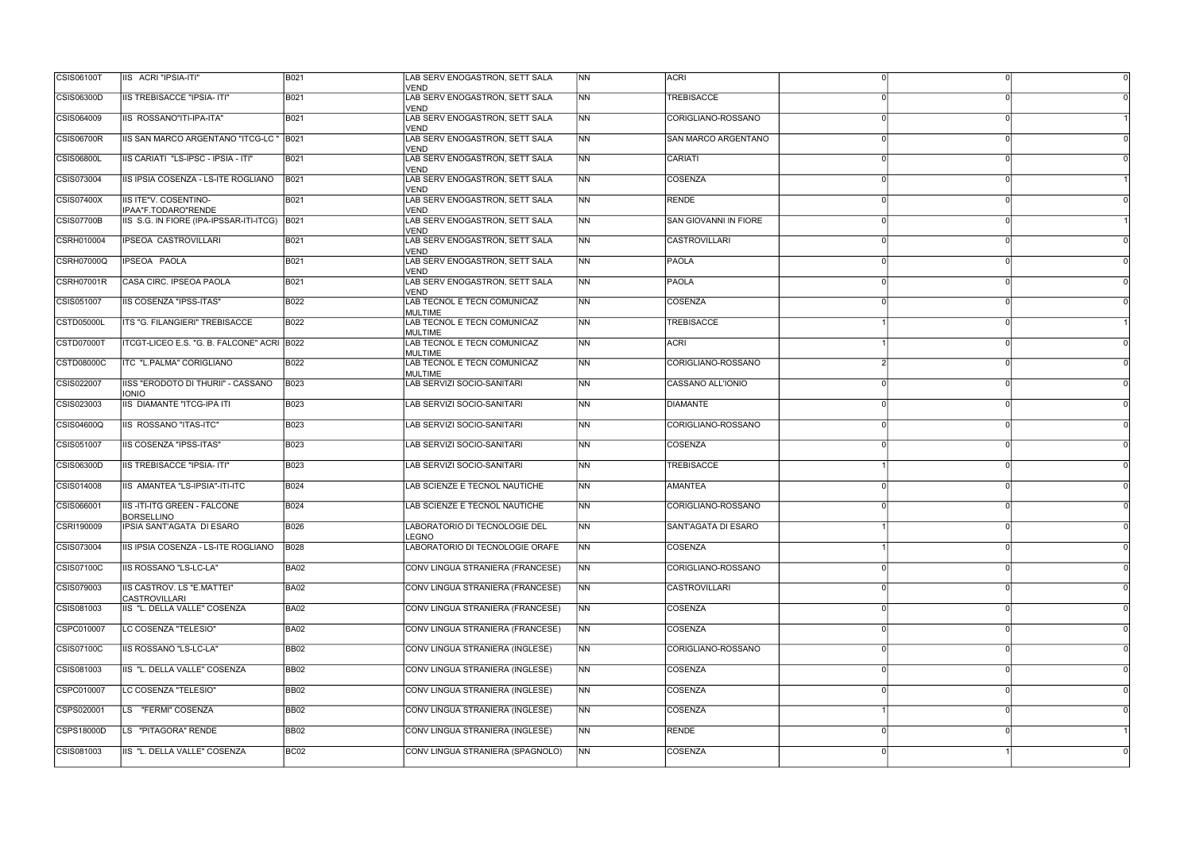| | | | | | | | | |
|---|---|---|---|---|---|---|---|---|
| CSIS06100T | IIS ACRI "IPSIA-ITI" | B021 | LAB SERV ENOGASTRON, SETT SALA VEND | NN | ACRI | 0 | 0 | 0 |
| CSIS06300D | IIS TREBISACCE "IPSIA- ITI" | B021 | LAB SERV ENOGASTRON, SETT SALA VEND | NN | TREBISACCE | 0 | 0 | 0 |
| CSIS064009 | IIS ROSSANO"ITI-IPA-ITA" | B021 | LAB SERV ENOGASTRON, SETT SALA VEND | NN | CORIGLIANO-ROSSANO | 0 | 0 | 1 |
| CSIS06700R | IIS SAN MARCO ARGENTANO "ITCG-LC " | B021 | LAB SERV ENOGASTRON, SETT SALA VEND | NN | SAN MARCO ARGENTANO | 0 | 0 | 0 |
| CSIS06800L | IIS CARIATI "LS-IPSC - IPSIA - ITI" | B021 | LAB SERV ENOGASTRON, SETT SALA VEND | NN | CARIATI | 0 | 0 | 0 |
| CSIS073004 | IIS IPSIA COSENZA - LS-ITE ROGLIANO | B021 | LAB SERV ENOGASTRON, SETT SALA VEND | NN | COSENZA | 0 | 0 | 1 |
| CSIS07400X | IIS ITE"V. COSENTINO-IPAA"F.TODARO"RENDE | B021 | LAB SERV ENOGASTRON, SETT SALA VEND | NN | RENDE | 0 | 0 | 0 |
| CSIS07700B | IIS S.G. IN FIORE (IPA-IPSSAR-ITI-ITCG) | B021 | LAB SERV ENOGASTRON, SETT SALA VEND | NN | SAN GIOVANNI IN FIORE | 0 | 0 | 1 |
| CSRH010004 | IPSEOA CASTROVILLARI | B021 | LAB SERV ENOGASTRON, SETT SALA VEND | NN | CASTROVILLARI | 0 | 0 | 0 |
| CSRH07000Q | IPSEOA PAOLA | B021 | LAB SERV ENOGASTRON, SETT SALA VEND | NN | PAOLA | 0 | 0 | 0 |
| CSRH07001R | CASA CIRC. IPSEOA PAOLA | B021 | LAB SERV ENOGASTRON, SETT SALA VEND | NN | PAOLA | 0 | 0 | 0 |
| CSIS051007 | IIS COSENZA "IPSS-ITAS" | B022 | LAB TECNOL E TECN COMUNICAZ MULTIME | NN | COSENZA | 0 | 0 | 0 |
| CSTD05000L | ITS "G. FILANGIERI" TREBISACCE | B022 | LAB TECNOL E TECN COMUNICAZ MULTIME | NN | TREBISACCE | 1 | 0 | 1 |
| CSTD07000T | ITCGT-LICEO E.S. "G. B. FALCONE" ACRI | B022 | LAB TECNOL E TECN COMUNICAZ MULTIME | NN | ACRI | 1 | 0 | 0 |
| CSTD08000C | ITC "L.PALMA" CORIGLIANO | B022 | LAB TECNOL E TECN COMUNICAZ MULTIME | NN | CORIGLIANO-ROSSANO | 2 | 0 | 0 |
| CSIS022007 | IISS "ERODOTO DI THURII" - CASSANO IONIO | B023 | LAB SERVIZI SOCIO-SANITARI | NN | CASSANO ALL'IONIO | 0 | 0 | 0 |
| CSIS023003 | IIS DIAMANTE "ITCG-IPA ITI | B023 | LAB SERVIZI SOCIO-SANITARI | NN | DIAMANTE | 0 | 0 | 0 |
| CSIS04600Q | IIS ROSSANO "ITAS-ITC" | B023 | LAB SERVIZI SOCIO-SANITARI | NN | CORIGLIANO-ROSSANO | 0 | 0 | 0 |
| CSIS051007 | IIS COSENZA "IPSS-ITAS" | B023 | LAB SERVIZI SOCIO-SANITARI | NN | COSENZA | 0 | 0 | 0 |
| CSIS06300D | IIS TREBISACCE "IPSIA- ITI" | B023 | LAB SERVIZI SOCIO-SANITARI | NN | TREBISACCE | 1 | 0 | 0 |
| CSIS014008 | IIS AMANTEA "LS-IPSIA"-ITI-ITC | B024 | LAB SCIENZE E TECNOL NAUTICHE | NN | AMANTEA | 0 | 0 | 0 |
| CSIS066001 | IIS -ITI-ITG GREEN - FALCONE BORSELLINO | B024 | LAB SCIENZE E TECNOL NAUTICHE | NN | CORIGLIANO-ROSSANO | 0 | 0 | 0 |
| CSRI190009 | IPSIA SANT'AGATA DI ESARO | B026 | LABORATORIO DI TECNOLOGIE DEL LEGNO | NN | SANT'AGATA DI ESARO | 1 | 0 | 0 |
| CSIS073004 | IIS IPSIA COSENZA - LS-ITE ROGLIANO | B028 | LABORATORIO DI TECNOLOGIE ORAFE | NN | COSENZA | 1 | 0 | 0 |
| CSIS07100C | IIS ROSSANO "LS-LC-LA" | BA02 | CONV LINGUA STRANIERA (FRANCESE) | NN | CORIGLIANO-ROSSANO | 0 | 0 | 0 |
| CSIS079003 | IIS CASTROV. LS "E.MATTEI" CASTROVILLARI | BA02 | CONV LINGUA STRANIERA (FRANCESE) | NN | CASTROVILLARI | 0 | 0 | 0 |
| CSIS081003 | IIS "L. DELLA VALLE" COSENZA | BA02 | CONV LINGUA STRANIERA (FRANCESE) | NN | COSENZA | 0 | 0 | 0 |
| CSPC010007 | LC COSENZA "TELESIO" | BA02 | CONV LINGUA STRANIERA (FRANCESE) | NN | COSENZA | 0 | 0 | 0 |
| CSIS07100C | IIS ROSSANO "LS-LC-LA" | BB02 | CONV LINGUA STRANIERA (INGLESE) | NN | CORIGLIANO-ROSSANO | 0 | 0 | 0 |
| CSIS081003 | IIS "L. DELLA VALLE" COSENZA | BB02 | CONV LINGUA STRANIERA (INGLESE) | NN | COSENZA | 0 | 0 | 0 |
| CSPC010007 | LC COSENZA "TELESIO" | BB02 | CONV LINGUA STRANIERA (INGLESE) | NN | COSENZA | 0 | 0 | 0 |
| CSPS020001 | LS "FERMI" COSENZA | BB02 | CONV LINGUA STRANIERA (INGLESE) | NN | COSENZA | 1 | 0 | 0 |
| CSPS18000D | LS "PITAGORA" RENDE | BB02 | CONV LINGUA STRANIERA (INGLESE) | NN | RENDE | 0 | 0 | 1 |
| CSIS081003 | IIS "L. DELLA VALLE" COSENZA | BC02 | CONV LINGUA STRANIERA (SPAGNOLO) | NN | COSENZA | 0 | 1 | 0 |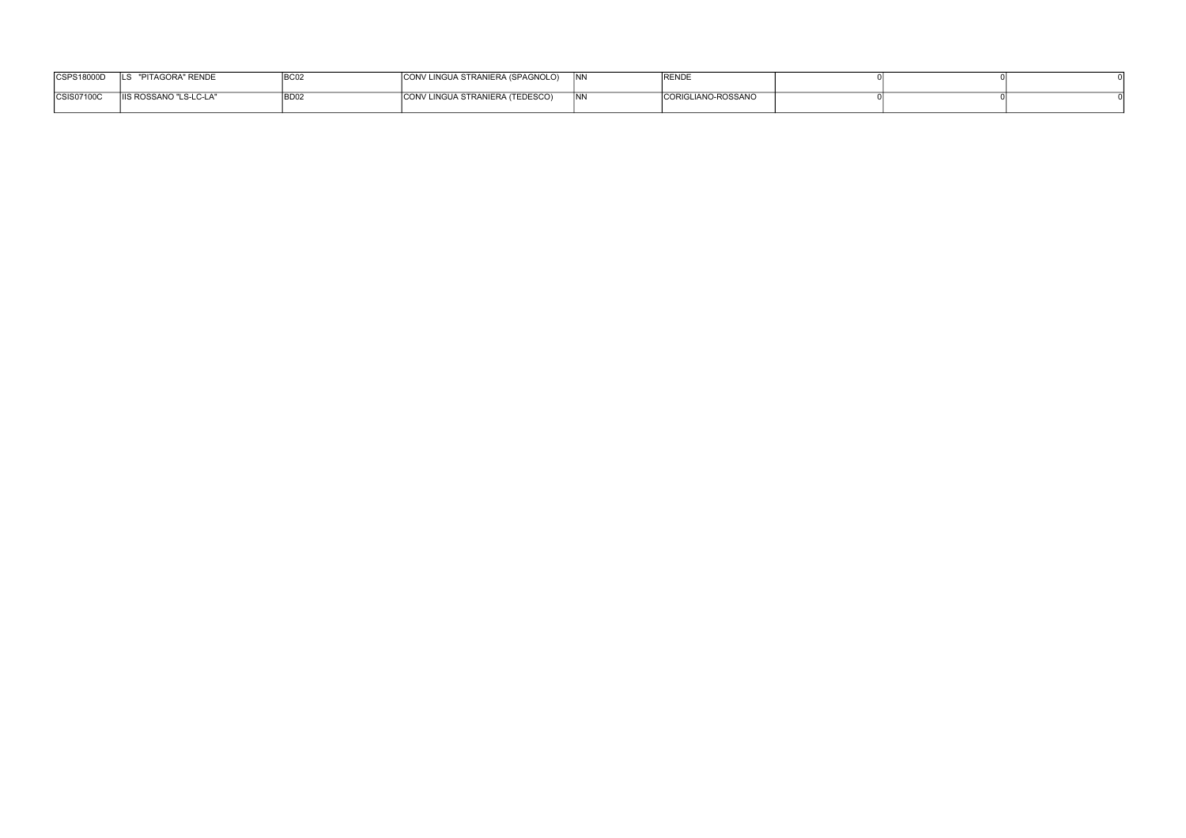| | | | | | | | | |
|---|---|---|---|---|---|---|---|---|
| CSPS18000D | LS "PITAGORA" RENDE | BC02 | CONV LINGUA STRANIERA (SPAGNOLO) | NN | RENDE | 0 | 0 | 0 |
| CSIS07100C | IIS ROSSANO "LS-LC-LA" | BD02 | CONV LINGUA STRANIERA (TEDESCO) | NN | CORIGLIANO-ROSSANO | 0 | 0 | 0 |